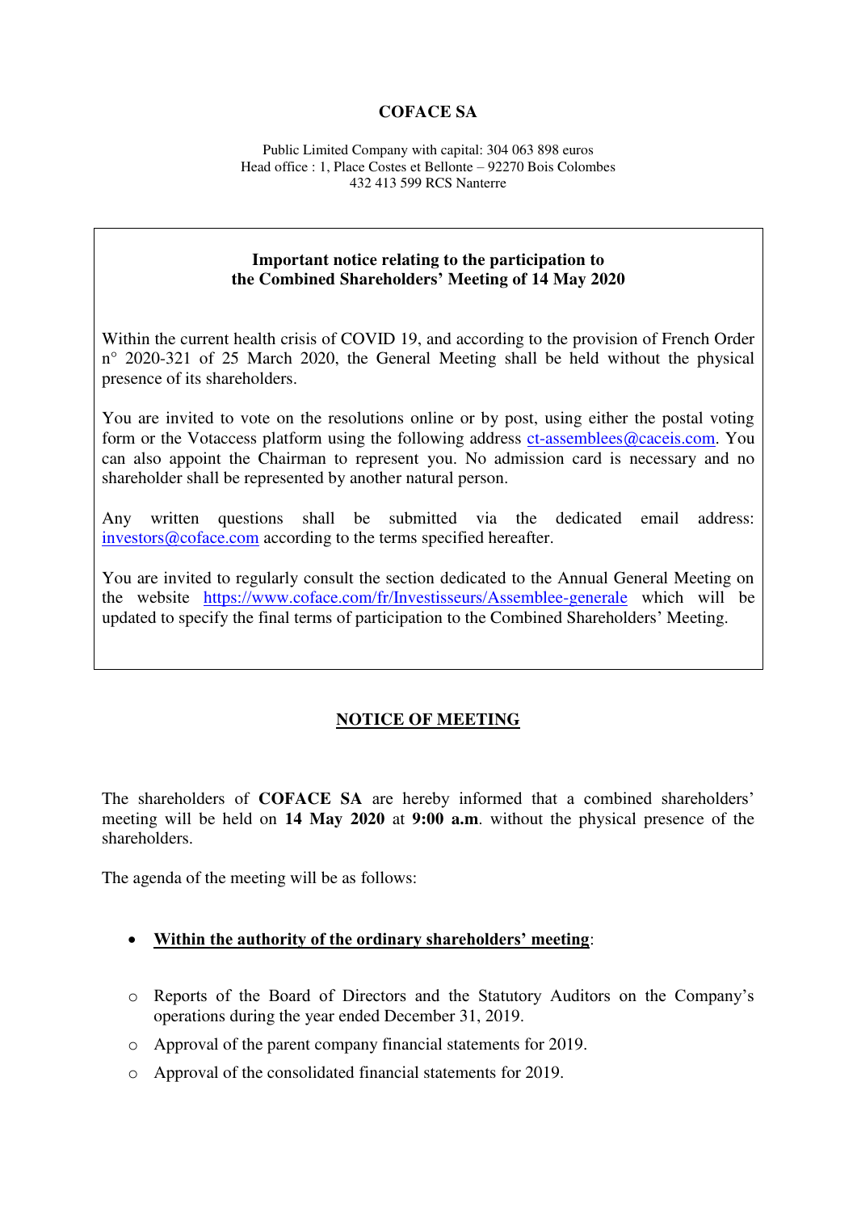# COFACE SA

Public Limited Company with capital: 304 063 898 euros
Head office : 1, Place Costes et Bellonte – 92270 Bois Colombes
432 413 599 RCS Nanterre

**Important notice relating to the participation to the Combined Shareholders' Meeting of 14 May 2020**

Within the current health crisis of COVID 19, and according to the provision of French Order n° 2020-321 of 25 March 2020, the General Meeting shall be held without the physical presence of its shareholders.

You are invited to vote on the resolutions online or by post, using either the postal voting form or the Votaccess platform using the following address ct-assemblees@caceis.com. You can also appoint the Chairman to represent you. No admission card is necessary and no shareholder shall be represented by another natural person.

Any written questions shall be submitted via the dedicated email address: investors@coface.com according to the terms specified hereafter.

You are invited to regularly consult the section dedicated to the Annual General Meeting on the website https://www.coface.com/fr/Investisseurs/Assemblee-generale which will be updated to specify the final terms of participation to the Combined Shareholders' Meeting.

## NOTICE OF MEETING

The shareholders of **COFACE SA** are hereby informed that a combined shareholders' meeting will be held on **14 May 2020** at **9:00 a.m**. without the physical presence of the shareholders.

The agenda of the meeting will be as follows:

- **Within the authority of the ordinary shareholders' meeting**:
  - Reports of the Board of Directors and the Statutory Auditors on the Company's operations during the year ended December 31, 2019.
  - Approval of the parent company financial statements for 2019.
  - Approval of the consolidated financial statements for 2019.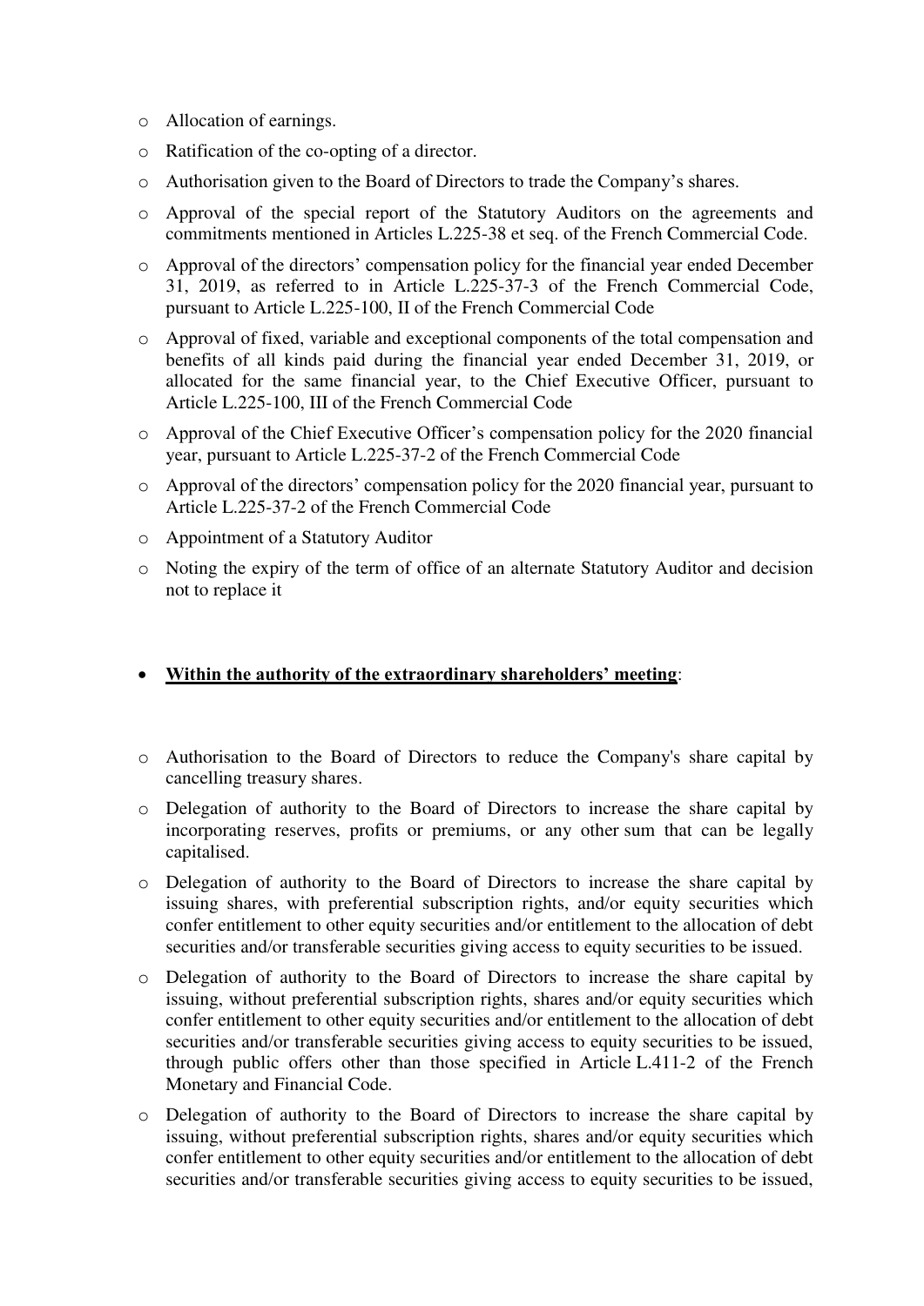- Allocation of earnings.
- Ratification of the co-opting of a director.
- Authorisation given to the Board of Directors to trade the Company's shares.
- Approval of the special report of the Statutory Auditors on the agreements and commitments mentioned in Articles L.225-38 et seq. of the French Commercial Code.
- Approval of the directors' compensation policy for the financial year ended December 31, 2019, as referred to in Article L.225-37-3 of the French Commercial Code, pursuant to Article L.225-100, II of the French Commercial Code
- Approval of fixed, variable and exceptional components of the total compensation and benefits of all kinds paid during the financial year ended December 31, 2019, or allocated for the same financial year, to the Chief Executive Officer, pursuant to Article L.225-100, III of the French Commercial Code
- Approval of the Chief Executive Officer's compensation policy for the 2020 financial year, pursuant to Article L.225-37-2 of the French Commercial Code
- Approval of the directors' compensation policy for the 2020 financial year, pursuant to Article L.225-37-2 of the French Commercial Code
- Appointment of a Statutory Auditor
- Noting the expiry of the term of office of an alternate Statutory Auditor and decision not to replace it

- **<u>Within the authority of the extraordinary shareholders' meeting</u>**:

- Authorisation to the Board of Directors to reduce the Company's share capital by cancelling treasury shares.
- Delegation of authority to the Board of Directors to increase the share capital by incorporating reserves, profits or premiums, or any other sum that can be legally capitalised.
- Delegation of authority to the Board of Directors to increase the share capital by issuing shares, with preferential subscription rights, and/or equity securities which confer entitlement to other equity securities and/or entitlement to the allocation of debt securities and/or transferable securities giving access to equity securities to be issued.
- Delegation of authority to the Board of Directors to increase the share capital by issuing, without preferential subscription rights, shares and/or equity securities which confer entitlement to other equity securities and/or entitlement to the allocation of debt securities and/or transferable securities giving access to equity securities to be issued, through public offers other than those specified in Article L.411-2 of the French Monetary and Financial Code.
- Delegation of authority to the Board of Directors to increase the share capital by issuing, without preferential subscription rights, shares and/or equity securities which confer entitlement to other equity securities and/or entitlement to the allocation of debt securities and/or transferable securities giving access to equity securities to be issued,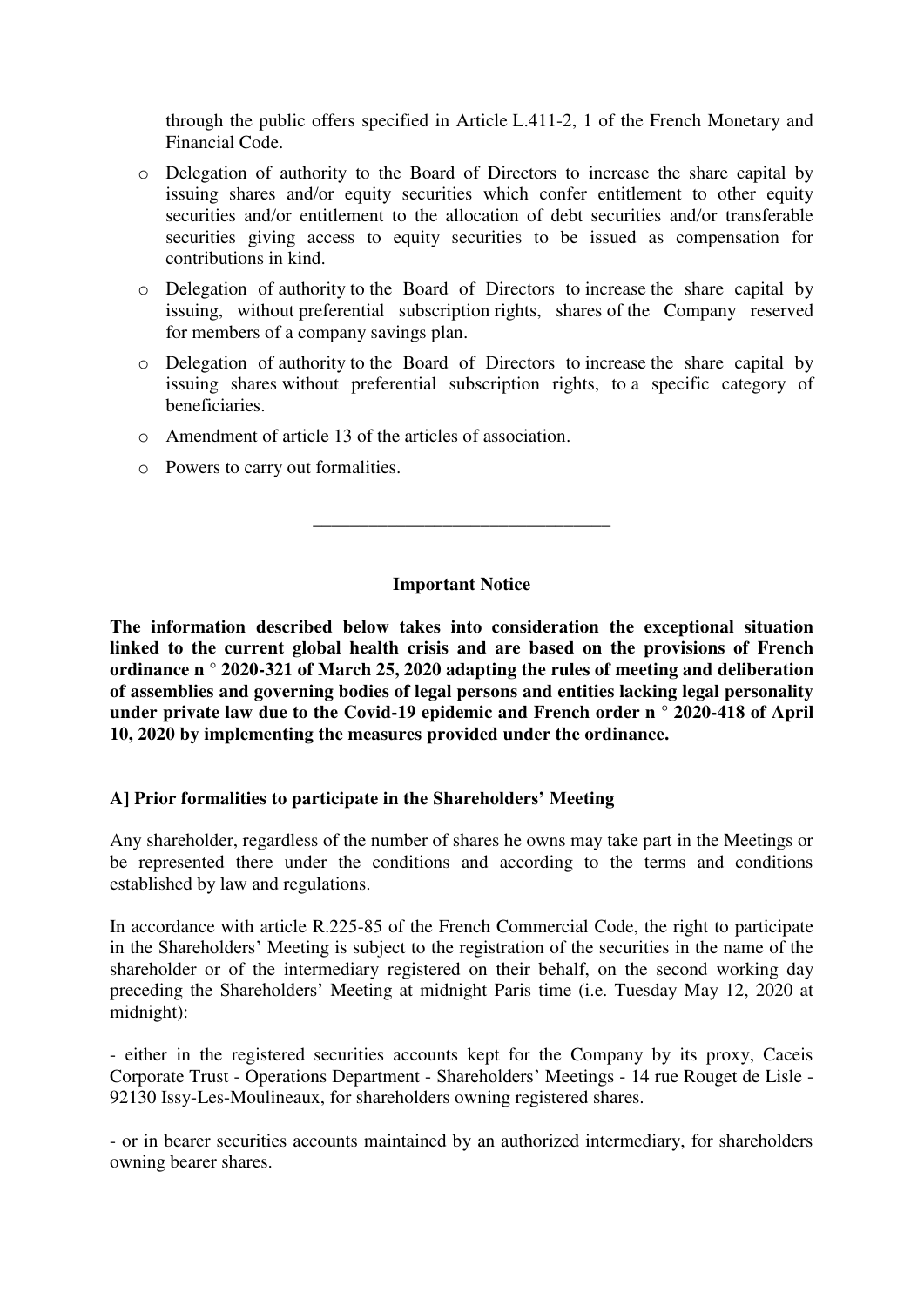through the public offers specified in Article L.411-2, 1 of the French Monetary and Financial Code.

- Delegation of authority to the Board of Directors to increase the share capital by issuing shares and/or equity securities which confer entitlement to other equity securities and/or entitlement to the allocation of debt securities and/or transferable securities giving access to equity securities to be issued as compensation for contributions in kind.
- Delegation of authority to the Board of Directors to increase the share capital by issuing, without preferential subscription rights, shares of the Company reserved for members of a company savings plan.
- Delegation of authority to the Board of Directors to increase the share capital by issuing shares without preferential subscription rights, to a specific category of beneficiaries.
- Amendment of article 13 of the articles of association.
- Powers to carry out formalities.

---

**Important Notice**

**The information described below takes into consideration the exceptional situation linked to the current global health crisis and are based on the provisions of French ordinance n ° 2020-321 of March 25, 2020 adapting the rules of meeting and deliberation of assemblies and governing bodies of legal persons and entities lacking legal personality under private law due to the Covid-19 epidemic and French order n ° 2020-418 of April 10, 2020 by implementing the measures provided under the ordinance.**

**A] Prior formalities to participate in the Shareholders' Meeting**

Any shareholder, regardless of the number of shares he owns may take part in the Meetings or be represented there under the conditions and according to the terms and conditions established by law and regulations.

In accordance with article R.225-85 of the French Commercial Code, the right to participate in the Shareholders' Meeting is subject to the registration of the securities in the name of the shareholder or of the intermediary registered on their behalf, on the second working day preceding the Shareholders' Meeting at midnight Paris time (i.e. Tuesday May 12, 2020 at midnight):

- either in the registered securities accounts kept for the Company by its proxy, Caceis Corporate Trust - Operations Department - Shareholders' Meetings - 14 rue Rouget de Lisle - 92130 Issy-Les-Moulineaux, for shareholders owning registered shares.

- or in bearer securities accounts maintained by an authorized intermediary, for shareholders owning bearer shares.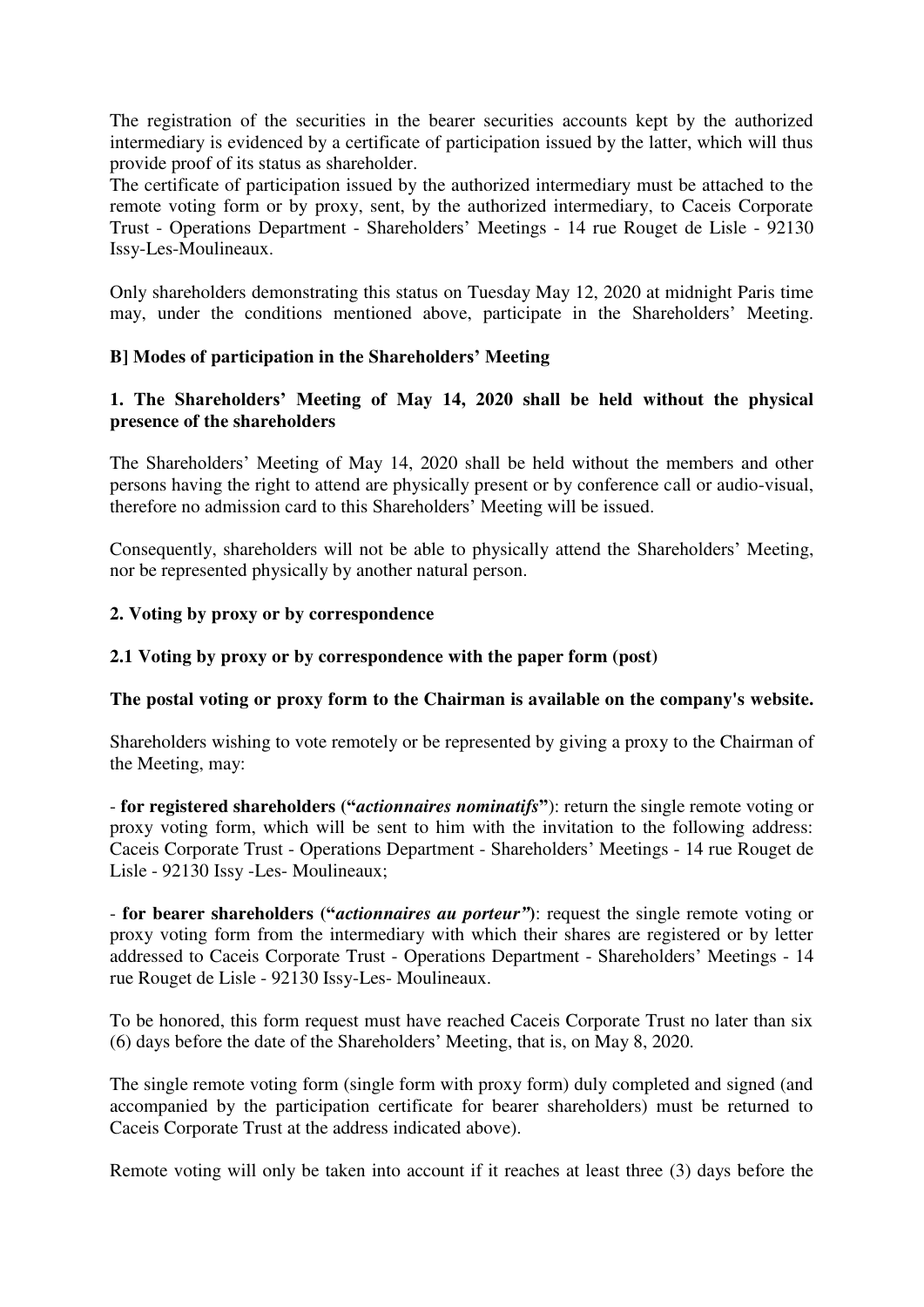The registration of the securities in the bearer securities accounts kept by the authorized intermediary is evidenced by a certificate of participation issued by the latter, which will thus provide proof of its status as shareholder.

The certificate of participation issued by the authorized intermediary must be attached to the remote voting form or by proxy, sent, by the authorized intermediary, to Caceis Corporate Trust - Operations Department - Shareholders' Meetings - 14 rue Rouget de Lisle - 92130 Issy-Les-Moulineaux.

Only shareholders demonstrating this status on Tuesday May 12, 2020 at midnight Paris time may, under the conditions mentioned above, participate in the Shareholders' Meeting.

**B] Modes of participation in the Shareholders' Meeting**

**1. The Shareholders' Meeting of May 14, 2020 shall be held without the physical presence of the shareholders**

The Shareholders' Meeting of May 14, 2020 shall be held without the members and other persons having the right to attend are physically present or by conference call or audio-visual, therefore no admission card to this Shareholders' Meeting will be issued.

Consequently, shareholders will not be able to physically attend the Shareholders' Meeting, nor be represented physically by another natural person.

**2. Voting by proxy or by correspondence**

**2.1 Voting by proxy or by correspondence with the paper form (post)**

**The postal voting or proxy form to the Chairman is available on the company's website.**

Shareholders wishing to vote remotely or be represented by giving a proxy to the Chairman of the Meeting, may:

- **for registered shareholders ("*actionnaires nominatifs*")**: return the single remote voting or proxy voting form, which will be sent to him with the invitation to the following address: Caceis Corporate Trust - Operations Department - Shareholders' Meetings - 14 rue Rouget de Lisle - 92130 Issy -Les- Moulineaux;

- **for bearer shareholders ("*actionnaires au porteur*")**: request the single remote voting or proxy voting form from the intermediary with which their shares are registered or by letter addressed to Caceis Corporate Trust - Operations Department - Shareholders' Meetings - 14 rue Rouget de Lisle - 92130 Issy-Les- Moulineaux.

To be honored, this form request must have reached Caceis Corporate Trust no later than six (6) days before the date of the Shareholders' Meeting, that is, on May 8, 2020.

The single remote voting form (single form with proxy form) duly completed and signed (and accompanied by the participation certificate for bearer shareholders) must be returned to Caceis Corporate Trust at the address indicated above).

Remote voting will only be taken into account if it reaches at least three (3) days before the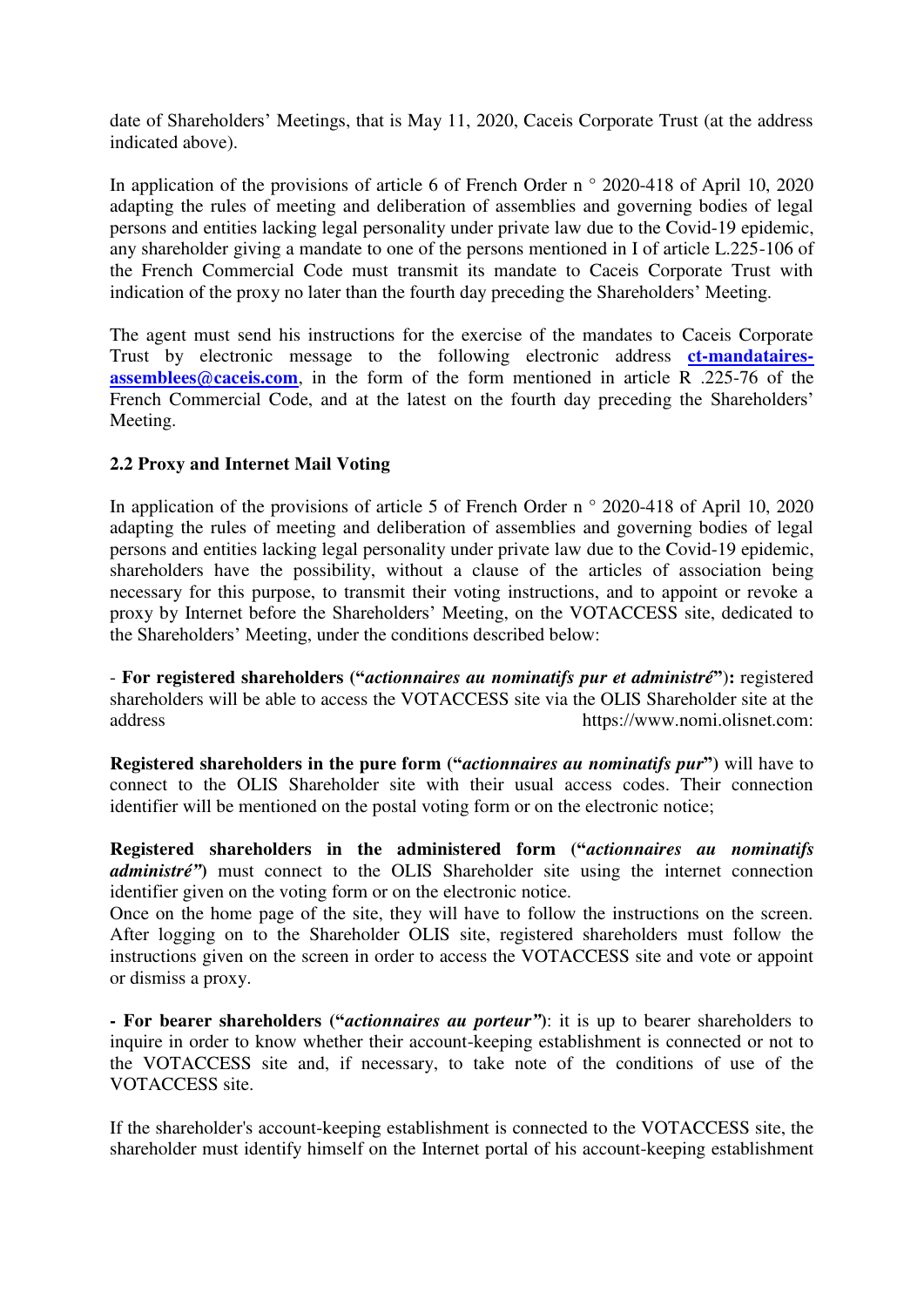date of Shareholders' Meetings, that is May 11, 2020, Caceis Corporate Trust (at the address indicated above).

In application of the provisions of article 6 of French Order n ° 2020-418 of April 10, 2020 adapting the rules of meeting and deliberation of assemblies and governing bodies of legal persons and entities lacking legal personality under private law due to the Covid-19 epidemic, any shareholder giving a mandate to one of the persons mentioned in I of article L.225-106 of the French Commercial Code must transmit its mandate to Caceis Corporate Trust with indication of the proxy no later than the fourth day preceding the Shareholders' Meeting.

The agent must send his instructions for the exercise of the mandates to Caceis Corporate Trust by electronic message to the following electronic address **ct-mandataires-assemblees@caceis.com**, in the form of the form mentioned in article R .225-76 of the French Commercial Code, and at the latest on the fourth day preceding the Shareholders' Meeting.

**2.2 Proxy and Internet Mail Voting**

In application of the provisions of article 5 of French Order n ° 2020-418 of April 10, 2020 adapting the rules of meeting and deliberation of assemblies and governing bodies of legal persons and entities lacking legal personality under private law due to the Covid-19 epidemic, shareholders have the possibility, without a clause of the articles of association being necessary for this purpose, to transmit their voting instructions, and to appoint or revoke a proxy by Internet before the Shareholders' Meeting, on the VOTACCESS site, dedicated to the Shareholders' Meeting, under the conditions described below:

- **For registered shareholders ("*actionnaires au nominatifs pur et administré*"):** registered shareholders will be able to access the VOTACCESS site via the OLIS Shareholder site at the address https://www.nomi.olisnet.com:

**Registered shareholders in the pure form ("*actionnaires au nominatifs pur*")** will have to connect to the OLIS Shareholder site with their usual access codes. Their connection identifier will be mentioned on the postal voting form or on the electronic notice;

**Registered shareholders in the administered form ("*actionnaires au nominatifs administré"*)** must connect to the OLIS Shareholder site using the internet connection identifier given on the voting form or on the electronic notice.
Once on the home page of the site, they will have to follow the instructions on the screen. After logging on to the Shareholder OLIS site, registered shareholders must follow the instructions given on the screen in order to access the VOTACCESS site and vote or appoint or dismiss a proxy.

**- For bearer shareholders ("*actionnaires au porteur"*)**: it is up to bearer shareholders to inquire in order to know whether their account-keeping establishment is connected or not to the VOTACCESS site and, if necessary, to take note of the conditions of use of the VOTACCESS site.

If the shareholder's account-keeping establishment is connected to the VOTACCESS site, the shareholder must identify himself on the Internet portal of his account-keeping establishment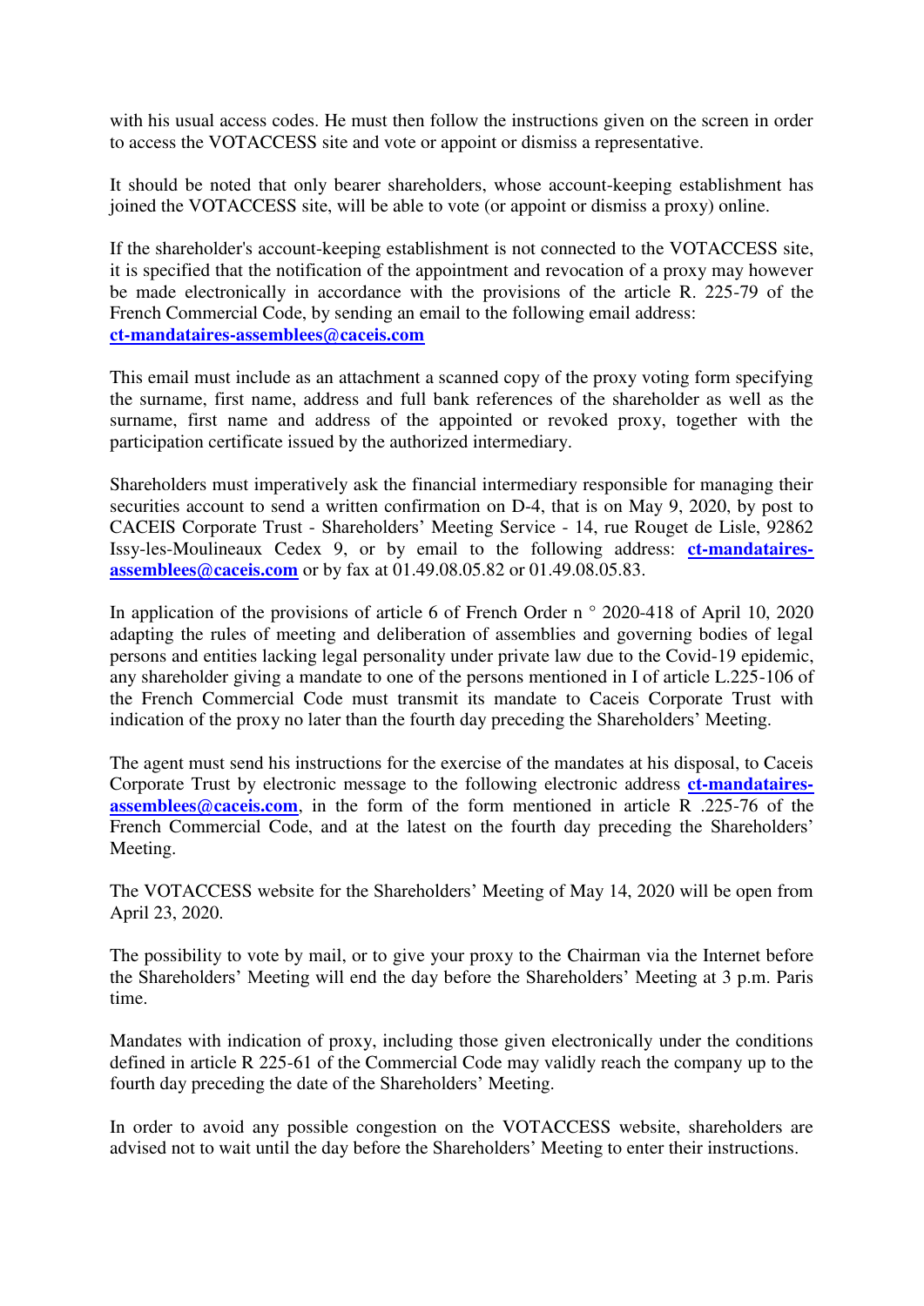with his usual access codes. He must then follow the instructions given on the screen in order to access the VOTACCESS site and vote or appoint or dismiss a representative.

It should be noted that only bearer shareholders, whose account-keeping establishment has joined the VOTACCESS site, will be able to vote (or appoint or dismiss a proxy) online.

If the shareholder's account-keeping establishment is not connected to the VOTACCESS site, it is specified that the notification of the appointment and revocation of a proxy may however be made electronically in accordance with the provisions of the article R. 225-79 of the French Commercial Code, by sending an email to the following email address: **ct-mandataires-assemblees@caceis.com**

This email must include as an attachment a scanned copy of the proxy voting form specifying the surname, first name, address and full bank references of the shareholder as well as the surname, first name and address of the appointed or revoked proxy, together with the participation certificate issued by the authorized intermediary.

Shareholders must imperatively ask the financial intermediary responsible for managing their securities account to send a written confirmation on D-4, that is on May 9, 2020, by post to CACEIS Corporate Trust - Shareholders' Meeting Service - 14, rue Rouget de Lisle, 92862 Issy-les-Moulineaux Cedex 9, or by email to the following address: **ct-mandataires-assemblees@caceis.com** or by fax at 01.49.08.05.82 or 01.49.08.05.83.

In application of the provisions of article 6 of French Order n ° 2020-418 of April 10, 2020 adapting the rules of meeting and deliberation of assemblies and governing bodies of legal persons and entities lacking legal personality under private law due to the Covid-19 epidemic, any shareholder giving a mandate to one of the persons mentioned in I of article L.225-106 of the French Commercial Code must transmit its mandate to Caceis Corporate Trust with indication of the proxy no later than the fourth day preceding the Shareholders' Meeting.

The agent must send his instructions for the exercise of the mandates at his disposal, to Caceis Corporate Trust by electronic message to the following electronic address **ct-mandataires-assemblees@caceis.com**, in the form of the form mentioned in article R .225-76 of the French Commercial Code, and at the latest on the fourth day preceding the Shareholders' Meeting.

The VOTACCESS website for the Shareholders' Meeting of May 14, 2020 will be open from April 23, 2020.

The possibility to vote by mail, or to give your proxy to the Chairman via the Internet before the Shareholders' Meeting will end the day before the Shareholders' Meeting at 3 p.m. Paris time.

Mandates with indication of proxy, including those given electronically under the conditions defined in article R 225-61 of the Commercial Code may validly reach the company up to the fourth day preceding the date of the Shareholders' Meeting.

In order to avoid any possible congestion on the VOTACCESS website, shareholders are advised not to wait until the day before the Shareholders' Meeting to enter their instructions.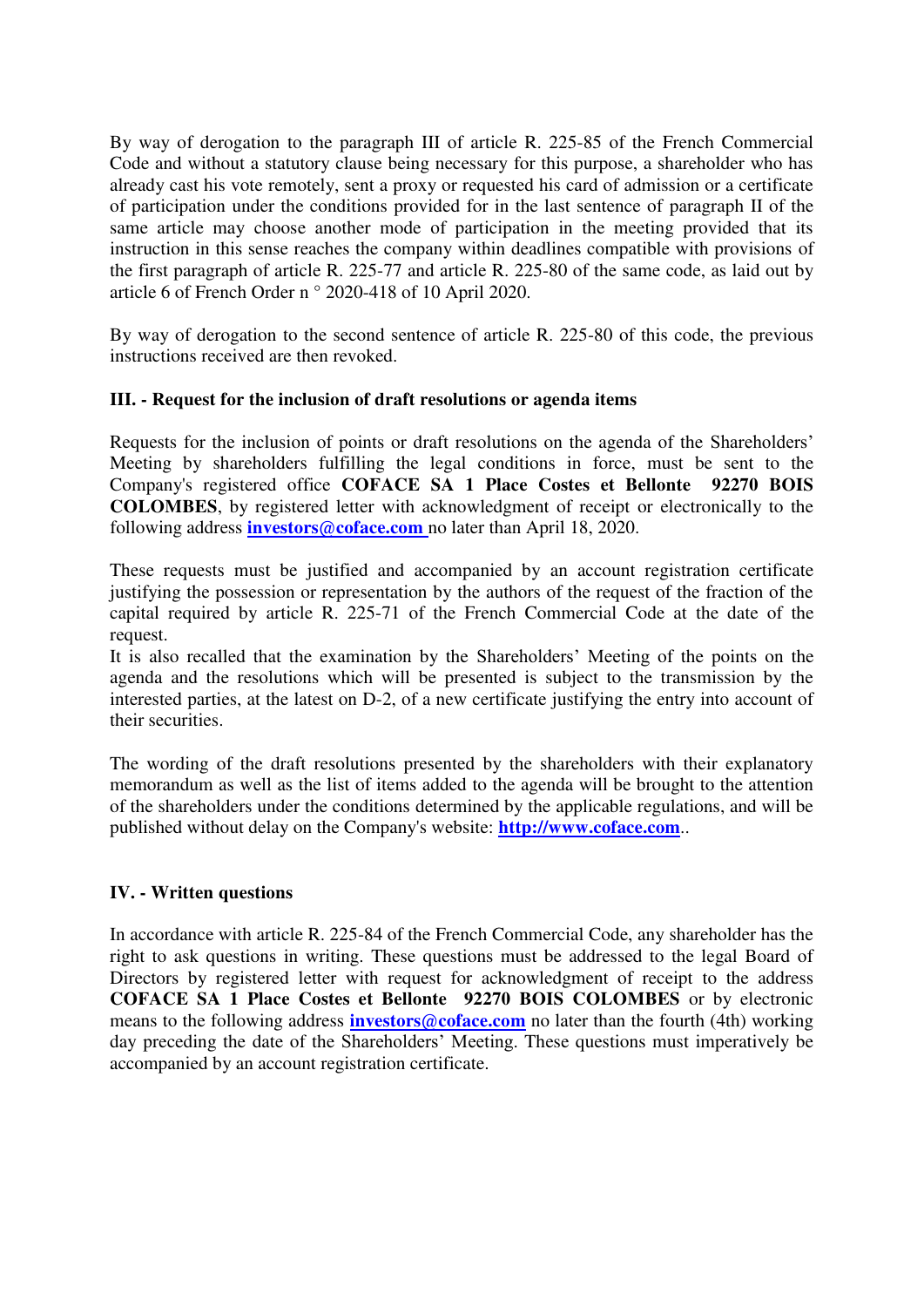By way of derogation to the paragraph III of article R. 225-85 of the French Commercial Code and without a statutory clause being necessary for this purpose, a shareholder who has already cast his vote remotely, sent a proxy or requested his card of admission or a certificate of participation under the conditions provided for in the last sentence of paragraph II of the same article may choose another mode of participation in the meeting provided that its instruction in this sense reaches the company within deadlines compatible with provisions of the first paragraph of article R. 225-77 and article R. 225-80 of the same code, as laid out by article 6 of French Order n ° 2020-418 of 10 April 2020.

By way of derogation to the second sentence of article R. 225-80 of this code, the previous instructions received are then revoked.

### III. - Request for the inclusion of draft resolutions or agenda items

Requests for the inclusion of points or draft resolutions on the agenda of the Shareholders' Meeting by shareholders fulfilling the legal conditions in force, must be sent to the Company's registered office **COFACE SA 1 Place Costes et Bellonte 92270 BOIS COLOMBES**, by registered letter with acknowledgment of receipt or electronically to the following address **investors@coface.com** no later than April 18, 2020.

These requests must be justified and accompanied by an account registration certificate justifying the possession or representation by the authors of the request of the fraction of the capital required by article R. 225-71 of the French Commercial Code at the date of the request.
It is also recalled that the examination by the Shareholders' Meeting of the points on the agenda and the resolutions which will be presented is subject to the transmission by the interested parties, at the latest on D-2, of a new certificate justifying the entry into account of their securities.

The wording of the draft resolutions presented by the shareholders with their explanatory memorandum as well as the list of items added to the agenda will be brought to the attention of the shareholders under the conditions determined by the applicable regulations, and will be published without delay on the Company's website: **http://www.coface.com**..

### IV. - Written questions

In accordance with article R. 225-84 of the French Commercial Code, any shareholder has the right to ask questions in writing. These questions must be addressed to the legal Board of Directors by registered letter with request for acknowledgment of receipt to the address **COFACE SA 1 Place Costes et Bellonte 92270 BOIS COLOMBES** or by electronic means to the following address **investors@coface.com** no later than the fourth (4th) working day preceding the date of the Shareholders' Meeting. These questions must imperatively be accompanied by an account registration certificate.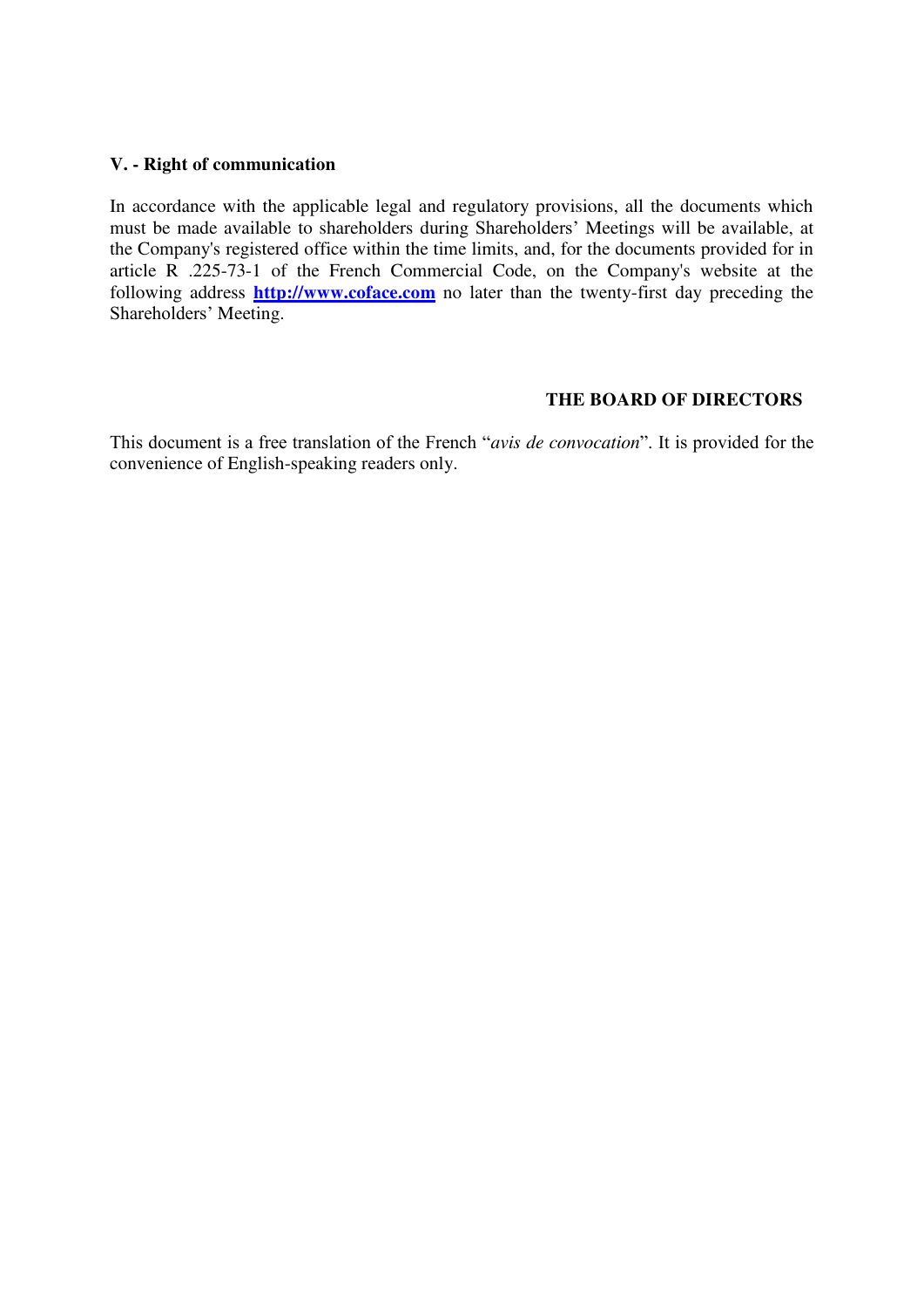### V. - Right of communication

In accordance with the applicable legal and regulatory provisions, all the documents which must be made available to shareholders during Shareholders' Meetings will be available, at the Company's registered office within the time limits, and, for the documents provided for in article R .225-73-1 of the French Commercial Code, on the Company's website at the following address **http://www.coface.com** no later than the twenty-first day preceding the Shareholders' Meeting.

**THE BOARD OF DIRECTORS**

This document is a free translation of the French "*avis de convocation*". It is provided for the convenience of English-speaking readers only.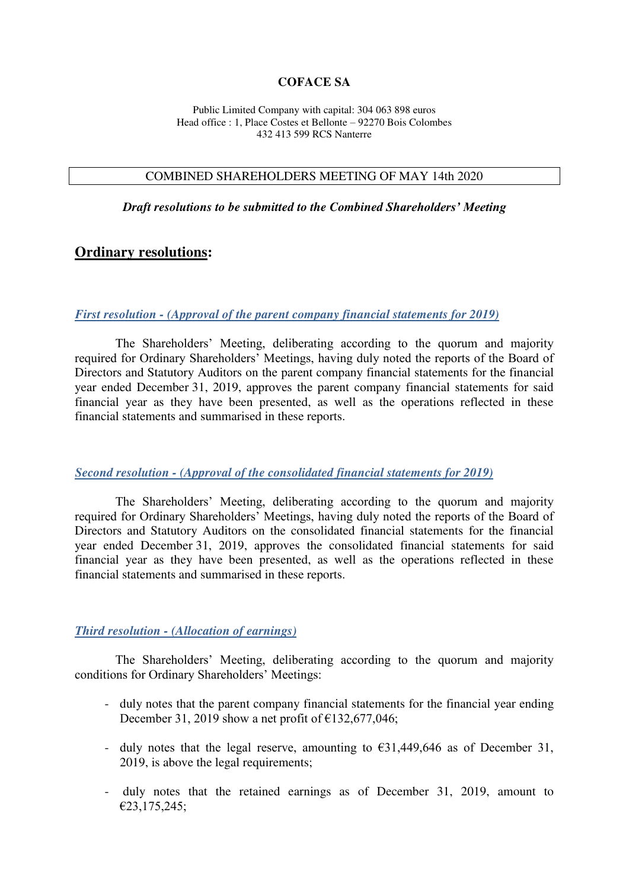**COFACE SA**

Public Limited Company with capital: 304 063 898 euros
Head office : 1, Place Costes et Bellonte – 92270 Bois Colombes
432 413 599 RCS Nanterre

COMBINED SHAREHOLDERS MEETING OF MAY 14th 2020

***Draft resolutions to be submitted to the Combined Shareholders' Meeting***

## Ordinary resolutions:

### *First resolution - (Approval of the parent company financial statements for 2019)*

The Shareholders' Meeting, deliberating according to the quorum and majority required for Ordinary Shareholders' Meetings, having duly noted the reports of the Board of Directors and Statutory Auditors on the parent company financial statements for the financial year ended December 31, 2019, approves the parent company financial statements for said financial year as they have been presented, as well as the operations reflected in these financial statements and summarised in these reports.

### *Second resolution - (Approval of the consolidated financial statements for 2019)*

The Shareholders' Meeting, deliberating according to the quorum and majority required for Ordinary Shareholders' Meetings, having duly noted the reports of the Board of Directors and Statutory Auditors on the consolidated financial statements for the financial year ended December 31, 2019, approves the consolidated financial statements for said financial year as they have been presented, as well as the operations reflected in these financial statements and summarised in these reports.

### *Third resolution - (Allocation of earnings)*

The Shareholders' Meeting, deliberating according to the quorum and majority conditions for Ordinary Shareholders' Meetings:

- duly notes that the parent company financial statements for the financial year ending December 31, 2019 show a net profit of €132,677,046;
- duly notes that the legal reserve, amounting to €31,449,646 as of December 31, 2019, is above the legal requirements;
- duly notes that the retained earnings as of December 31, 2019, amount to €23,175,245;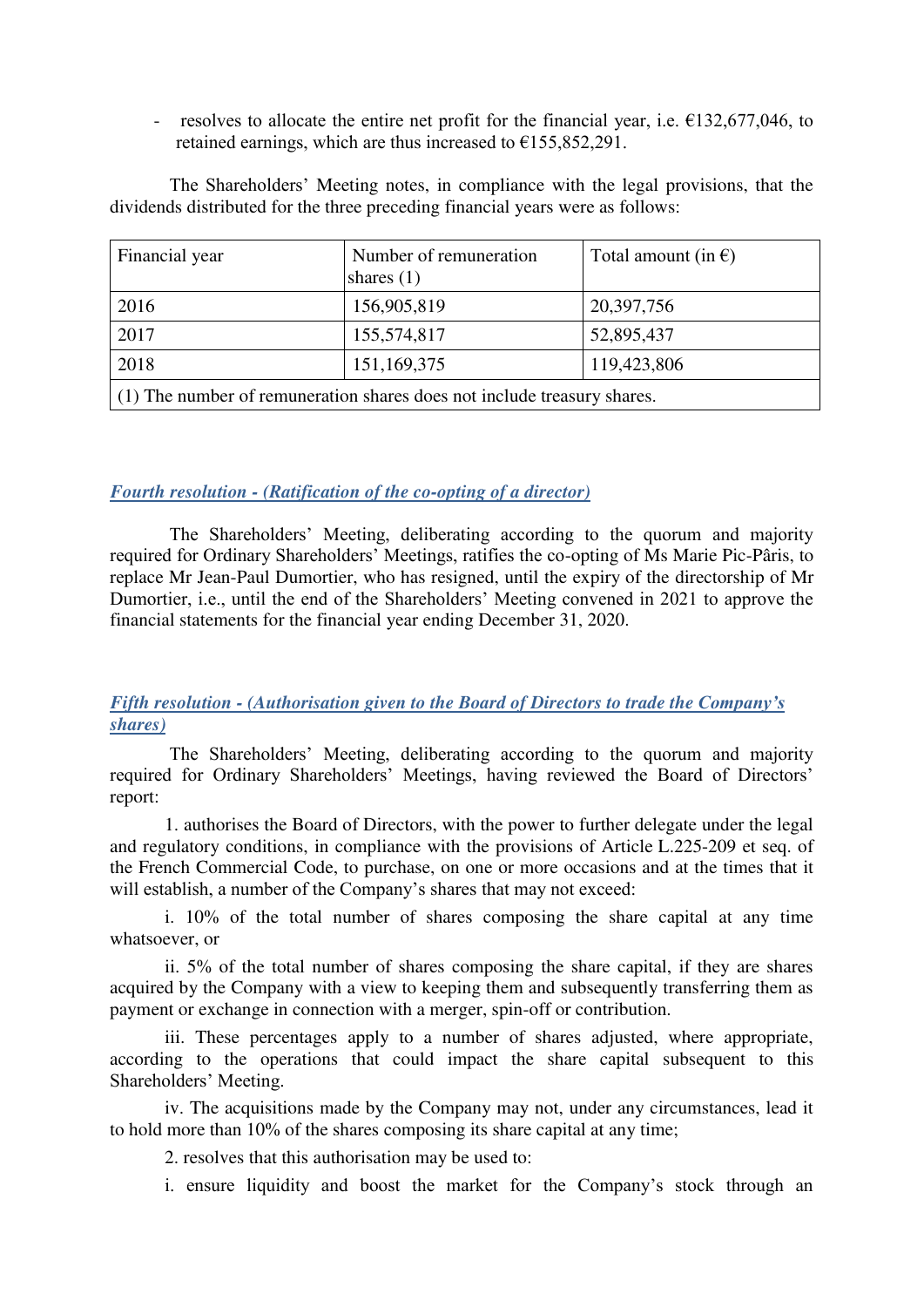- resolves to allocate the entire net profit for the financial year, i.e. €132,677,046, to retained earnings, which are thus increased to €155,852,291.

The Shareholders' Meeting notes, in compliance with the legal provisions, that the dividends distributed for the three preceding financial years were as follows:

| Financial year | Number of remuneration shares (1) | Total amount (in €) |
|---|---|---|
| 2016 | 156,905,819 | 20,397,756 |
| 2017 | 155,574,817 | 52,895,437 |
| 2018 | 151,169,375 | 119,423,806 |
| (1) The number of remuneration shares does not include treasury shares. | | |

***Fourth resolution - (Ratification of the co-opting of a director)***

The Shareholders' Meeting, deliberating according to the quorum and majority required for Ordinary Shareholders' Meetings, ratifies the co-opting of Ms Marie Pic-Pâris, to replace Mr Jean-Paul Dumortier, who has resigned, until the expiry of the directorship of Mr Dumortier, i.e., until the end of the Shareholders' Meeting convened in 2021 to approve the financial statements for the financial year ending December 31, 2020.

***Fifth resolution - (Authorisation given to the Board of Directors to trade the Company's shares)***

The Shareholders' Meeting, deliberating according to the quorum and majority required for Ordinary Shareholders' Meetings, having reviewed the Board of Directors' report:

1. authorises the Board of Directors, with the power to further delegate under the legal and regulatory conditions, in compliance with the provisions of Article L.225-209 et seq. of the French Commercial Code, to purchase, on one or more occasions and at the times that it will establish, a number of the Company's shares that may not exceed:

i. 10% of the total number of shares composing the share capital at any time whatsoever, or

ii. 5% of the total number of shares composing the share capital, if they are shares acquired by the Company with a view to keeping them and subsequently transferring them as payment or exchange in connection with a merger, spin-off or contribution.

iii. These percentages apply to a number of shares adjusted, where appropriate, according to the operations that could impact the share capital subsequent to this Shareholders' Meeting.

iv. The acquisitions made by the Company may not, under any circumstances, lead it to hold more than 10% of the shares composing its share capital at any time;

2. resolves that this authorisation may be used to:

i. ensure liquidity and boost the market for the Company's stock through an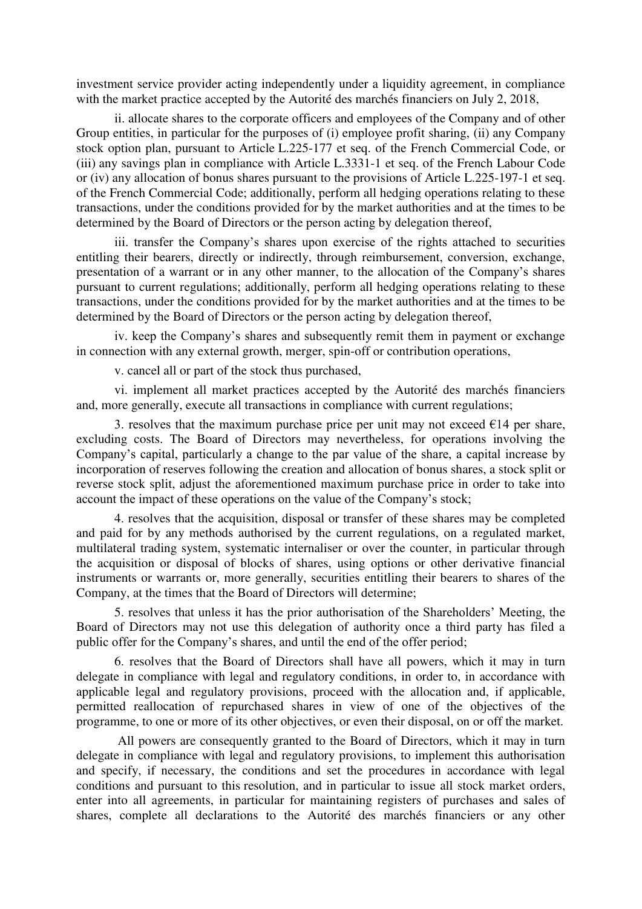investment service provider acting independently under a liquidity agreement, in compliance with the market practice accepted by the Autorité des marchés financiers on July 2, 2018,

ii. allocate shares to the corporate officers and employees of the Company and of other Group entities, in particular for the purposes of (i) employee profit sharing, (ii) any Company stock option plan, pursuant to Article L.225-177 et seq. of the French Commercial Code, or (iii) any savings plan in compliance with Article L.3331-1 et seq. of the French Labour Code or (iv) any allocation of bonus shares pursuant to the provisions of Article L.225-197-1 et seq. of the French Commercial Code; additionally, perform all hedging operations relating to these transactions, under the conditions provided for by the market authorities and at the times to be determined by the Board of Directors or the person acting by delegation thereof,

iii. transfer the Company's shares upon exercise of the rights attached to securities entitling their bearers, directly or indirectly, through reimbursement, conversion, exchange, presentation of a warrant or in any other manner, to the allocation of the Company's shares pursuant to current regulations; additionally, perform all hedging operations relating to these transactions, under the conditions provided for by the market authorities and at the times to be determined by the Board of Directors or the person acting by delegation thereof,

iv. keep the Company's shares and subsequently remit them in payment or exchange in connection with any external growth, merger, spin-off or contribution operations,

v. cancel all or part of the stock thus purchased,

vi. implement all market practices accepted by the Autorité des marchés financiers and, more generally, execute all transactions in compliance with current regulations;

3. resolves that the maximum purchase price per unit may not exceed €14 per share, excluding costs. The Board of Directors may nevertheless, for operations involving the Company's capital, particularly a change to the par value of the share, a capital increase by incorporation of reserves following the creation and allocation of bonus shares, a stock split or reverse stock split, adjust the aforementioned maximum purchase price in order to take into account the impact of these operations on the value of the Company's stock;

4. resolves that the acquisition, disposal or transfer of these shares may be completed and paid for by any methods authorised by the current regulations, on a regulated market, multilateral trading system, systematic internaliser or over the counter, in particular through the acquisition or disposal of blocks of shares, using options or other derivative financial instruments or warrants or, more generally, securities entitling their bearers to shares of the Company, at the times that the Board of Directors will determine;

5. resolves that unless it has the prior authorisation of the Shareholders' Meeting, the Board of Directors may not use this delegation of authority once a third party has filed a public offer for the Company's shares, and until the end of the offer period;

6. resolves that the Board of Directors shall have all powers, which it may in turn delegate in compliance with legal and regulatory conditions, in order to, in accordance with applicable legal and regulatory provisions, proceed with the allocation and, if applicable, permitted reallocation of repurchased shares in view of one of the objectives of the programme, to one or more of its other objectives, or even their disposal, on or off the market.

All powers are consequently granted to the Board of Directors, which it may in turn delegate in compliance with legal and regulatory provisions, to implement this authorisation and specify, if necessary, the conditions and set the procedures in accordance with legal conditions and pursuant to this resolution, and in particular to issue all stock market orders, enter into all agreements, in particular for maintaining registers of purchases and sales of shares, complete all declarations to the Autorité des marchés financiers or any other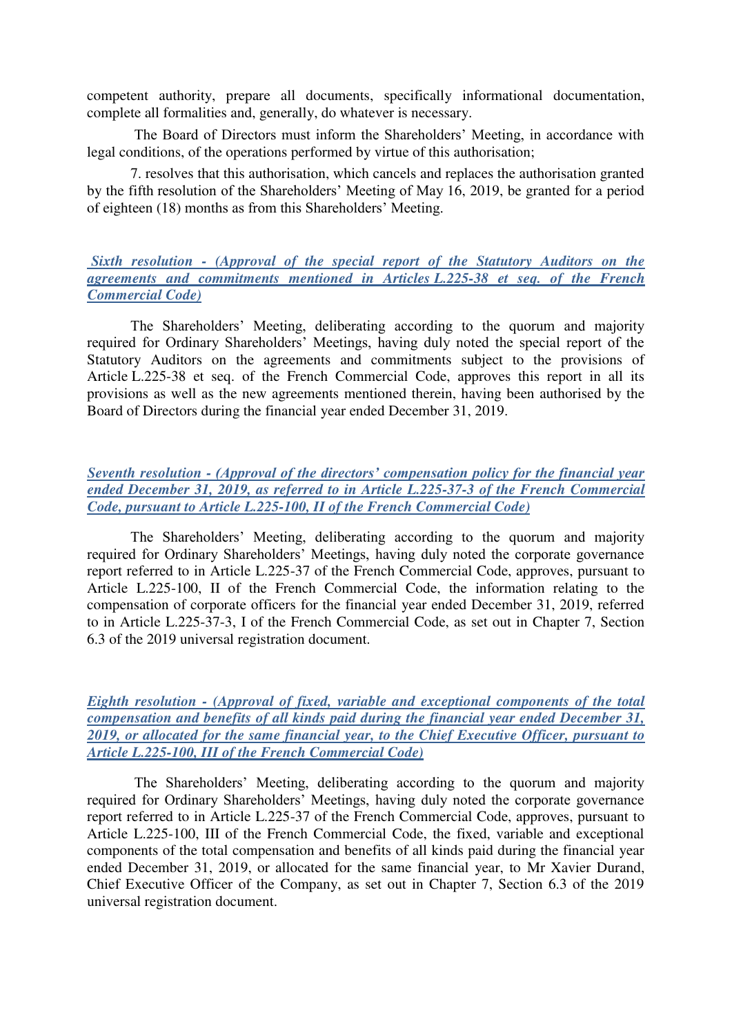competent authority, prepare all documents, specifically informational documentation, complete all formalities and, generally, do whatever is necessary.

The Board of Directors must inform the Shareholders' Meeting, in accordance with legal conditions, of the operations performed by virtue of this authorisation;

7. resolves that this authorisation, which cancels and replaces the authorisation granted by the fifth resolution of the Shareholders' Meeting of May 16, 2019, be granted for a period of eighteen (18) months as from this Shareholders' Meeting.

### *Sixth resolution - (Approval of the special report of the Statutory Auditors on the agreements and commitments mentioned in Articles L.225-38 et seq. of the French Commercial Code)*

The Shareholders' Meeting, deliberating according to the quorum and majority required for Ordinary Shareholders' Meetings, having duly noted the special report of the Statutory Auditors on the agreements and commitments subject to the provisions of Article L.225-38 et seq. of the French Commercial Code, approves this report in all its provisions as well as the new agreements mentioned therein, having been authorised by the Board of Directors during the financial year ended December 31, 2019.

### *Seventh resolution - (Approval of the directors' compensation policy for the financial year ended December 31, 2019, as referred to in Article L.225-37-3 of the French Commercial Code, pursuant to Article L.225-100, II of the French Commercial Code)*

The Shareholders' Meeting, deliberating according to the quorum and majority required for Ordinary Shareholders' Meetings, having duly noted the corporate governance report referred to in Article L.225-37 of the French Commercial Code, approves, pursuant to Article L.225-100, II of the French Commercial Code, the information relating to the compensation of corporate officers for the financial year ended December 31, 2019, referred to in Article L.225-37-3, I of the French Commercial Code, as set out in Chapter 7, Section 6.3 of the 2019 universal registration document.

### *Eighth resolution - (Approval of fixed, variable and exceptional components of the total compensation and benefits of all kinds paid during the financial year ended December 31, 2019, or allocated for the same financial year, to the Chief Executive Officer, pursuant to Article L.225-100, III of the French Commercial Code)*

The Shareholders' Meeting, deliberating according to the quorum and majority required for Ordinary Shareholders' Meetings, having duly noted the corporate governance report referred to in Article L.225-37 of the French Commercial Code, approves, pursuant to Article L.225-100, III of the French Commercial Code, the fixed, variable and exceptional components of the total compensation and benefits of all kinds paid during the financial year ended December 31, 2019, or allocated for the same financial year, to Mr Xavier Durand, Chief Executive Officer of the Company, as set out in Chapter 7, Section 6.3 of the 2019 universal registration document.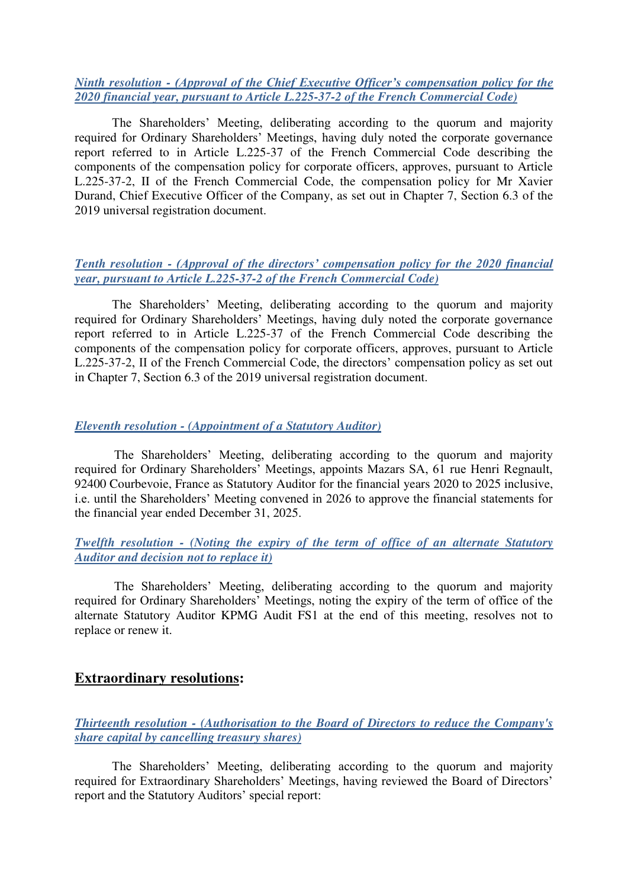***Ninth resolution - (Approval of the Chief Executive Officer's compensation policy for the 2020 financial year, pursuant to Article L.225-37-2 of the French Commercial Code)***

The Shareholders' Meeting, deliberating according to the quorum and majority required for Ordinary Shareholders' Meetings, having duly noted the corporate governance report referred to in Article L.225-37 of the French Commercial Code describing the components of the compensation policy for corporate officers, approves, pursuant to Article L.225-37-2, II of the French Commercial Code, the compensation policy for Mr Xavier Durand, Chief Executive Officer of the Company, as set out in Chapter 7, Section 6.3 of the 2019 universal registration document.

***Tenth resolution - (Approval of the directors' compensation policy for the 2020 financial year, pursuant to Article L.225-37-2 of the French Commercial Code)***

The Shareholders' Meeting, deliberating according to the quorum and majority required for Ordinary Shareholders' Meetings, having duly noted the corporate governance report referred to in Article L.225-37 of the French Commercial Code describing the components of the compensation policy for corporate officers, approves, pursuant to Article L.225-37-2, II of the French Commercial Code, the directors' compensation policy as set out in Chapter 7, Section 6.3 of the 2019 universal registration document.

***Eleventh resolution - (Appointment of a Statutory Auditor)***

The Shareholders' Meeting, deliberating according to the quorum and majority required for Ordinary Shareholders' Meetings, appoints Mazars SA, 61 rue Henri Regnault, 92400 Courbevoie, France as Statutory Auditor for the financial years 2020 to 2025 inclusive, i.e. until the Shareholders' Meeting convened in 2026 to approve the financial statements for the financial year ended December 31, 2025.

***Twelfth resolution - (Noting the expiry of the term of office of an alternate Statutory Auditor and decision not to replace it)***

The Shareholders' Meeting, deliberating according to the quorum and majority required for Ordinary Shareholders' Meetings, noting the expiry of the term of office of the alternate Statutory Auditor KPMG Audit FS1 at the end of this meeting, resolves not to replace or renew it.

## Extraordinary resolutions:

***Thirteenth resolution - (Authorisation to the Board of Directors to reduce the Company's share capital by cancelling treasury shares)***

The Shareholders' Meeting, deliberating according to the quorum and majority required for Extraordinary Shareholders' Meetings, having reviewed the Board of Directors' report and the Statutory Auditors' special report: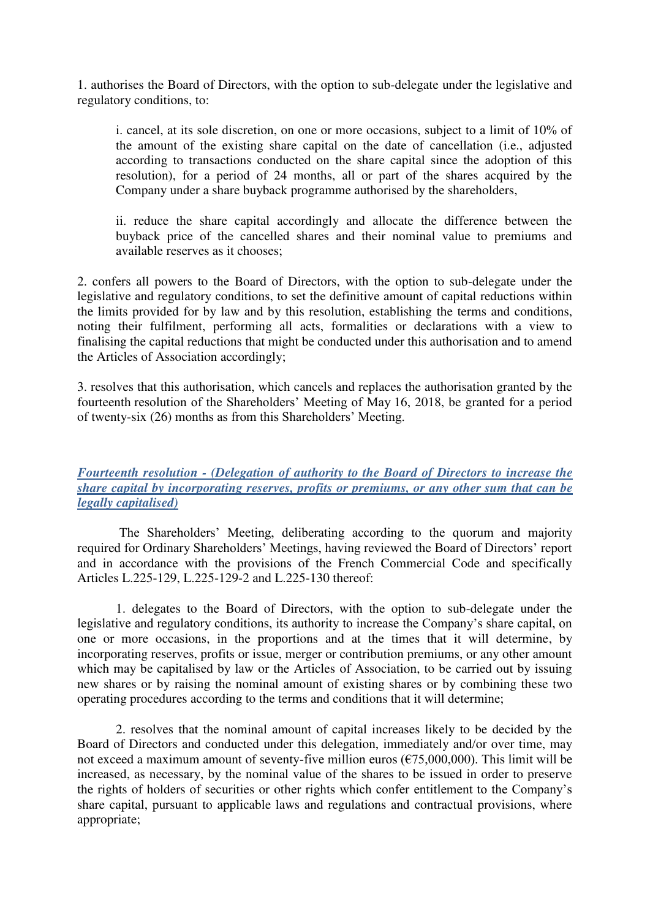1. authorises the Board of Directors, with the option to sub-delegate under the legislative and regulatory conditions, to:

i. cancel, at its sole discretion, on one or more occasions, subject to a limit of 10% of the amount of the existing share capital on the date of cancellation (i.e., adjusted according to transactions conducted on the share capital since the adoption of this resolution), for a period of 24 months, all or part of the shares acquired by the Company under a share buyback programme authorised by the shareholders,

ii. reduce the share capital accordingly and allocate the difference between the buyback price of the cancelled shares and their nominal value to premiums and available reserves as it chooses;

2. confers all powers to the Board of Directors, with the option to sub-delegate under the legislative and regulatory conditions, to set the definitive amount of capital reductions within the limits provided for by law and by this resolution, establishing the terms and conditions, noting their fulfilment, performing all acts, formalities or declarations with a view to finalising the capital reductions that might be conducted under this authorisation and to amend the Articles of Association accordingly;

3. resolves that this authorisation, which cancels and replaces the authorisation granted by the fourteenth resolution of the Shareholders' Meeting of May 16, 2018, be granted for a period of twenty-six (26) months as from this Shareholders' Meeting.

***Fourteenth resolution - (Delegation of authority to the Board of Directors to increase the share capital by incorporating reserves, profits or premiums, or any other sum that can be legally capitalised)***

The Shareholders' Meeting, deliberating according to the quorum and majority required for Ordinary Shareholders' Meetings, having reviewed the Board of Directors' report and in accordance with the provisions of the French Commercial Code and specifically Articles L.225-129, L.225-129-2 and L.225-130 thereof:

1. delegates to the Board of Directors, with the option to sub-delegate under the legislative and regulatory conditions, its authority to increase the Company's share capital, on one or more occasions, in the proportions and at the times that it will determine, by incorporating reserves, profits or issue, merger or contribution premiums, or any other amount which may be capitalised by law or the Articles of Association, to be carried out by issuing new shares or by raising the nominal amount of existing shares or by combining these two operating procedures according to the terms and conditions that it will determine;

2. resolves that the nominal amount of capital increases likely to be decided by the Board of Directors and conducted under this delegation, immediately and/or over time, may not exceed a maximum amount of seventy-five million euros (€75,000,000). This limit will be increased, as necessary, by the nominal value of the shares to be issued in order to preserve the rights of holders of securities or other rights which confer entitlement to the Company's share capital, pursuant to applicable laws and regulations and contractual provisions, where appropriate;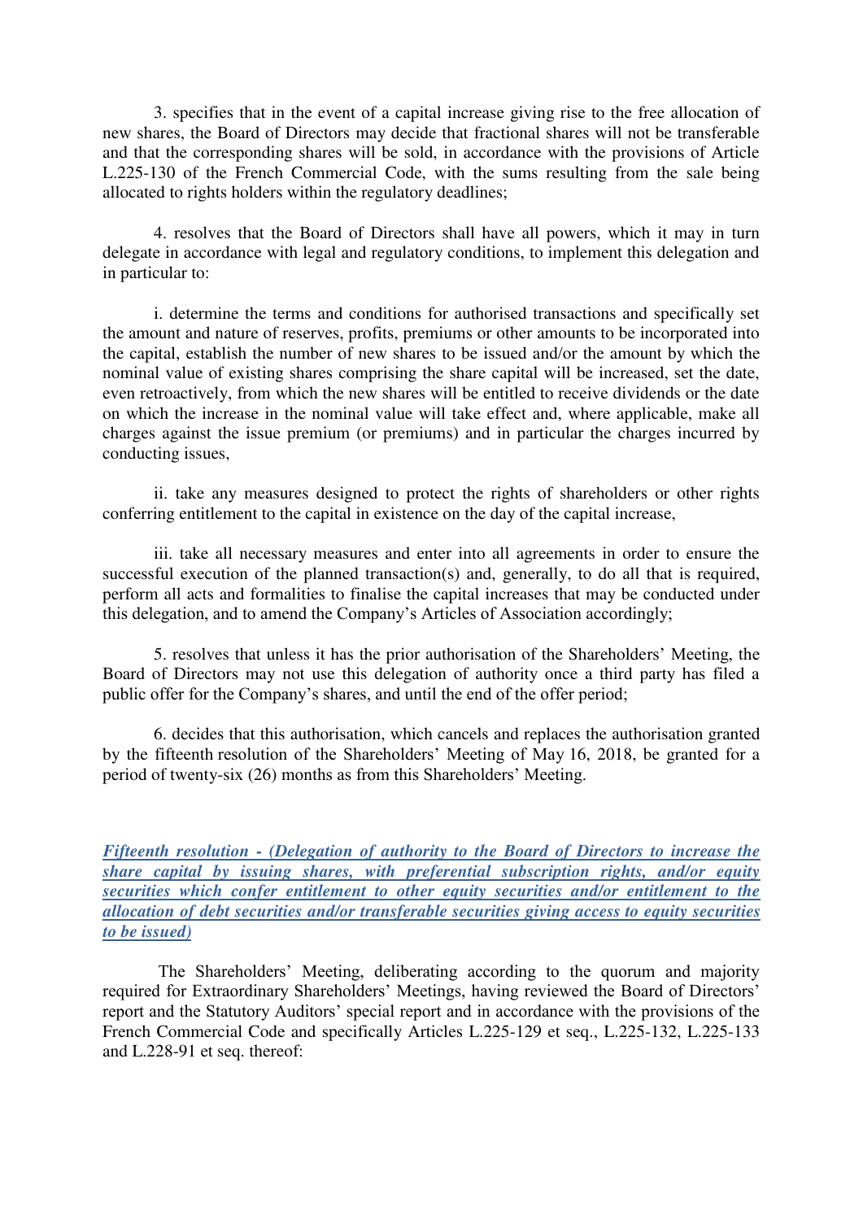3. specifies that in the event of a capital increase giving rise to the free allocation of new shares, the Board of Directors may decide that fractional shares will not be transferable and that the corresponding shares will be sold, in accordance with the provisions of Article L.225-130 of the French Commercial Code, with the sums resulting from the sale being allocated to rights holders within the regulatory deadlines;

4. resolves that the Board of Directors shall have all powers, which it may in turn delegate in accordance with legal and regulatory conditions, to implement this delegation and in particular to:

i. determine the terms and conditions for authorised transactions and specifically set the amount and nature of reserves, profits, premiums or other amounts to be incorporated into the capital, establish the number of new shares to be issued and/or the amount by which the nominal value of existing shares comprising the share capital will be increased, set the date, even retroactively, from which the new shares will be entitled to receive dividends or the date on which the increase in the nominal value will take effect and, where applicable, make all charges against the issue premium (or premiums) and in particular the charges incurred by conducting issues,

ii. take any measures designed to protect the rights of shareholders or other rights conferring entitlement to the capital in existence on the day of the capital increase,

iii. take all necessary measures and enter into all agreements in order to ensure the successful execution of the planned transaction(s) and, generally, to do all that is required, perform all acts and formalities to finalise the capital increases that may be conducted under this delegation, and to amend the Company's Articles of Association accordingly;

5. resolves that unless it has the prior authorisation of the Shareholders' Meeting, the Board of Directors may not use this delegation of authority once a third party has filed a public offer for the Company's shares, and until the end of the offer period;

6. decides that this authorisation, which cancels and replaces the authorisation granted by the fifteenth resolution of the Shareholders' Meeting of May 16, 2018, be granted for a period of twenty-six (26) months as from this Shareholders' Meeting.

***Fifteenth resolution - (Delegation of authority to the Board of Directors to increase the share capital by issuing shares, with preferential subscription rights, and/or equity securities which confer entitlement to other equity securities and/or entitlement to the allocation of debt securities and/or transferable securities giving access to equity securities to be issued)***

The Shareholders' Meeting, deliberating according to the quorum and majority required for Extraordinary Shareholders' Meetings, having reviewed the Board of Directors' report and the Statutory Auditors' special report and in accordance with the provisions of the French Commercial Code and specifically Articles L.225-129 et seq., L.225-132, L.225-133 and L.228-91 et seq. thereof: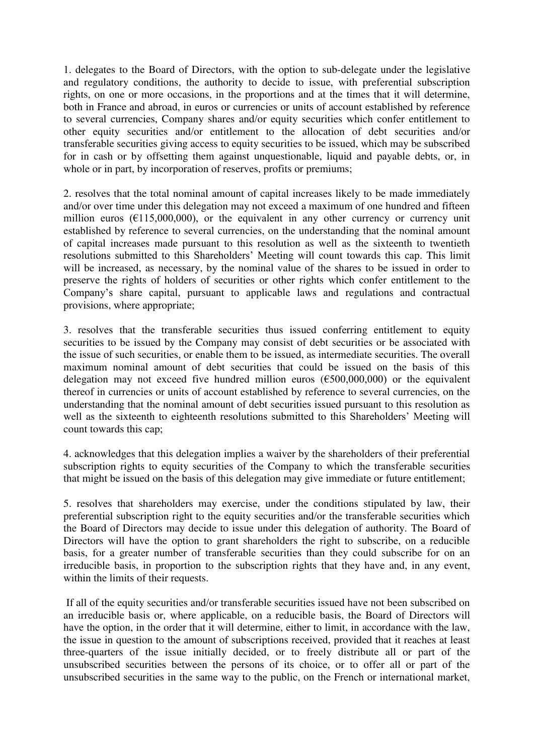1. delegates to the Board of Directors, with the option to sub-delegate under the legislative and regulatory conditions, the authority to decide to issue, with preferential subscription rights, on one or more occasions, in the proportions and at the times that it will determine, both in France and abroad, in euros or currencies or units of account established by reference to several currencies, Company shares and/or equity securities which confer entitlement to other equity securities and/or entitlement to the allocation of debt securities and/or transferable securities giving access to equity securities to be issued, which may be subscribed for in cash or by offsetting them against unquestionable, liquid and payable debts, or, in whole or in part, by incorporation of reserves, profits or premiums;

2. resolves that the total nominal amount of capital increases likely to be made immediately and/or over time under this delegation may not exceed a maximum of one hundred and fifteen million euros (€115,000,000), or the equivalent in any other currency or currency unit established by reference to several currencies, on the understanding that the nominal amount of capital increases made pursuant to this resolution as well as the sixteenth to twentieth resolutions submitted to this Shareholders' Meeting will count towards this cap. This limit will be increased, as necessary, by the nominal value of the shares to be issued in order to preserve the rights of holders of securities or other rights which confer entitlement to the Company's share capital, pursuant to applicable laws and regulations and contractual provisions, where appropriate;

3. resolves that the transferable securities thus issued conferring entitlement to equity securities to be issued by the Company may consist of debt securities or be associated with the issue of such securities, or enable them to be issued, as intermediate securities. The overall maximum nominal amount of debt securities that could be issued on the basis of this delegation may not exceed five hundred million euros (€500,000,000) or the equivalent thereof in currencies or units of account established by reference to several currencies, on the understanding that the nominal amount of debt securities issued pursuant to this resolution as well as the sixteenth to eighteenth resolutions submitted to this Shareholders' Meeting will count towards this cap;

4. acknowledges that this delegation implies a waiver by the shareholders of their preferential subscription rights to equity securities of the Company to which the transferable securities that might be issued on the basis of this delegation may give immediate or future entitlement;

5. resolves that shareholders may exercise, under the conditions stipulated by law, their preferential subscription right to the equity securities and/or the transferable securities which the Board of Directors may decide to issue under this delegation of authority. The Board of Directors will have the option to grant shareholders the right to subscribe, on a reducible basis, for a greater number of transferable securities than they could subscribe for on an irreducible basis, in proportion to the subscription rights that they have and, in any event, within the limits of their requests.

If all of the equity securities and/or transferable securities issued have not been subscribed on an irreducible basis or, where applicable, on a reducible basis, the Board of Directors will have the option, in the order that it will determine, either to limit, in accordance with the law, the issue in question to the amount of subscriptions received, provided that it reaches at least three-quarters of the issue initially decided, or to freely distribute all or part of the unsubscribed securities between the persons of its choice, or to offer all or part of the unsubscribed securities in the same way to the public, on the French or international market,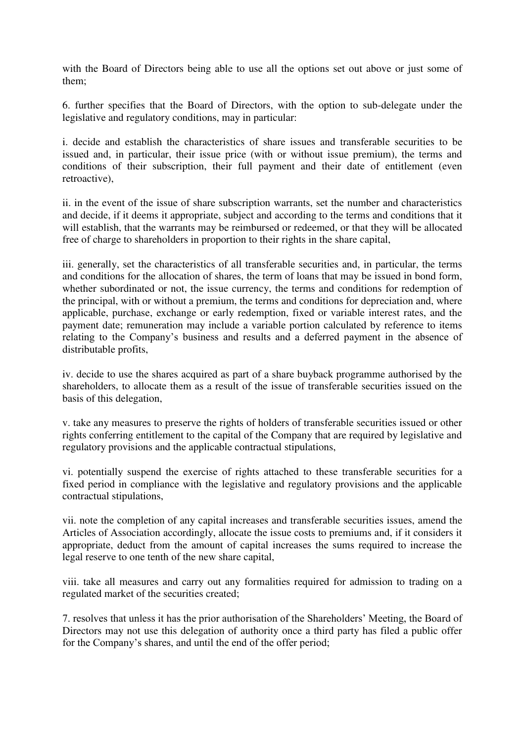with the Board of Directors being able to use all the options set out above or just some of them;

6. further specifies that the Board of Directors, with the option to sub-delegate under the legislative and regulatory conditions, may in particular:

i. decide and establish the characteristics of share issues and transferable securities to be issued and, in particular, their issue price (with or without issue premium), the terms and conditions of their subscription, their full payment and their date of entitlement (even retroactive),

ii. in the event of the issue of share subscription warrants, set the number and characteristics and decide, if it deems it appropriate, subject and according to the terms and conditions that it will establish, that the warrants may be reimbursed or redeemed, or that they will be allocated free of charge to shareholders in proportion to their rights in the share capital,

iii. generally, set the characteristics of all transferable securities and, in particular, the terms and conditions for the allocation of shares, the term of loans that may be issued in bond form, whether subordinated or not, the issue currency, the terms and conditions for redemption of the principal, with or without a premium, the terms and conditions for depreciation and, where applicable, purchase, exchange or early redemption, fixed or variable interest rates, and the payment date; remuneration may include a variable portion calculated by reference to items relating to the Company's business and results and a deferred payment in the absence of distributable profits,

iv. decide to use the shares acquired as part of a share buyback programme authorised by the shareholders, to allocate them as a result of the issue of transferable securities issued on the basis of this delegation,

v. take any measures to preserve the rights of holders of transferable securities issued or other rights conferring entitlement to the capital of the Company that are required by legislative and regulatory provisions and the applicable contractual stipulations,

vi. potentially suspend the exercise of rights attached to these transferable securities for a fixed period in compliance with the legislative and regulatory provisions and the applicable contractual stipulations,

vii. note the completion of any capital increases and transferable securities issues, amend the Articles of Association accordingly, allocate the issue costs to premiums and, if it considers it appropriate, deduct from the amount of capital increases the sums required to increase the legal reserve to one tenth of the new share capital,

viii. take all measures and carry out any formalities required for admission to trading on a regulated market of the securities created;

7. resolves that unless it has the prior authorisation of the Shareholders' Meeting, the Board of Directors may not use this delegation of authority once a third party has filed a public offer for the Company's shares, and until the end of the offer period;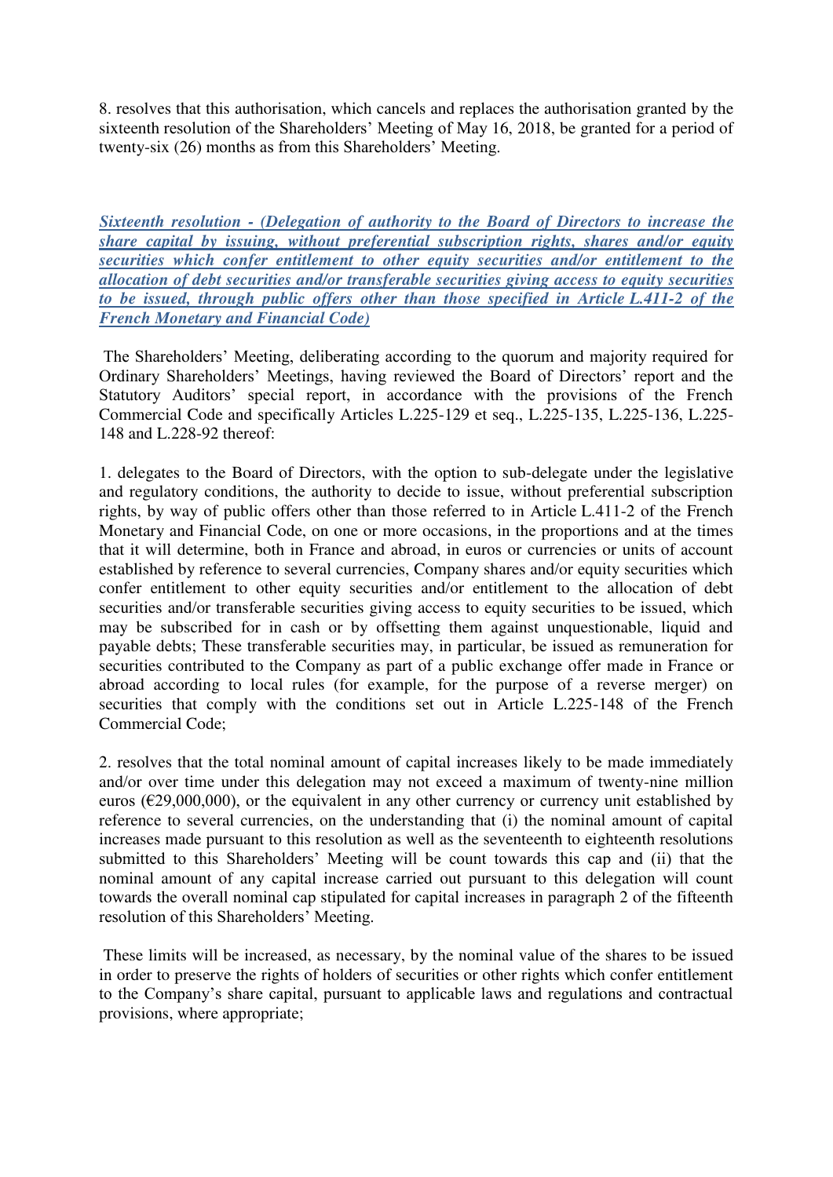8. resolves that this authorisation, which cancels and replaces the authorisation granted by the sixteenth resolution of the Shareholders' Meeting of May 16, 2018, be granted for a period of twenty-six (26) months as from this Shareholders' Meeting.

***Sixteenth resolution - (Delegation of authority to the Board of Directors to increase the share capital by issuing, without preferential subscription rights, shares and/or equity securities which confer entitlement to other equity securities and/or entitlement to the allocation of debt securities and/or transferable securities giving access to equity securities to be issued, through public offers other than those specified in Article L.411-2 of the French Monetary and Financial Code)***

The Shareholders' Meeting, deliberating according to the quorum and majority required for Ordinary Shareholders' Meetings, having reviewed the Board of Directors' report and the Statutory Auditors' special report, in accordance with the provisions of the French Commercial Code and specifically Articles L.225-129 et seq., L.225-135, L.225-136, L.225-148 and L.228-92 thereof:

1. delegates to the Board of Directors, with the option to sub-delegate under the legislative and regulatory conditions, the authority to decide to issue, without preferential subscription rights, by way of public offers other than those referred to in Article L.411-2 of the French Monetary and Financial Code, on one or more occasions, in the proportions and at the times that it will determine, both in France and abroad, in euros or currencies or units of account established by reference to several currencies, Company shares and/or equity securities which confer entitlement to other equity securities and/or entitlement to the allocation of debt securities and/or transferable securities giving access to equity securities to be issued, which may be subscribed for in cash or by offsetting them against unquestionable, liquid and payable debts; These transferable securities may, in particular, be issued as remuneration for securities contributed to the Company as part of a public exchange offer made in France or abroad according to local rules (for example, for the purpose of a reverse merger) on securities that comply with the conditions set out in Article L.225-148 of the French Commercial Code;

2. resolves that the total nominal amount of capital increases likely to be made immediately and/or over time under this delegation may not exceed a maximum of twenty-nine million euros (€29,000,000), or the equivalent in any other currency or currency unit established by reference to several currencies, on the understanding that (i) the nominal amount of capital increases made pursuant to this resolution as well as the seventeenth to eighteenth resolutions submitted to this Shareholders' Meeting will be count towards this cap and (ii) that the nominal amount of any capital increase carried out pursuant to this delegation will count towards the overall nominal cap stipulated for capital increases in paragraph 2 of the fifteenth resolution of this Shareholders' Meeting.

These limits will be increased, as necessary, by the nominal value of the shares to be issued in order to preserve the rights of holders of securities or other rights which confer entitlement to the Company's share capital, pursuant to applicable laws and regulations and contractual provisions, where appropriate;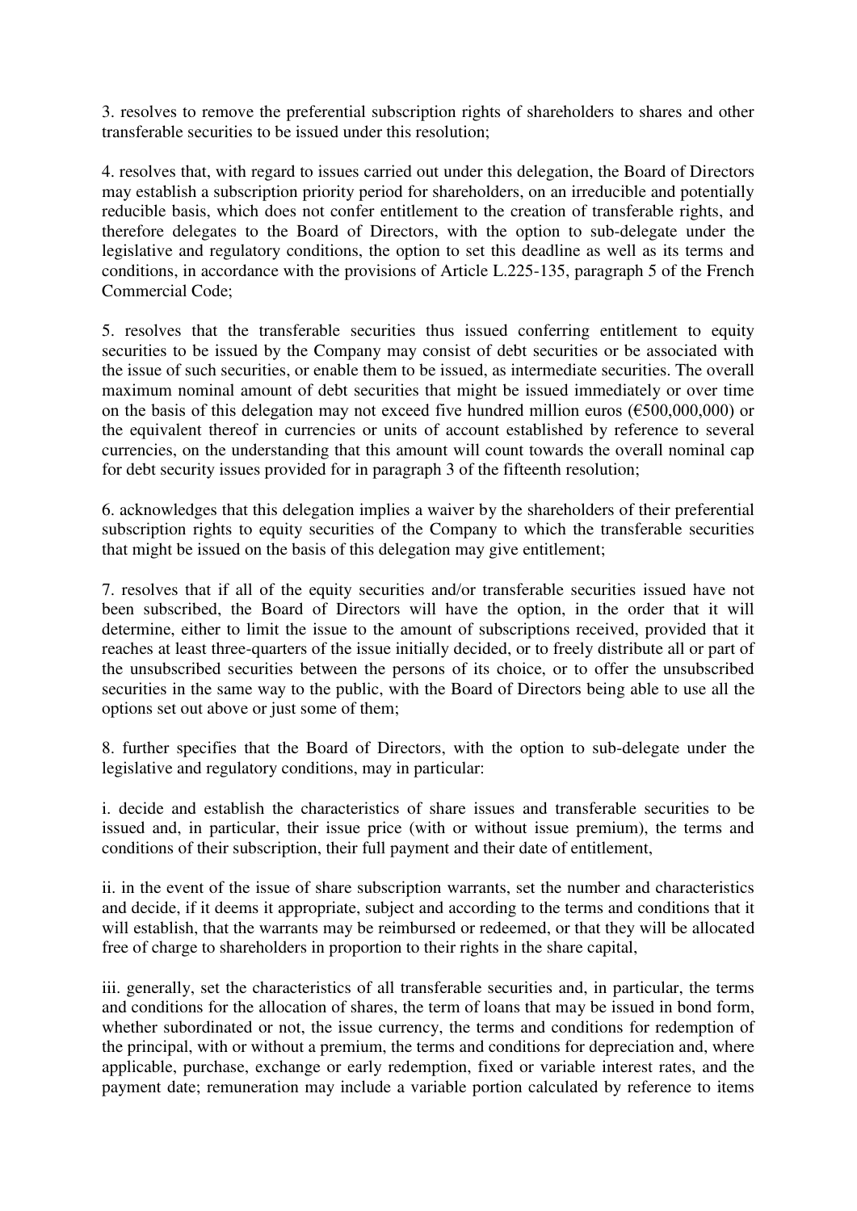3. resolves to remove the preferential subscription rights of shareholders to shares and other transferable securities to be issued under this resolution;

4. resolves that, with regard to issues carried out under this delegation, the Board of Directors may establish a subscription priority period for shareholders, on an irreducible and potentially reducible basis, which does not confer entitlement to the creation of transferable rights, and therefore delegates to the Board of Directors, with the option to sub-delegate under the legislative and regulatory conditions, the option to set this deadline as well as its terms and conditions, in accordance with the provisions of Article L.225-135, paragraph 5 of the French Commercial Code;

5. resolves that the transferable securities thus issued conferring entitlement to equity securities to be issued by the Company may consist of debt securities or be associated with the issue of such securities, or enable them to be issued, as intermediate securities. The overall maximum nominal amount of debt securities that might be issued immediately or over time on the basis of this delegation may not exceed five hundred million euros (€500,000,000) or the equivalent thereof in currencies or units of account established by reference to several currencies, on the understanding that this amount will count towards the overall nominal cap for debt security issues provided for in paragraph 3 of the fifteenth resolution;

6. acknowledges that this delegation implies a waiver by the shareholders of their preferential subscription rights to equity securities of the Company to which the transferable securities that might be issued on the basis of this delegation may give entitlement;

7. resolves that if all of the equity securities and/or transferable securities issued have not been subscribed, the Board of Directors will have the option, in the order that it will determine, either to limit the issue to the amount of subscriptions received, provided that it reaches at least three-quarters of the issue initially decided, or to freely distribute all or part of the unsubscribed securities between the persons of its choice, or to offer the unsubscribed securities in the same way to the public, with the Board of Directors being able to use all the options set out above or just some of them;

8. further specifies that the Board of Directors, with the option to sub-delegate under the legislative and regulatory conditions, may in particular:

i. decide and establish the characteristics of share issues and transferable securities to be issued and, in particular, their issue price (with or without issue premium), the terms and conditions of their subscription, their full payment and their date of entitlement,

ii. in the event of the issue of share subscription warrants, set the number and characteristics and decide, if it deems it appropriate, subject and according to the terms and conditions that it will establish, that the warrants may be reimbursed or redeemed, or that they will be allocated free of charge to shareholders in proportion to their rights in the share capital,

iii. generally, set the characteristics of all transferable securities and, in particular, the terms and conditions for the allocation of shares, the term of loans that may be issued in bond form, whether subordinated or not, the issue currency, the terms and conditions for redemption of the principal, with or without a premium, the terms and conditions for depreciation and, where applicable, purchase, exchange or early redemption, fixed or variable interest rates, and the payment date; remuneration may include a variable portion calculated by reference to items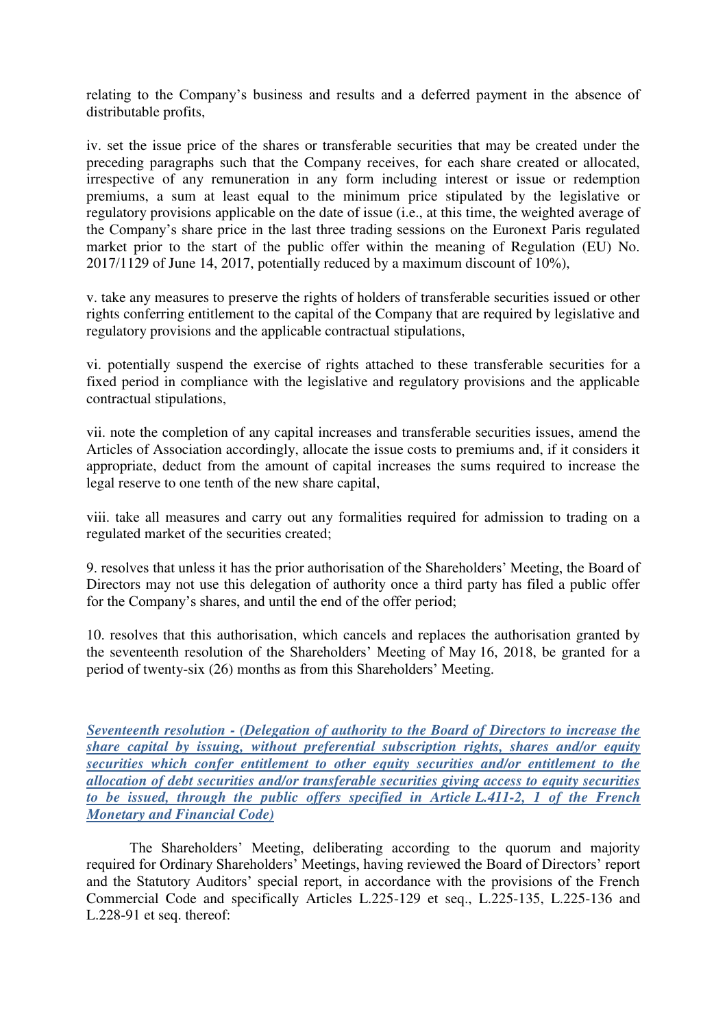relating to the Company's business and results and a deferred payment in the absence of distributable profits,

iv. set the issue price of the shares or transferable securities that may be created under the preceding paragraphs such that the Company receives, for each share created or allocated, irrespective of any remuneration in any form including interest or issue or redemption premiums, a sum at least equal to the minimum price stipulated by the legislative or regulatory provisions applicable on the date of issue (i.e., at this time, the weighted average of the Company's share price in the last three trading sessions on the Euronext Paris regulated market prior to the start of the public offer within the meaning of Regulation (EU) No. 2017/1129 of June 14, 2017, potentially reduced by a maximum discount of 10%),

v. take any measures to preserve the rights of holders of transferable securities issued or other rights conferring entitlement to the capital of the Company that are required by legislative and regulatory provisions and the applicable contractual stipulations,

vi. potentially suspend the exercise of rights attached to these transferable securities for a fixed period in compliance with the legislative and regulatory provisions and the applicable contractual stipulations,

vii. note the completion of any capital increases and transferable securities issues, amend the Articles of Association accordingly, allocate the issue costs to premiums and, if it considers it appropriate, deduct from the amount of capital increases the sums required to increase the legal reserve to one tenth of the new share capital,

viii. take all measures and carry out any formalities required for admission to trading on a regulated market of the securities created;

9. resolves that unless it has the prior authorisation of the Shareholders' Meeting, the Board of Directors may not use this delegation of authority once a third party has filed a public offer for the Company's shares, and until the end of the offer period;

10. resolves that this authorisation, which cancels and replaces the authorisation granted by the seventeenth resolution of the Shareholders' Meeting of May 16, 2018, be granted for a period of twenty-six (26) months as from this Shareholders' Meeting.

***Seventeenth resolution - (Delegation of authority to the Board of Directors to increase the share capital by issuing, without preferential subscription rights, shares and/or equity securities which confer entitlement to other equity securities and/or entitlement to the allocation of debt securities and/or transferable securities giving access to equity securities to be issued, through the public offers specified in Article L.411-2, 1 of the French Monetary and Financial Code)***

The Shareholders' Meeting, deliberating according to the quorum and majority required for Ordinary Shareholders' Meetings, having reviewed the Board of Directors' report and the Statutory Auditors' special report, in accordance with the provisions of the French Commercial Code and specifically Articles L.225-129 et seq., L.225-135, L.225-136 and L.228-91 et seq. thereof: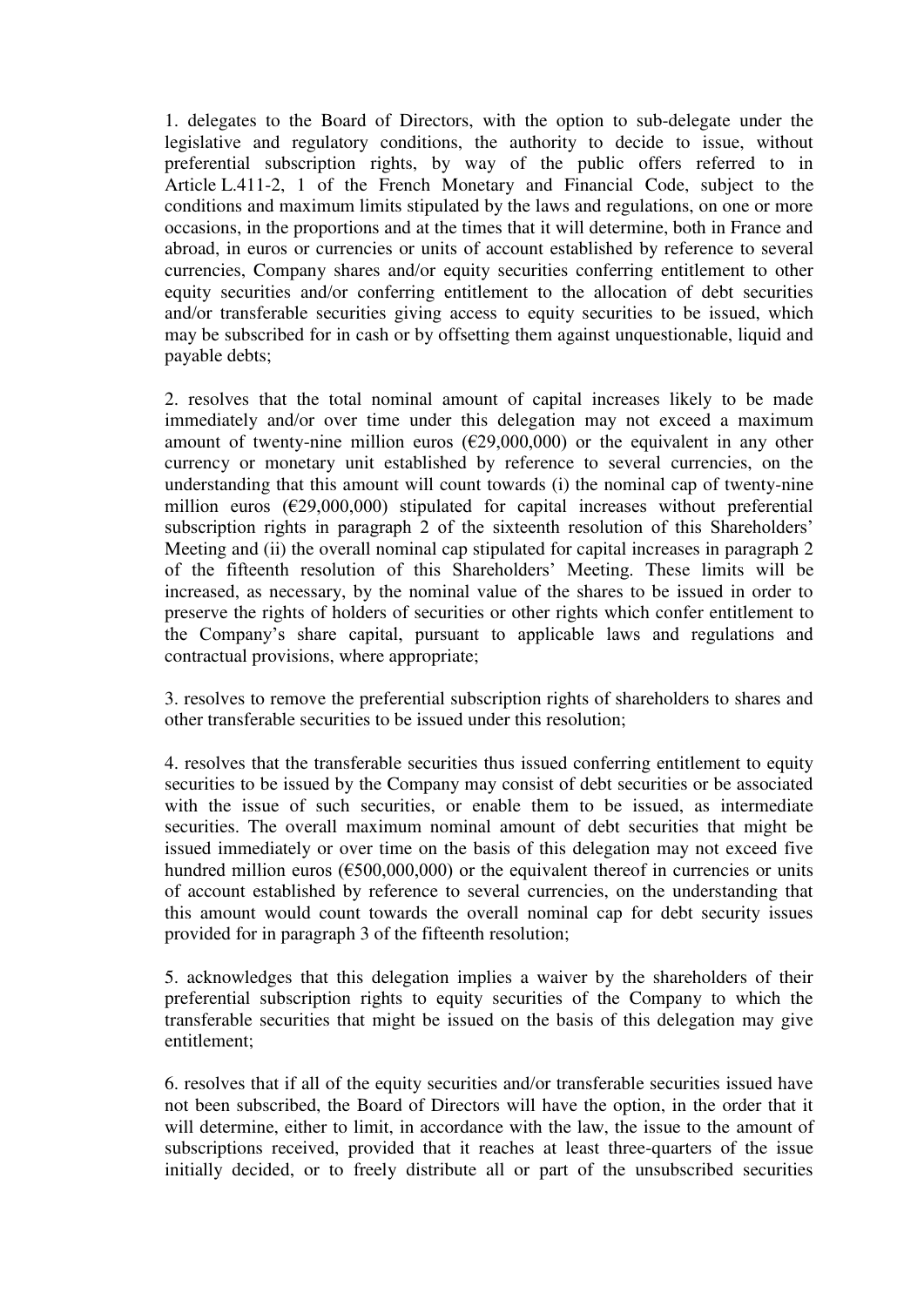1. delegates to the Board of Directors, with the option to sub-delegate under the legislative and regulatory conditions, the authority to decide to issue, without preferential subscription rights, by way of the public offers referred to in Article L.411-2, 1 of the French Monetary and Financial Code, subject to the conditions and maximum limits stipulated by the laws and regulations, on one or more occasions, in the proportions and at the times that it will determine, both in France and abroad, in euros or currencies or units of account established by reference to several currencies, Company shares and/or equity securities conferring entitlement to other equity securities and/or conferring entitlement to the allocation of debt securities and/or transferable securities giving access to equity securities to be issued, which may be subscribed for in cash or by offsetting them against unquestionable, liquid and payable debts;

2. resolves that the total nominal amount of capital increases likely to be made immediately and/or over time under this delegation may not exceed a maximum amount of twenty-nine million euros (€29,000,000) or the equivalent in any other currency or monetary unit established by reference to several currencies, on the understanding that this amount will count towards (i) the nominal cap of twenty-nine million euros (€29,000,000) stipulated for capital increases without preferential subscription rights in paragraph 2 of the sixteenth resolution of this Shareholders' Meeting and (ii) the overall nominal cap stipulated for capital increases in paragraph 2 of the fifteenth resolution of this Shareholders' Meeting. These limits will be increased, as necessary, by the nominal value of the shares to be issued in order to preserve the rights of holders of securities or other rights which confer entitlement to the Company's share capital, pursuant to applicable laws and regulations and contractual provisions, where appropriate;

3. resolves to remove the preferential subscription rights of shareholders to shares and other transferable securities to be issued under this resolution;

4. resolves that the transferable securities thus issued conferring entitlement to equity securities to be issued by the Company may consist of debt securities or be associated with the issue of such securities, or enable them to be issued, as intermediate securities. The overall maximum nominal amount of debt securities that might be issued immediately or over time on the basis of this delegation may not exceed five hundred million euros (€500,000,000) or the equivalent thereof in currencies or units of account established by reference to several currencies, on the understanding that this amount would count towards the overall nominal cap for debt security issues provided for in paragraph 3 of the fifteenth resolution;

5. acknowledges that this delegation implies a waiver by the shareholders of their preferential subscription rights to equity securities of the Company to which the transferable securities that might be issued on the basis of this delegation may give entitlement;

6. resolves that if all of the equity securities and/or transferable securities issued have not been subscribed, the Board of Directors will have the option, in the order that it will determine, either to limit, in accordance with the law, the issue to the amount of subscriptions received, provided that it reaches at least three-quarters of the issue initially decided, or to freely distribute all or part of the unsubscribed securities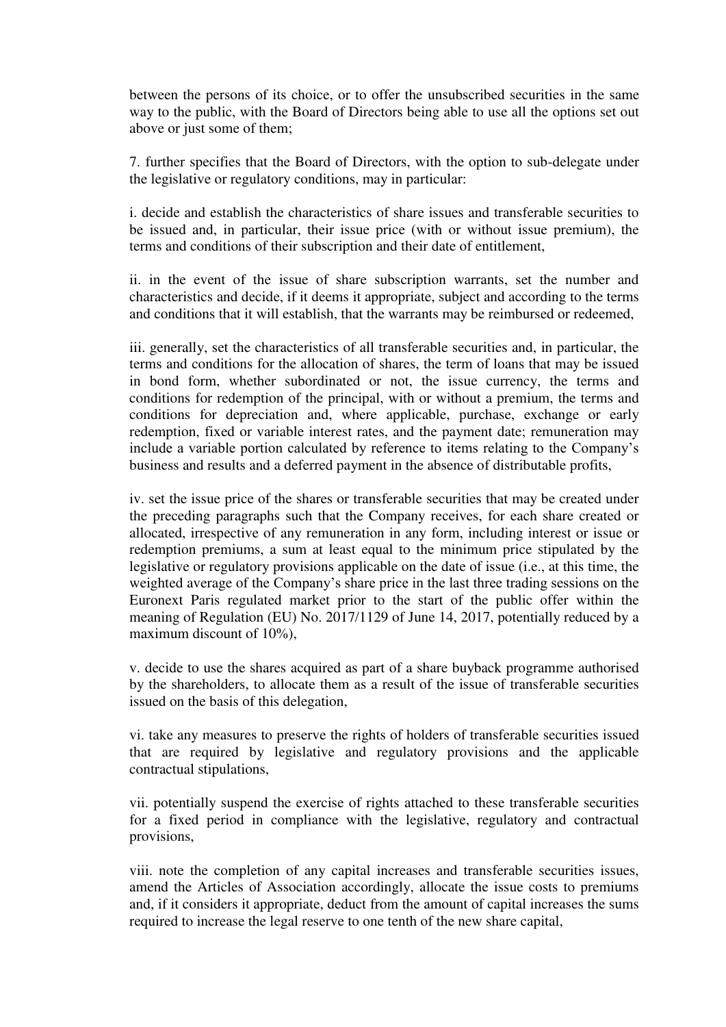between the persons of its choice, or to offer the unsubscribed securities in the same way to the public, with the Board of Directors being able to use all the options set out above or just some of them;

7. further specifies that the Board of Directors, with the option to sub-delegate under the legislative or regulatory conditions, may in particular:

i. decide and establish the characteristics of share issues and transferable securities to be issued and, in particular, their issue price (with or without issue premium), the terms and conditions of their subscription and their date of entitlement,

ii. in the event of the issue of share subscription warrants, set the number and characteristics and decide, if it deems it appropriate, subject and according to the terms and conditions that it will establish, that the warrants may be reimbursed or redeemed,

iii. generally, set the characteristics of all transferable securities and, in particular, the terms and conditions for the allocation of shares, the term of loans that may be issued in bond form, whether subordinated or not, the issue currency, the terms and conditions for redemption of the principal, with or without a premium, the terms and conditions for depreciation and, where applicable, purchase, exchange or early redemption, fixed or variable interest rates, and the payment date; remuneration may include a variable portion calculated by reference to items relating to the Company's business and results and a deferred payment in the absence of distributable profits,

iv. set the issue price of the shares or transferable securities that may be created under the preceding paragraphs such that the Company receives, for each share created or allocated, irrespective of any remuneration in any form, including interest or issue or redemption premiums, a sum at least equal to the minimum price stipulated by the legislative or regulatory provisions applicable on the date of issue (i.e., at this time, the weighted average of the Company's share price in the last three trading sessions on the Euronext Paris regulated market prior to the start of the public offer within the meaning of Regulation (EU) No. 2017/1129 of June 14, 2017, potentially reduced by a maximum discount of 10%),

v. decide to use the shares acquired as part of a share buyback programme authorised by the shareholders, to allocate them as a result of the issue of transferable securities issued on the basis of this delegation,

vi. take any measures to preserve the rights of holders of transferable securities issued that are required by legislative and regulatory provisions and the applicable contractual stipulations,

vii. potentially suspend the exercise of rights attached to these transferable securities for a fixed period in compliance with the legislative, regulatory and contractual provisions,

viii. note the completion of any capital increases and transferable securities issues, amend the Articles of Association accordingly, allocate the issue costs to premiums and, if it considers it appropriate, deduct from the amount of capital increases the sums required to increase the legal reserve to one tenth of the new share capital,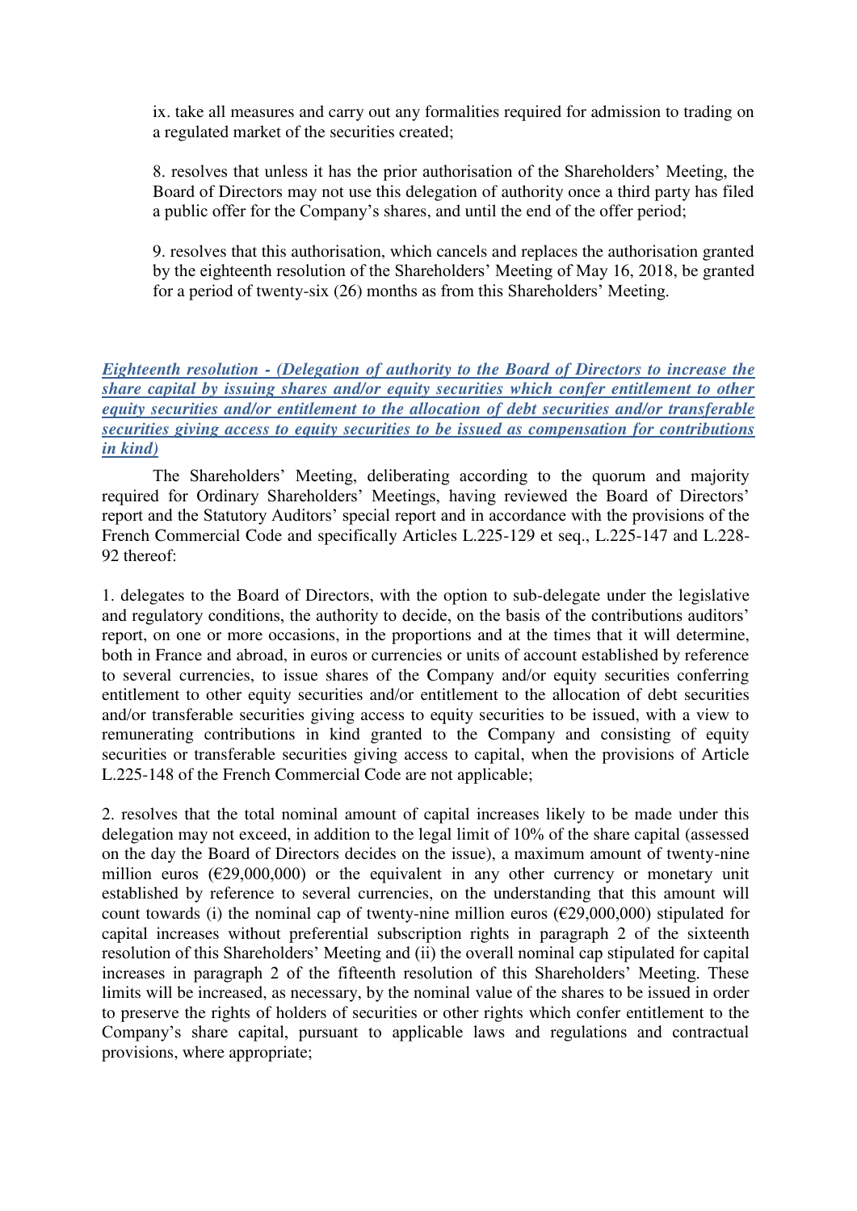ix. take all measures and carry out any formalities required for admission to trading on a regulated market of the securities created;

8. resolves that unless it has the prior authorisation of the Shareholders' Meeting, the Board of Directors may not use this delegation of authority once a third party has filed a public offer for the Company's shares, and until the end of the offer period;

9. resolves that this authorisation, which cancels and replaces the authorisation granted by the eighteenth resolution of the Shareholders' Meeting of May 16, 2018, be granted for a period of twenty-six (26) months as from this Shareholders' Meeting.

***Eighteenth resolution - (Delegation of authority to the Board of Directors to increase the share capital by issuing shares and/or equity securities which confer entitlement to other equity securities and/or entitlement to the allocation of debt securities and/or transferable securities giving access to equity securities to be issued as compensation for contributions in kind)***

The Shareholders' Meeting, deliberating according to the quorum and majority required for Ordinary Shareholders' Meetings, having reviewed the Board of Directors' report and the Statutory Auditors' special report and in accordance with the provisions of the French Commercial Code and specifically Articles L.225-129 et seq., L.225-147 and L.228-92 thereof:

1. delegates to the Board of Directors, with the option to sub-delegate under the legislative and regulatory conditions, the authority to decide, on the basis of the contributions auditors' report, on one or more occasions, in the proportions and at the times that it will determine, both in France and abroad, in euros or currencies or units of account established by reference to several currencies, to issue shares of the Company and/or equity securities conferring entitlement to other equity securities and/or entitlement to the allocation of debt securities and/or transferable securities giving access to equity securities to be issued, with a view to remunerating contributions in kind granted to the Company and consisting of equity securities or transferable securities giving access to capital, when the provisions of Article L.225-148 of the French Commercial Code are not applicable;

2. resolves that the total nominal amount of capital increases likely to be made under this delegation may not exceed, in addition to the legal limit of 10% of the share capital (assessed on the day the Board of Directors decides on the issue), a maximum amount of twenty-nine million euros (€29,000,000) or the equivalent in any other currency or monetary unit established by reference to several currencies, on the understanding that this amount will count towards (i) the nominal cap of twenty-nine million euros (€29,000,000) stipulated for capital increases without preferential subscription rights in paragraph 2 of the sixteenth resolution of this Shareholders' Meeting and (ii) the overall nominal cap stipulated for capital increases in paragraph 2 of the fifteenth resolution of this Shareholders' Meeting. These limits will be increased, as necessary, by the nominal value of the shares to be issued in order to preserve the rights of holders of securities or other rights which confer entitlement to the Company's share capital, pursuant to applicable laws and regulations and contractual provisions, where appropriate;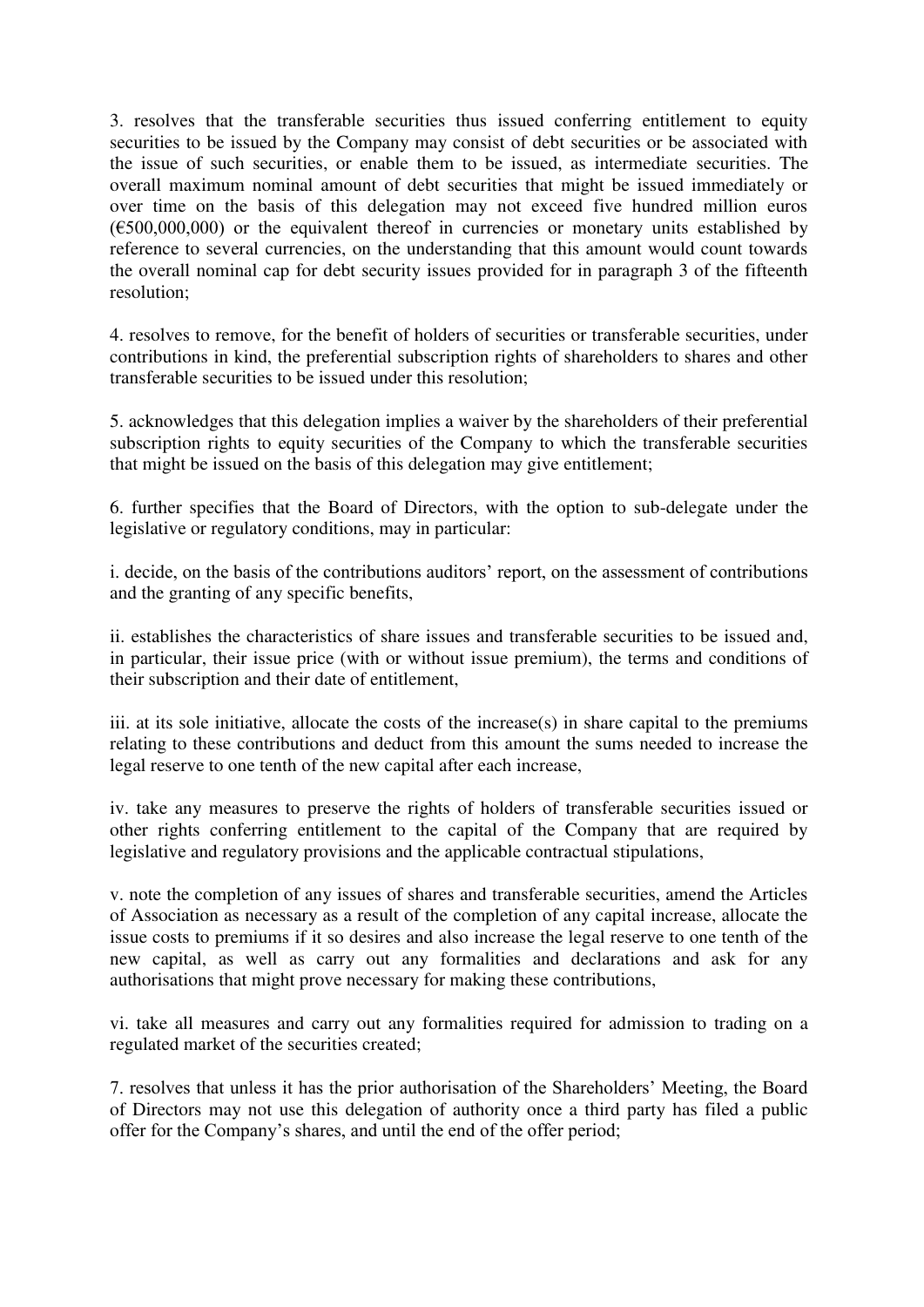3. resolves that the transferable securities thus issued conferring entitlement to equity securities to be issued by the Company may consist of debt securities or be associated with the issue of such securities, or enable them to be issued, as intermediate securities. The overall maximum nominal amount of debt securities that might be issued immediately or over time on the basis of this delegation may not exceed five hundred million euros (€500,000,000) or the equivalent thereof in currencies or monetary units established by reference to several currencies, on the understanding that this amount would count towards the overall nominal cap for debt security issues provided for in paragraph 3 of the fifteenth resolution;

4. resolves to remove, for the benefit of holders of securities or transferable securities, under contributions in kind, the preferential subscription rights of shareholders to shares and other transferable securities to be issued under this resolution;

5. acknowledges that this delegation implies a waiver by the shareholders of their preferential subscription rights to equity securities of the Company to which the transferable securities that might be issued on the basis of this delegation may give entitlement;

6. further specifies that the Board of Directors, with the option to sub-delegate under the legislative or regulatory conditions, may in particular:

i. decide, on the basis of the contributions auditors' report, on the assessment of contributions and the granting of any specific benefits,

ii. establishes the characteristics of share issues and transferable securities to be issued and, in particular, their issue price (with or without issue premium), the terms and conditions of their subscription and their date of entitlement,

iii. at its sole initiative, allocate the costs of the increase(s) in share capital to the premiums relating to these contributions and deduct from this amount the sums needed to increase the legal reserve to one tenth of the new capital after each increase,

iv. take any measures to preserve the rights of holders of transferable securities issued or other rights conferring entitlement to the capital of the Company that are required by legislative and regulatory provisions and the applicable contractual stipulations,

v. note the completion of any issues of shares and transferable securities, amend the Articles of Association as necessary as a result of the completion of any capital increase, allocate the issue costs to premiums if it so desires and also increase the legal reserve to one tenth of the new capital, as well as carry out any formalities and declarations and ask for any authorisations that might prove necessary for making these contributions,

vi. take all measures and carry out any formalities required for admission to trading on a regulated market of the securities created;

7. resolves that unless it has the prior authorisation of the Shareholders' Meeting, the Board of Directors may not use this delegation of authority once a third party has filed a public offer for the Company's shares, and until the end of the offer period;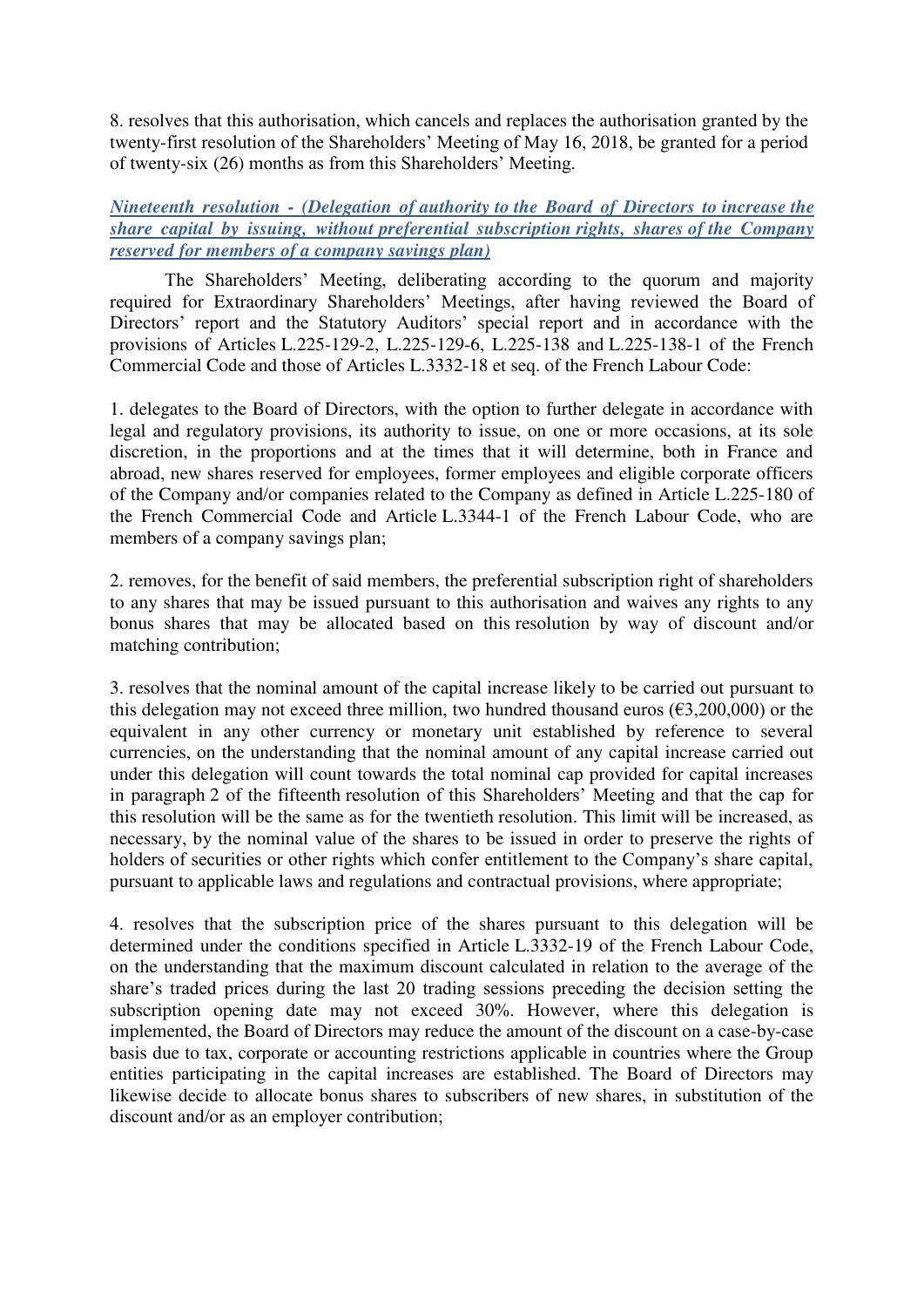8. resolves that this authorisation, which cancels and replaces the authorisation granted by the twenty-first resolution of the Shareholders' Meeting of May 16, 2018, be granted for a period of twenty-six (26) months as from this Shareholders' Meeting.

***Nineteenth resolution - (Delegation of authority to the Board of Directors to increase the share capital by issuing, without preferential subscription rights, shares of the Company reserved for members of a company savings plan)***

The Shareholders' Meeting, deliberating according to the quorum and majority required for Extraordinary Shareholders' Meetings, after having reviewed the Board of Directors' report and the Statutory Auditors' special report and in accordance with the provisions of Articles L.225-129-2, L.225-129-6, L.225-138 and L.225-138-1 of the French Commercial Code and those of Articles L.3332-18 et seq. of the French Labour Code:

1. delegates to the Board of Directors, with the option to further delegate in accordance with legal and regulatory provisions, its authority to issue, on one or more occasions, at its sole discretion, in the proportions and at the times that it will determine, both in France and abroad, new shares reserved for employees, former employees and eligible corporate officers of the Company and/or companies related to the Company as defined in Article L.225-180 of the French Commercial Code and Article L.3344-1 of the French Labour Code, who are members of a company savings plan;

2. removes, for the benefit of said members, the preferential subscription right of shareholders to any shares that may be issued pursuant to this authorisation and waives any rights to any bonus shares that may be allocated based on this resolution by way of discount and/or matching contribution;

3. resolves that the nominal amount of the capital increase likely to be carried out pursuant to this delegation may not exceed three million, two hundred thousand euros (€3,200,000) or the equivalent in any other currency or monetary unit established by reference to several currencies, on the understanding that the nominal amount of any capital increase carried out under this delegation will count towards the total nominal cap provided for capital increases in paragraph 2 of the fifteenth resolution of this Shareholders' Meeting and that the cap for this resolution will be the same as for the twentieth resolution. This limit will be increased, as necessary, by the nominal value of the shares to be issued in order to preserve the rights of holders of securities or other rights which confer entitlement to the Company's share capital, pursuant to applicable laws and regulations and contractual provisions, where appropriate;

4. resolves that the subscription price of the shares pursuant to this delegation will be determined under the conditions specified in Article L.3332-19 of the French Labour Code, on the understanding that the maximum discount calculated in relation to the average of the share's traded prices during the last 20 trading sessions preceding the decision setting the subscription opening date may not exceed 30%. However, where this delegation is implemented, the Board of Directors may reduce the amount of the discount on a case-by-case basis due to tax, corporate or accounting restrictions applicable in countries where the Group entities participating in the capital increases are established. The Board of Directors may likewise decide to allocate bonus shares to subscribers of new shares, in substitution of the discount and/or as an employer contribution;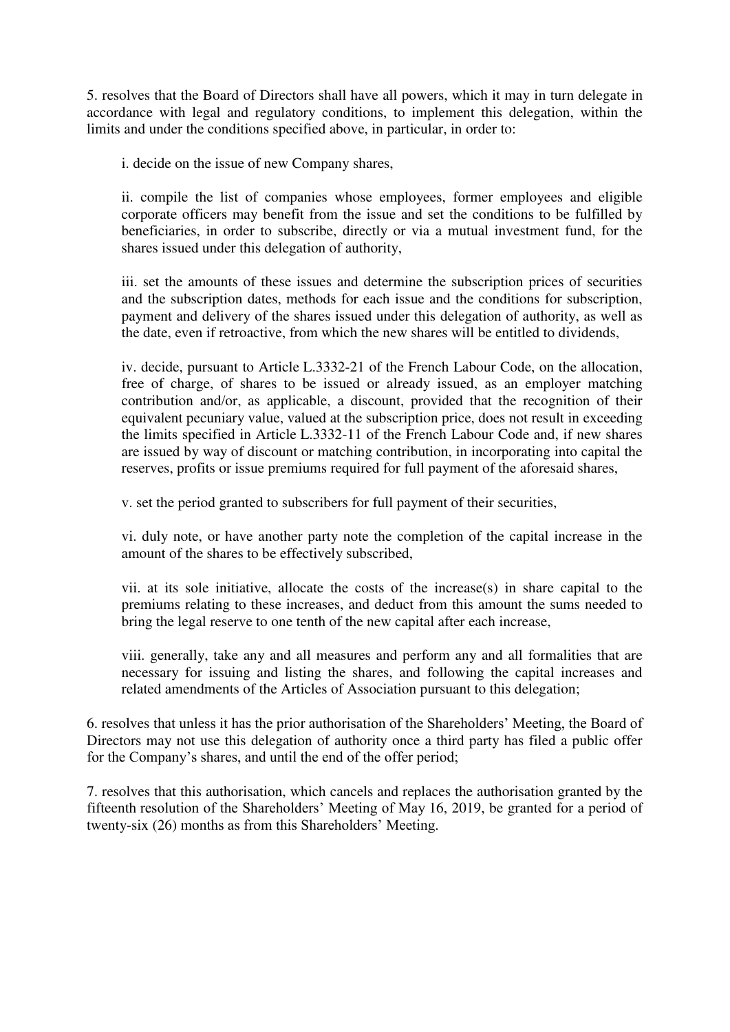5. resolves that the Board of Directors shall have all powers, which it may in turn delegate in accordance with legal and regulatory conditions, to implement this delegation, within the limits and under the conditions specified above, in particular, in order to:

i. decide on the issue of new Company shares,

ii. compile the list of companies whose employees, former employees and eligible corporate officers may benefit from the issue and set the conditions to be fulfilled by beneficiaries, in order to subscribe, directly or via a mutual investment fund, for the shares issued under this delegation of authority,

iii. set the amounts of these issues and determine the subscription prices of securities and the subscription dates, methods for each issue and the conditions for subscription, payment and delivery of the shares issued under this delegation of authority, as well as the date, even if retroactive, from which the new shares will be entitled to dividends,

iv. decide, pursuant to Article L.3332-21 of the French Labour Code, on the allocation, free of charge, of shares to be issued or already issued, as an employer matching contribution and/or, as applicable, a discount, provided that the recognition of their equivalent pecuniary value, valued at the subscription price, does not result in exceeding the limits specified in Article L.3332-11 of the French Labour Code and, if new shares are issued by way of discount or matching contribution, in incorporating into capital the reserves, profits or issue premiums required for full payment of the aforesaid shares,

v. set the period granted to subscribers for full payment of their securities,

vi. duly note, or have another party note the completion of the capital increase in the amount of the shares to be effectively subscribed,

vii. at its sole initiative, allocate the costs of the increase(s) in share capital to the premiums relating to these increases, and deduct from this amount the sums needed to bring the legal reserve to one tenth of the new capital after each increase,

viii. generally, take any and all measures and perform any and all formalities that are necessary for issuing and listing the shares, and following the capital increases and related amendments of the Articles of Association pursuant to this delegation;

6. resolves that unless it has the prior authorisation of the Shareholders' Meeting, the Board of Directors may not use this delegation of authority once a third party has filed a public offer for the Company's shares, and until the end of the offer period;

7. resolves that this authorisation, which cancels and replaces the authorisation granted by the fifteenth resolution of the Shareholders' Meeting of May 16, 2019, be granted for a period of twenty-six (26) months as from this Shareholders' Meeting.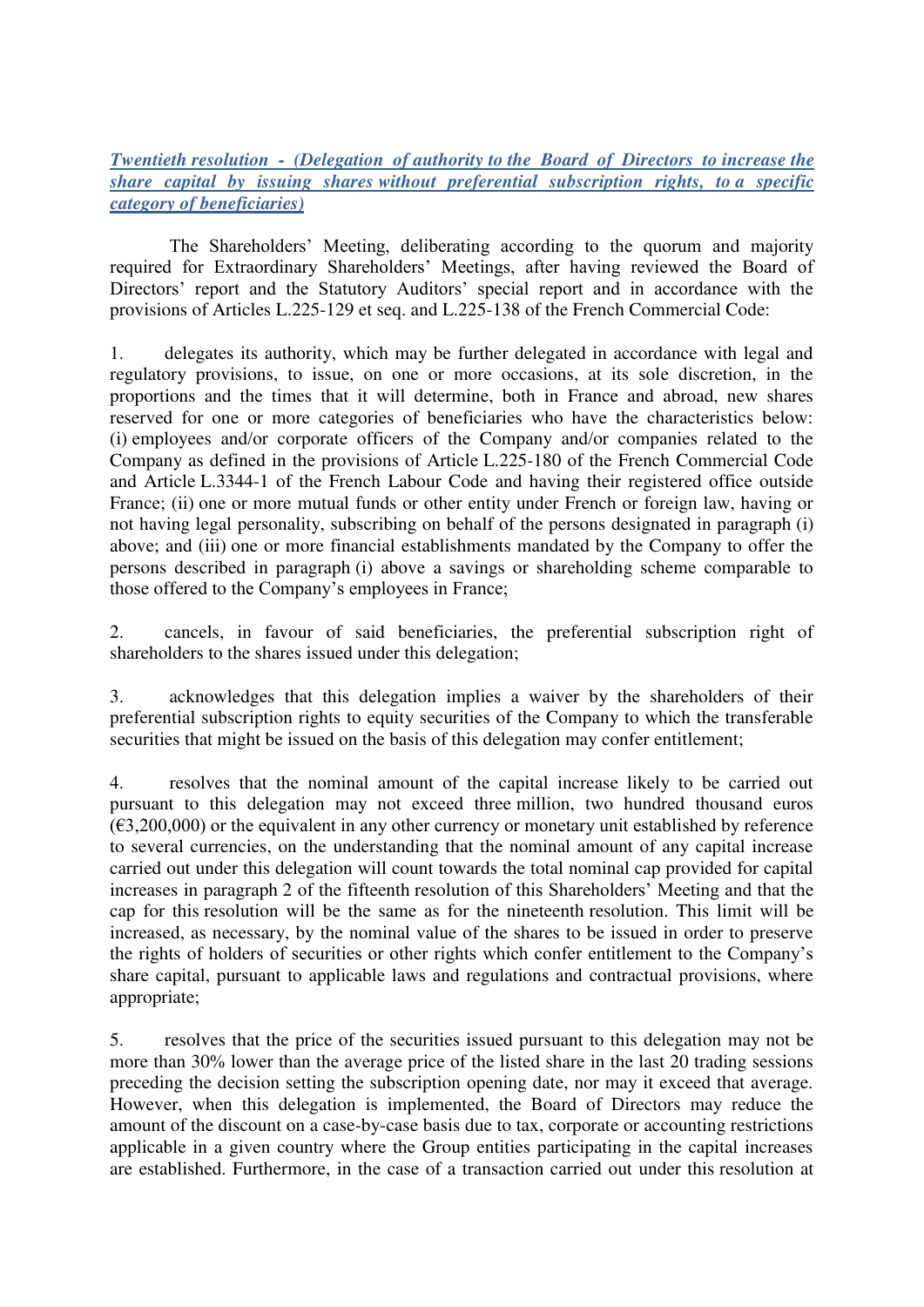***Twentieth resolution - (Delegation of authority to the Board of Directors to increase the share capital by issuing shares without preferential subscription rights, to a specific category of beneficiaries)***

The Shareholders' Meeting, deliberating according to the quorum and majority required for Extraordinary Shareholders' Meetings, after having reviewed the Board of Directors' report and the Statutory Auditors' special report and in accordance with the provisions of Articles L.225-129 et seq. and L.225-138 of the French Commercial Code:

1. delegates its authority, which may be further delegated in accordance with legal and regulatory provisions, to issue, on one or more occasions, at its sole discretion, in the proportions and the times that it will determine, both in France and abroad, new shares reserved for one or more categories of beneficiaries who have the characteristics below: (i) employees and/or corporate officers of the Company and/or companies related to the Company as defined in the provisions of Article L.225-180 of the French Commercial Code and Article L.3344-1 of the French Labour Code and having their registered office outside France; (ii) one or more mutual funds or other entity under French or foreign law, having or not having legal personality, subscribing on behalf of the persons designated in paragraph (i) above; and (iii) one or more financial establishments mandated by the Company to offer the persons described in paragraph (i) above a savings or shareholding scheme comparable to those offered to the Company's employees in France;

2. cancels, in favour of said beneficiaries, the preferential subscription right of shareholders to the shares issued under this delegation;

3. acknowledges that this delegation implies a waiver by the shareholders of their preferential subscription rights to equity securities of the Company to which the transferable securities that might be issued on the basis of this delegation may confer entitlement;

4. resolves that the nominal amount of the capital increase likely to be carried out pursuant to this delegation may not exceed three million, two hundred thousand euros (€3,200,000) or the equivalent in any other currency or monetary unit established by reference to several currencies, on the understanding that the nominal amount of any capital increase carried out under this delegation will count towards the total nominal cap provided for capital increases in paragraph 2 of the fifteenth resolution of this Shareholders' Meeting and that the cap for this resolution will be the same as for the nineteenth resolution. This limit will be increased, as necessary, by the nominal value of the shares to be issued in order to preserve the rights of holders of securities or other rights which confer entitlement to the Company's share capital, pursuant to applicable laws and regulations and contractual provisions, where appropriate;

5. resolves that the price of the securities issued pursuant to this delegation may not be more than 30% lower than the average price of the listed share in the last 20 trading sessions preceding the decision setting the subscription opening date, nor may it exceed that average. However, when this delegation is implemented, the Board of Directors may reduce the amount of the discount on a case-by-case basis due to tax, corporate or accounting restrictions applicable in a given country where the Group entities participating in the capital increases are established. Furthermore, in the case of a transaction carried out under this resolution at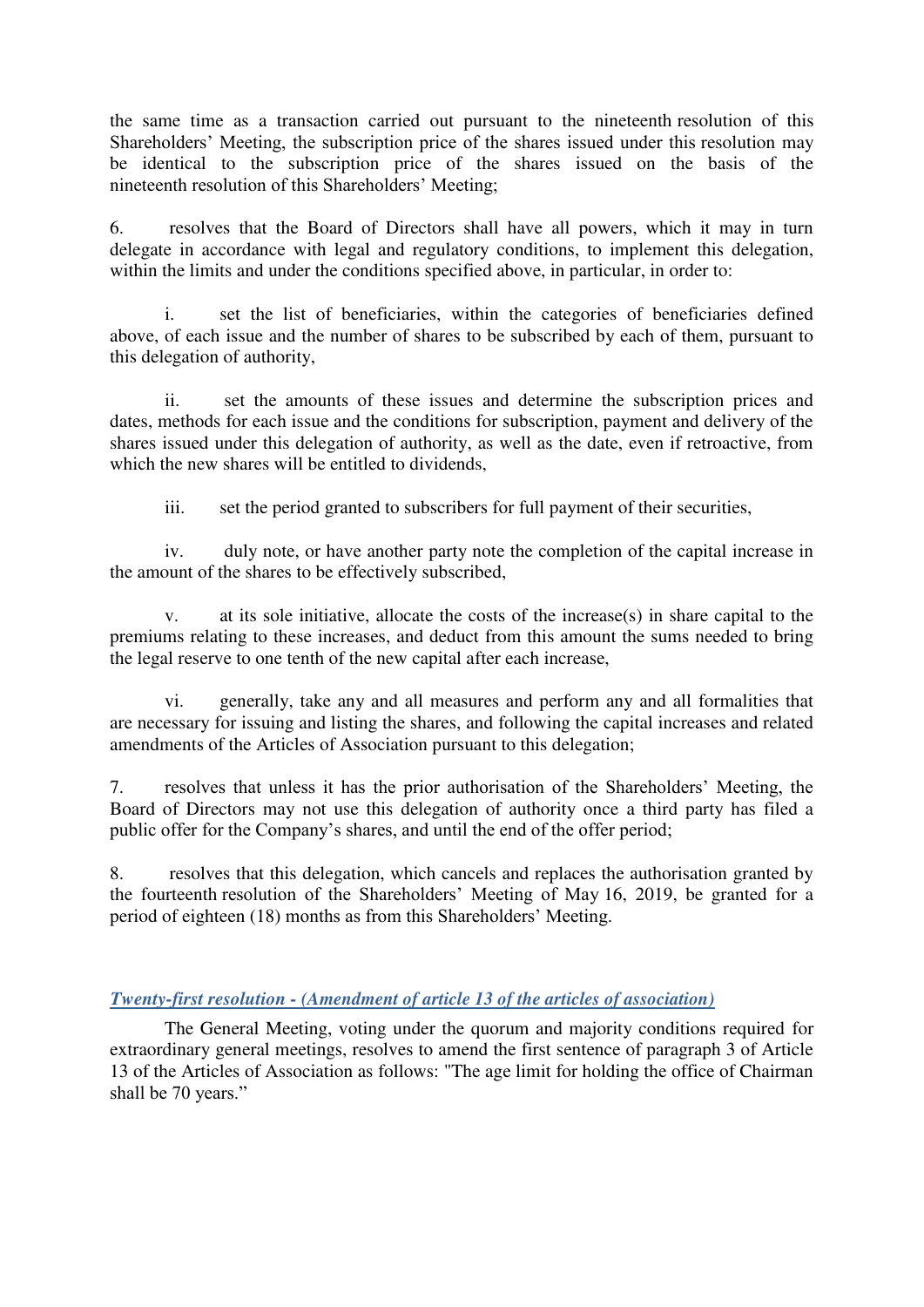the same time as a transaction carried out pursuant to the nineteenth resolution of this Shareholders' Meeting, the subscription price of the shares issued under this resolution may be identical to the subscription price of the shares issued on the basis of the nineteenth resolution of this Shareholders' Meeting;

6. resolves that the Board of Directors shall have all powers, which it may in turn delegate in accordance with legal and regulatory conditions, to implement this delegation, within the limits and under the conditions specified above, in particular, in order to:

i. set the list of beneficiaries, within the categories of beneficiaries defined above, of each issue and the number of shares to be subscribed by each of them, pursuant to this delegation of authority,

ii. set the amounts of these issues and determine the subscription prices and dates, methods for each issue and the conditions for subscription, payment and delivery of the shares issued under this delegation of authority, as well as the date, even if retroactive, from which the new shares will be entitled to dividends,

iii. set the period granted to subscribers for full payment of their securities,

iv. duly note, or have another party note the completion of the capital increase in the amount of the shares to be effectively subscribed,

v. at its sole initiative, allocate the costs of the increase(s) in share capital to the premiums relating to these increases, and deduct from this amount the sums needed to bring the legal reserve to one tenth of the new capital after each increase,

vi. generally, take any and all measures and perform any and all formalities that are necessary for issuing and listing the shares, and following the capital increases and related amendments of the Articles of Association pursuant to this delegation;

7. resolves that unless it has the prior authorisation of the Shareholders' Meeting, the Board of Directors may not use this delegation of authority once a third party has filed a public offer for the Company's shares, and until the end of the offer period;

8. resolves that this delegation, which cancels and replaces the authorisation granted by the fourteenth resolution of the Shareholders' Meeting of May 16, 2019, be granted for a period of eighteen (18) months as from this Shareholders' Meeting.

***Twenty-first resolution - (Amendment of article 13 of the articles of association)***

The General Meeting, voting under the quorum and majority conditions required for extraordinary general meetings, resolves to amend the first sentence of paragraph 3 of Article 13 of the Articles of Association as follows: "The age limit for holding the office of Chairman shall be 70 years."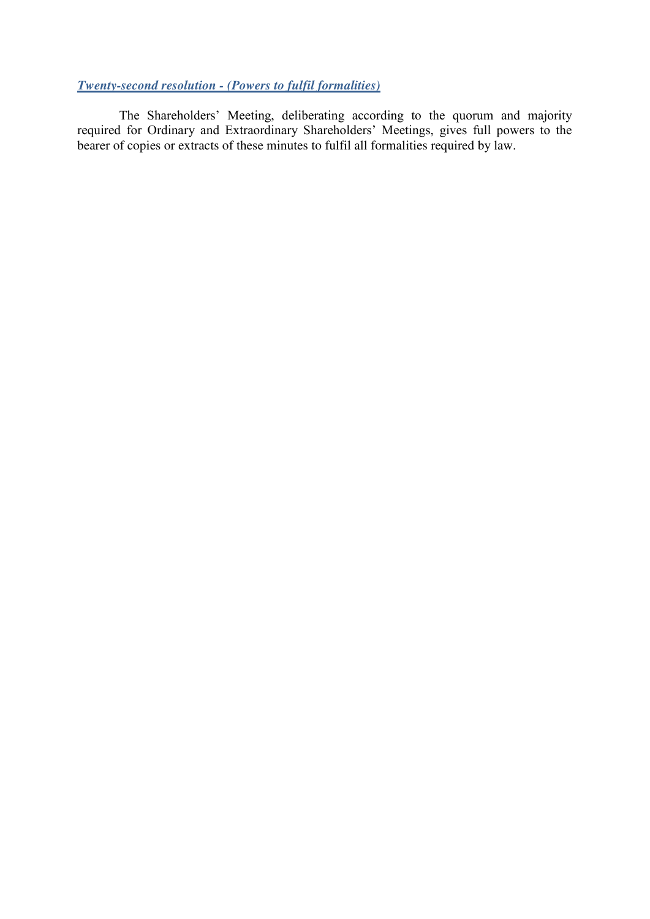***Twenty-second resolution - (Powers to fulfil formalities)***

The Shareholders' Meeting, deliberating according to the quorum and majority required for Ordinary and Extraordinary Shareholders' Meetings, gives full powers to the bearer of copies or extracts of these minutes to fulfil all formalities required by law.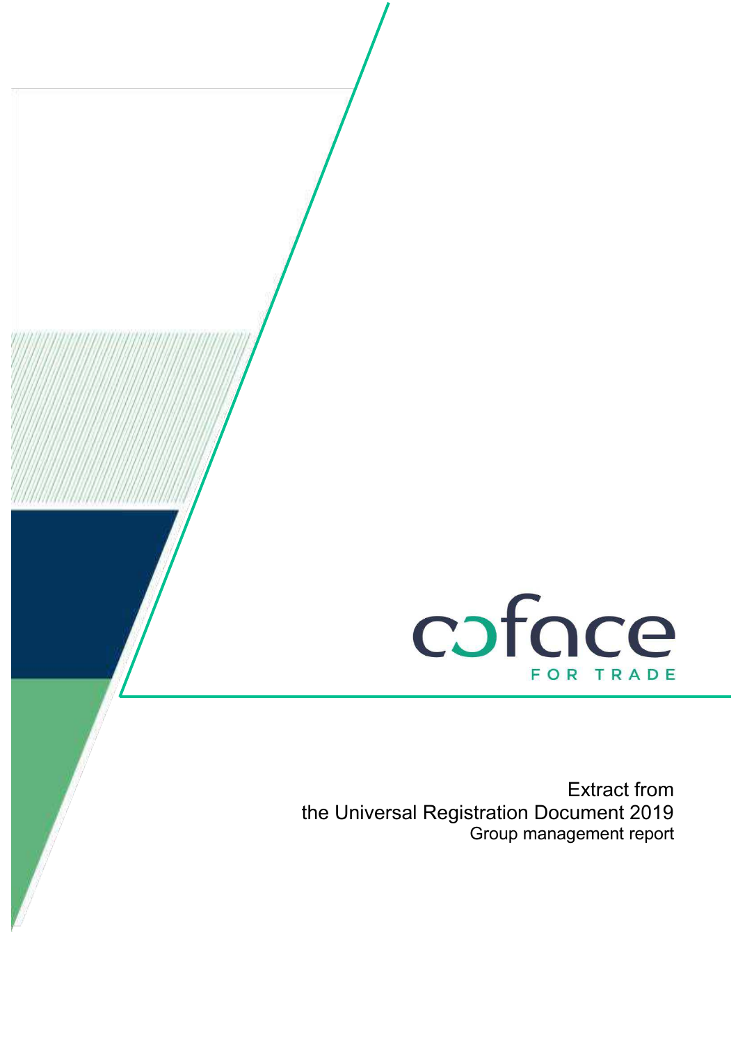coface

FOR TRADE

Extract from
the Universal Registration Document 2019
Group management report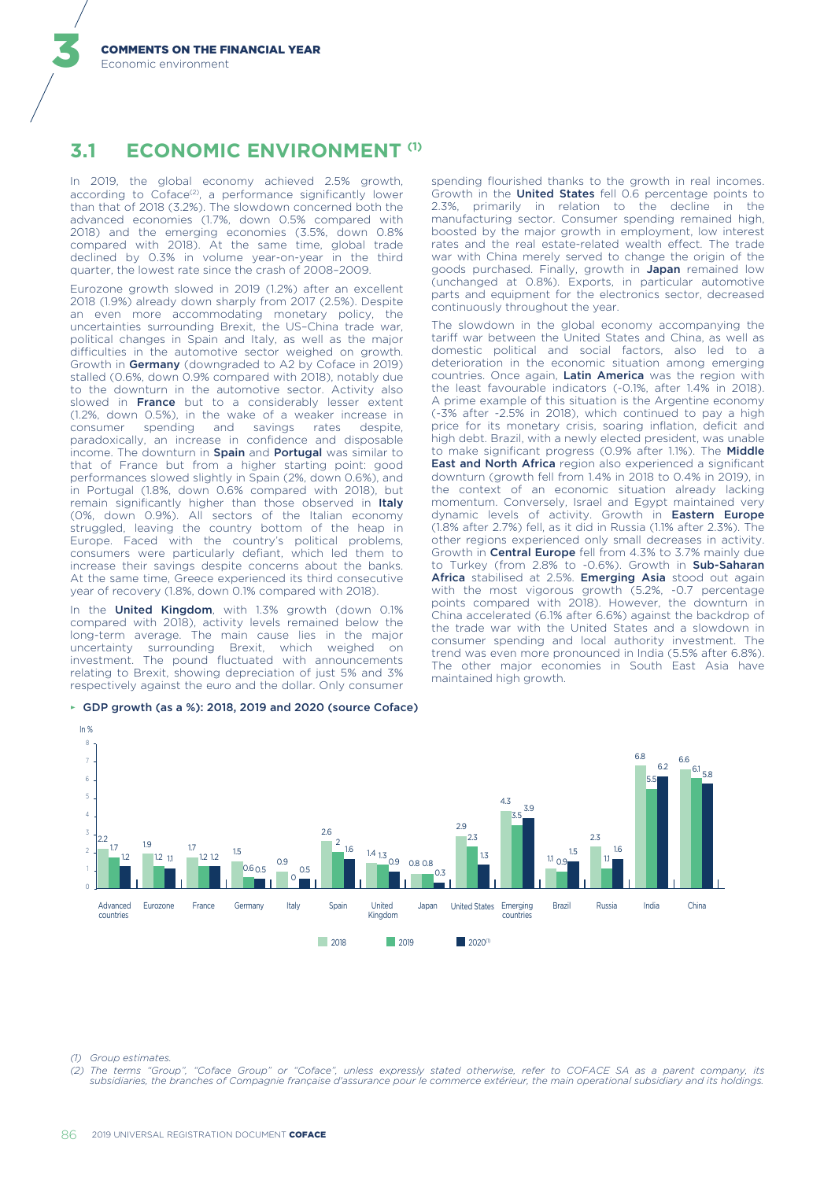## 3.1 ECONOMIC ENVIRONMENT [1]

In 2019, the global economy achieved 2.5% growth, according to Coface[2], a performance significantly lower than that of 2018 (3.2%). The slowdown concerned both the advanced economies (1.7%, down 0.5% compared with 2018) and the emerging economies (3.5%, down 0.8% compared with 2018). At the same time, global trade declined by 0.3% in volume year-on-year in the third quarter, the lowest rate since the crash of 2008–2009.

Eurozone growth slowed in 2019 (1.2%) after an excellent 2018 (1.9%) already down sharply from 2017 (2.5%). Despite an even more accommodating monetary policy, the uncertainties surrounding Brexit, the US–China trade war, political changes in Spain and Italy, as well as the major difficulties in the automotive sector weighed on growth. Growth in **Germany** (downgraded to A2 by Coface in 2019) stalled (0.6%, down 0.9% compared with 2018), notably due to the downturn in the automotive sector. Activity also slowed in **France** but to a considerably lesser extent (1.2%, down 0.5%), in the wake of a weaker increase in consumer spending and savings rates despite, paradoxically, an increase in confidence and disposable income. The downturn in **Spain** and **Portugal** was similar to that of France but from a higher starting point: good performances slowed slightly in Spain (2%, down 0.6%), and in Portugal (1.8%, down 0.6% compared with 2018), but remain significantly higher than those observed in **Italy** (0%, down 0.9%). All sectors of the Italian economy struggled, leaving the country bottom of the heap in Europe. Faced with the country's political problems, consumers were particularly defiant, which led them to increase their savings despite concerns about the banks. At the same time, Greece experienced its third consecutive year of recovery (1.8%, down 0.1% compared with 2018).

In the **United Kingdom**, with 1.3% growth (down 0.1% compared with 2018), activity levels remained below the long-term average. The main cause lies in the major uncertainty surrounding Brexit, which weighed on investment. The pound fluctuated with announcements relating to Brexit, showing depreciation of just 5% and 3% respectively against the euro and the dollar. Only consumer spending flourished thanks to the growth in real incomes. Growth in the **United States** fell 0.6 percentage points to 2.3%, primarily in relation to the decline in the manufacturing sector. Consumer spending remained high, boosted by the major growth in employment, low interest rates and the real estate-related wealth effect. The trade war with China merely served to change the origin of the goods purchased. Finally, growth in **Japan** remained low (unchanged at 0.8%). Exports, in particular automotive parts and equipment for the electronics sector, decreased continuously throughout the year.

The slowdown in the global economy accompanying the tariff war between the United States and China, as well as domestic political and social factors, also led to a deterioration in the economic situation among emerging countries. Once again, **Latin America** was the region with the least favourable indicators (-0.1%, after 1.4% in 2018). A prime example of this situation is the Argentine economy (-3% after -2.5% in 2018), which continued to pay a high price for its monetary crisis, soaring inflation, deficit and high debt. Brazil, with a newly elected president, was unable to make significant progress (0.9% after 1.1%). The **Middle East and North Africa** region also experienced a significant downturn (growth fell from 1.4% in 2018 to 0.4% in 2019), in the context of an economic situation already lacking momentum. Conversely, Israel and Egypt maintained very dynamic levels of activity. Growth in **Eastern Europe** (1.8% after 2.7%) fell, as it did in Russia (1.1% after 2.3%). The other regions experienced only small decreases in activity. Growth in **Central Europe** fell from 4.3% to 3.7% mainly due to Turkey (from 2.8% to -0.6%). Growth in **Sub-Saharan Africa** stabilised at 2.5%. **Emerging Asia** stood out again with the most vigorous growth (5.2%, -0.7 percentage points compared with 2018). However, the downturn in China accelerated (6.1% after 6.6%) against the backdrop of the trade war with the United States and a slowdown in consumer spending and local authority investment. The trend was even more pronounced in India (5.5% after 6.8%). The other major economies in South East Asia have maintained high growth.

**GDP growth (as a %): 2018, 2019 and 2020 (source Coface)**

In %

| | 2018 | 2019 | 2020[1] |
|---|---|---|---|
| Advanced countries | 2.2 | 1.7 | 1.2 |
| Eurozone | 1.9 | 1.2 | 1.1 |
| France | 1.7 | 1.2 | 1.2 |
| Germany | 1.5 | 0.6 | 0.5 |
| Italy | 0.9 | 0 | 0.5 |
| Spain | 2.6 | 2 | 1.6 |
| United Kingdom | 1.4 | 1.3 | 0.9 |
| Japan | 0.8 | 0.8 | 0.3 |
| United States | 2.9 | 2.3 | 1.3 |
| Emerging countries | 4.3 | 3.5 | 3.9 |
| Brazil | 1.1 | 0.9 | 1.5 |
| Russia | 2.3 | 1.1 | 1.6 |
| India | 6.8 | 5.5 | 6.2 |
| China | 6.6 | 6.1 | 5.8 |

*(1) Group estimates.*

*(2) The terms "Group", "Coface Group" or "Coface", unless expressly stated otherwise, refer to COFACE SA as a parent company, its subsidiaries, the branches of Compagnie française d'assurance pour le commerce extérieur, the main operational subsidiary and its holdings.*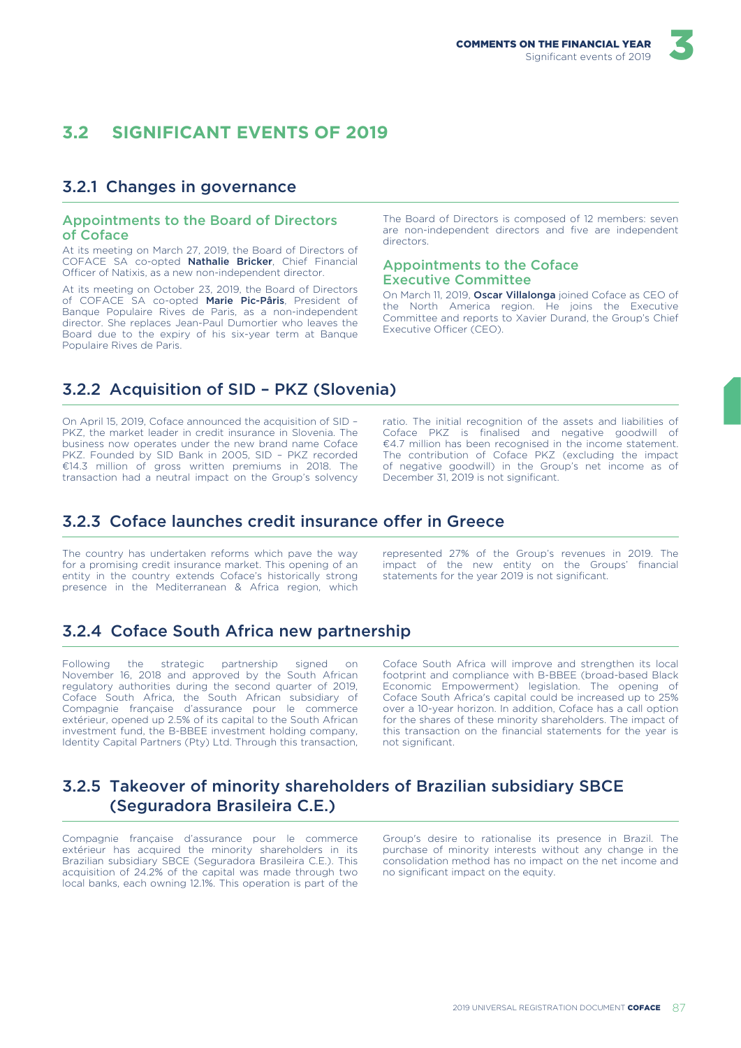## 3.2 SIGNIFICANT EVENTS OF 2019

### 3.2.1 Changes in governance

#### Appointments to the Board of Directors of Coface

At its meeting on March 27, 2019, the Board of Directors of COFACE SA co-opted **Nathalie Bricker**, Chief Financial Officer of Natixis, as a new non-independent director.

At its meeting on October 23, 2019, the Board of Directors of COFACE SA co-opted **Marie Pic-Pâris**, President of Banque Populaire Rives de Paris, as a non-independent director. She replaces Jean-Paul Dumortier who leaves the Board due to the expiry of his six-year term at Banque Populaire Rives de Paris.

The Board of Directors is composed of 12 members: seven are non-independent directors and five are independent directors.

#### Appointments to the Coface Executive Committee

On March 11, 2019, **Oscar Villalonga** joined Coface as CEO of the North America region. He joins the Executive Committee and reports to Xavier Durand, the Group's Chief Executive Officer (CEO).

### 3.2.2 Acquisition of SID – PKZ (Slovenia)

On April 15, 2019, Coface announced the acquisition of SID – PKZ, the market leader in credit insurance in Slovenia. The business now operates under the new brand name Coface PKZ. Founded by SID Bank in 2005, SID – PKZ recorded €14.3 million of gross written premiums in 2018. The transaction had a neutral impact on the Group's solvency ratio. The initial recognition of the assets and liabilities of Coface PKZ is finalised and negative goodwill of €4.7 million has been recognised in the income statement. The contribution of Coface PKZ (excluding the impact of negative goodwill) in the Group's net income as of December 31, 2019 is not significant.

### 3.2.3 Coface launches credit insurance offer in Greece

The country has undertaken reforms which pave the way for a promising credit insurance market. This opening of an entity in the country extends Coface's historically strong presence in the Mediterranean & Africa region, which represented 27% of the Group's revenues in 2019. The impact of the new entity on the Groups' financial statements for the year 2019 is not significant.

### 3.2.4 Coface South Africa new partnership

Following the strategic partnership signed on November 16, 2018 and approved by the South African regulatory authorities during the second quarter of 2019, Coface South Africa, the South African subsidiary of Compagnie française d'assurance pour le commerce extérieur, opened up 2.5% of its capital to the South African investment fund, the B-BBEE investment holding company, Identity Capital Partners (Pty) Ltd. Through this transaction, Coface South Africa will improve and strengthen its local footprint and compliance with B-BBEE (broad-based Black Economic Empowerment) legislation. The opening of Coface South Africa's capital could be increased up to 25% over a 10-year horizon. In addition, Coface has a call option for the shares of these minority shareholders. The impact of this transaction on the financial statements for the year is not significant.

### 3.2.5 Takeover of minority shareholders of Brazilian subsidiary SBCE (Seguradora Brasileira C.E.)

Compagnie française d'assurance pour le commerce extérieur has acquired the minority shareholders in its Brazilian subsidiary SBCE (Seguradora Brasileira C.E.). This acquisition of 24.2% of the capital was made through two local banks, each owning 12.1%. This operation is part of the Group's desire to rationalise its presence in Brazil. The purchase of minority interests without any change in the consolidation method has no impact on the net income and no significant impact on the equity.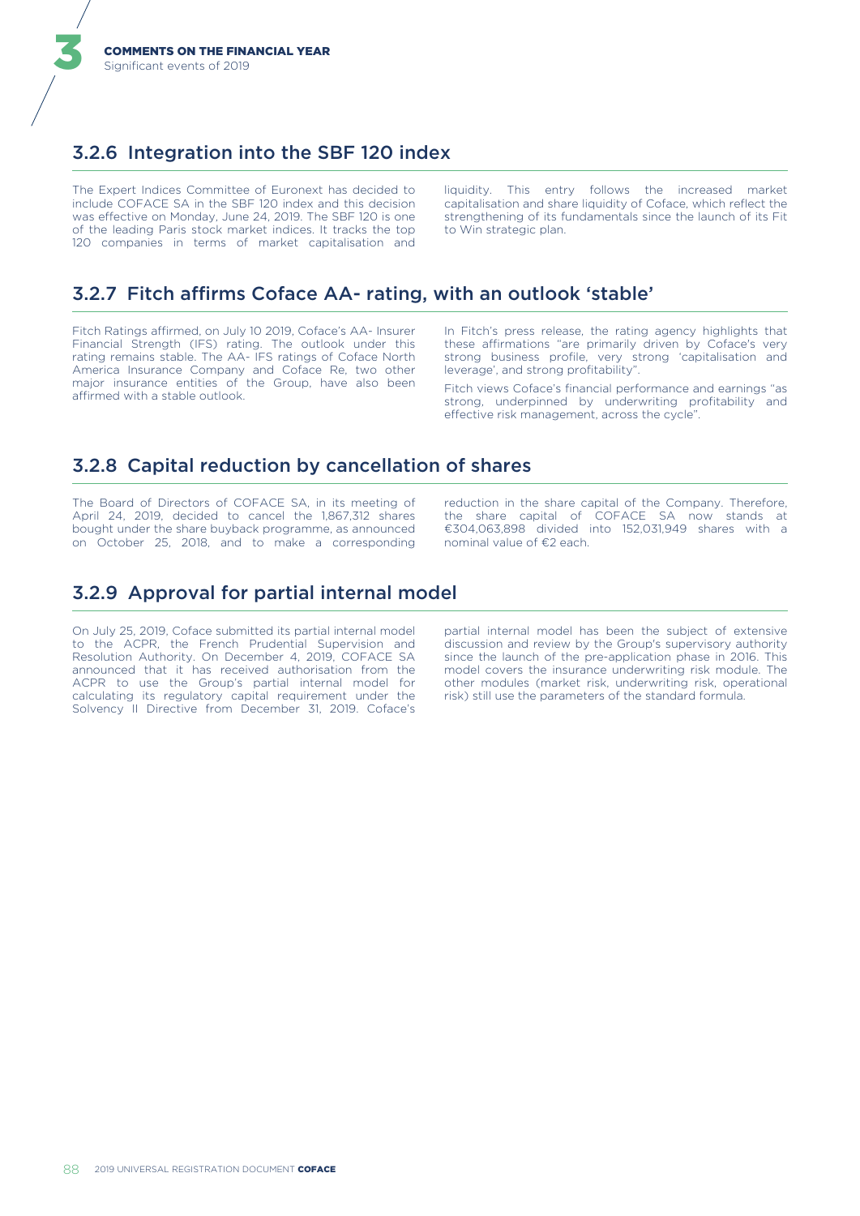## 3.2.6 Integration into the SBF 120 index

The Expert Indices Committee of Euronext has decided to include COFACE SA in the SBF 120 index and this decision was effective on Monday, June 24, 2019. The SBF 120 is one of the leading Paris stock market indices. It tracks the top 120 companies in terms of market capitalisation and liquidity. This entry follows the increased market capitalisation and share liquidity of Coface, which reflect the strengthening of its fundamentals since the launch of its Fit to Win strategic plan.

## 3.2.7 Fitch affirms Coface AA- rating, with an outlook 'stable'

Fitch Ratings affirmed, on July 10 2019, Coface's AA- Insurer Financial Strength (IFS) rating. The outlook under this rating remains stable. The AA- IFS ratings of Coface North America Insurance Company and Coface Re, two other major insurance entities of the Group, have also been affirmed with a stable outlook.

In Fitch's press release, the rating agency highlights that these affirmations "are primarily driven by Coface's very strong business profile, very strong 'capitalisation and leverage', and strong profitability".

Fitch views Coface's financial performance and earnings "as strong, underpinned by underwriting profitability and effective risk management, across the cycle".

## 3.2.8 Capital reduction by cancellation of shares

The Board of Directors of COFACE SA, in its meeting of April 24, 2019, decided to cancel the 1,867,312 shares bought under the share buyback programme, as announced on October 25, 2018, and to make a corresponding reduction in the share capital of the Company. Therefore, the share capital of COFACE SA now stands at €304,063,898 divided into 152,031,949 shares with a nominal value of €2 each.

## 3.2.9 Approval for partial internal model

On July 25, 2019, Coface submitted its partial internal model to the ACPR, the French Prudential Supervision and Resolution Authority. On December 4, 2019, COFACE SA announced that it has received authorisation from the ACPR to use the Group's partial internal model for calculating its regulatory capital requirement under the Solvency II Directive from December 31, 2019. Coface's partial internal model has been the subject of extensive discussion and review by the Group's supervisory authority since the launch of the pre-application phase in 2016. This model covers the insurance underwriting risk module. The other modules (market risk, underwriting risk, operational risk) still use the parameters of the standard formula.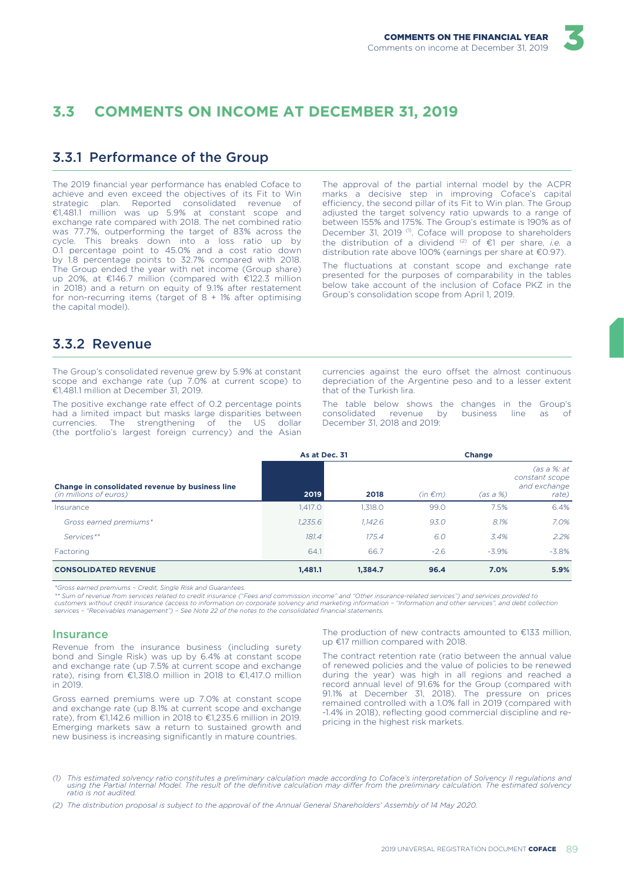# 3.3 COMMENTS ON INCOME AT DECEMBER 31, 2019

## 3.3.1 Performance of the Group

The 2019 financial year performance has enabled Coface to achieve and even exceed the objectives of its Fit to Win strategic plan. Reported consolidated revenue of €1,481.1 million was up 5.9% at constant scope and exchange rate compared with 2018. The net combined ratio was 77.7%, outperforming the target of 83% across the cycle. This breaks down into a loss ratio up by 0.1 percentage point to 45.0% and a cost ratio down by 1.8 percentage points to 32.7% compared with 2018. The Group ended the year with net income (Group share) up 20%, at €146.7 million (compared with €122.3 million in 2018) and a return on equity of 9.1% after restatement for non-recurring items (target of 8 + 1% after optimising the capital model).

The approval of the partial internal model by the ACPR marks a decisive step in improving Coface's capital efficiency, the second pillar of its Fit to Win plan. The Group adjusted the target solvency ratio upwards to a range of between 155% and 175%. The Group's estimate is 190% as of December 31, 2019 [(1)]. Coface will propose to shareholders the distribution of a dividend [(2)] of €1 per share, *i.e.* a distribution rate above 100% (earnings per share at €0.97).

The fluctuations at constant scope and exchange rate presented for the purposes of comparability in the tables below take account of the inclusion of Coface PKZ in the Group's consolidation scope from April 1, 2019.

## 3.3.2 Revenue

The Group's consolidated revenue grew by 5.9% at constant scope and exchange rate (up 7.0% at current scope) to €1,481.1 million at December 31, 2019.

The positive exchange rate effect of 0.2 percentage points had a limited impact but masks large disparities between currencies. The strengthening of the US dollar (the portfolio's largest foreign currency) and the Asian currencies against the euro offset the almost continuous depreciation of the Argentine peso and to a lesser extent that of the Turkish lira.

The table below shows the changes in the Group's consolidated revenue by business line as of December 31, 2018 and 2019:

| Change in consolidated revenue by business line *(in millions of euros)* | As at Dec. 31 | | Change | | |
|---|---|---|---|---|---|
| | **2019** | **2018** | *(in €m)* | *(as a %)* | *(as a %: at constant scope and exchange rate)* |
| Insurance | 1,417.0 | 1,318.0 | 99.0 | 7.5% | 6.4% |
| *Gross earned premiums** | *1,235.6* | *1,142.6* | *93.0* | *8.1%* | *7.0%* |
| *Services*** | *181.4* | *175.4* | *6.0* | *3.4%* | *2.2%* |
| Factoring | 64.1 | 66.7 | -2.6 | -3.9% | -3.8% |
| **CONSOLIDATED REVENUE** | **1,481.1** | **1,384.7** | **96.4** | **7.0%** | **5.9%** |

*\*Gross earned premiums – Credit, Single Risk and Guarantees.*

*\*\* Sum of revenue from services related to credit insurance ("Fees and commission income" and "Other insurance-related services") and services provided to customers without credit insurance (access to information on corporate solvency and marketing information – "Information and other services", and debt collection services – "Receivables management") – See Note 22 of the notes to the consolidated financial statements.*

### Insurance

Revenue from the insurance business (including surety bond and Single Risk) was up by 6.4% at constant scope and exchange rate (up 7.5% at current scope and exchange rate), rising from €1,318.0 million in 2018 to €1,417.0 million in 2019.

Gross earned premiums were up 7.0% at constant scope and exchange rate (up 8.1% at current scope and exchange rate), from €1,142.6 million in 2018 to €1,235.6 million in 2019. Emerging markets saw a return to sustained growth and new business is increasing significantly in mature countries.

The production of new contracts amounted to €133 million, up €17 million compared with 2018.

The contract retention rate (ratio between the annual value of renewed policies and the value of policies to be renewed during the year) was high in all regions and reached a record annual level of 91.6% for the Group (compared with 91.1% at December 31, 2018). The pressure on prices remained controlled with a 1.0% fall in 2019 (compared with -1.4% in 2018), reflecting good commercial discipline and re-pricing in the highest risk markets.

*(1) This estimated solvency ratio constitutes a preliminary calculation made according to Coface's interpretation of Solvency II regulations and using the Partial Internal Model. The result of the definitive calculation may differ from the preliminary calculation. The estimated solvency ratio is not audited.*

*(2) The distribution proposal is subject to the approval of the Annual General Shareholders' Assembly of 14 May 2020.*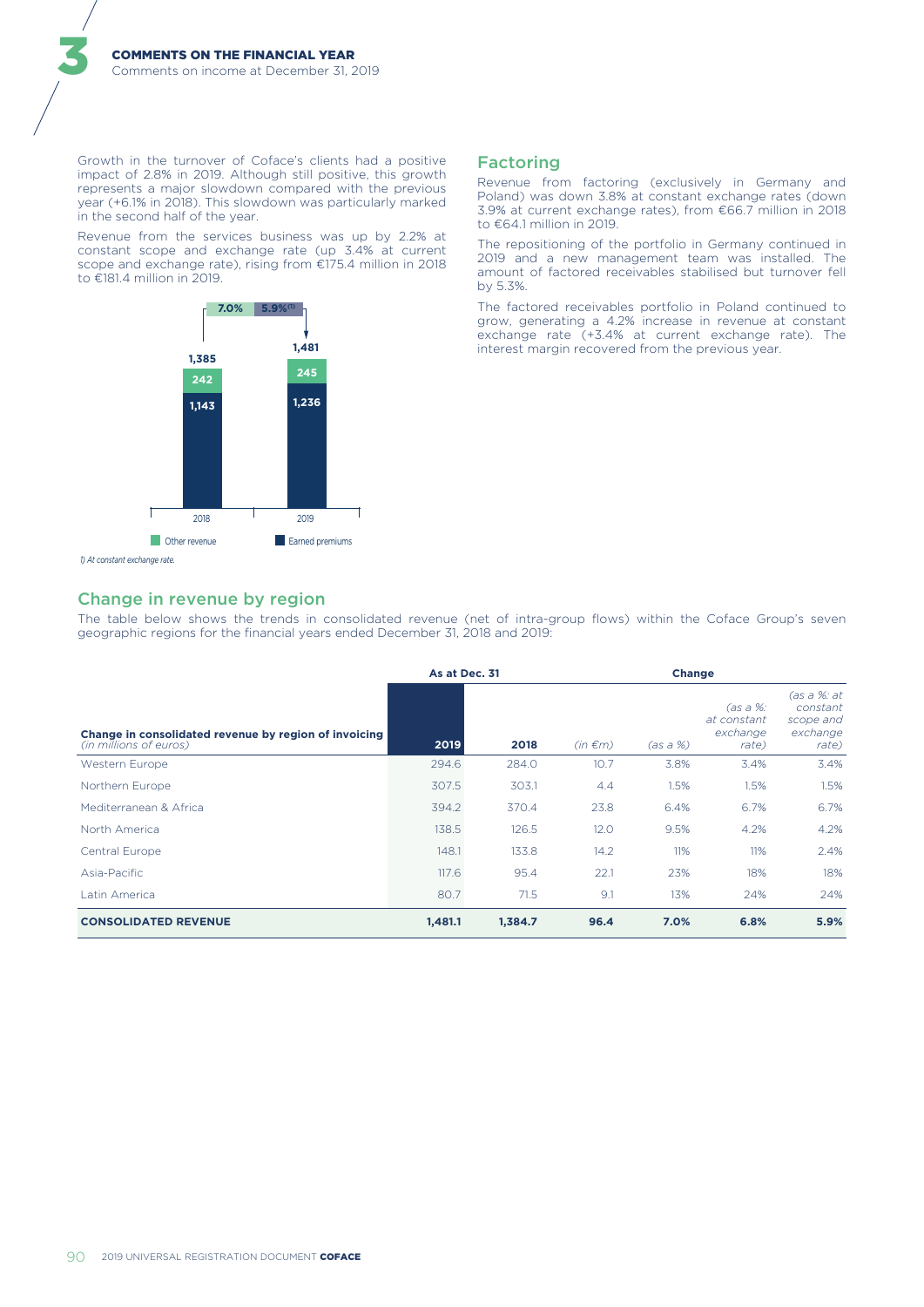Growth in the turnover of Coface's clients had a positive impact of 2.8% in 2019. Although still positive, this growth represents a major slowdown compared with the previous year (+6.1% in 2018). This slowdown was particularly marked in the second half of the year.

Revenue from the services business was up by 2.2% at constant scope and exchange rate (up 3.4% at current scope and exchange rate), rising from €175.4 million in 2018 to €181.4 million in 2019.

| | 2018 | 2019 |
|---|---|---|
| Other revenue | 242 | 245 |
| Earned premiums | 1,143 | 1,236 |
| Total | 1,385 | 1,481 |
| Change | | 7.0% / 5.9%[1] |

1) At constant exchange rate.

## Factoring

Revenue from factoring (exclusively in Germany and Poland) was down 3.8% at constant exchange rates (down 3.9% at current exchange rates), from €66.7 million in 2018 to €64.1 million in 2019.

The repositioning of the portfolio in Germany continued in 2019 and a new management team was installed. The amount of factored receivables stabilised but turnover fell by 5.3%.

The factored receivables portfolio in Poland continued to grow, generating a 4.2% increase in revenue at constant exchange rate (+3.4% at current exchange rate). The interest margin recovered from the previous year.

## Change in revenue by region

The table below shows the trends in consolidated revenue (net of intra-group flows) within the Coface Group's seven geographic regions for the financial years ended December 31, 2018 and 2019:

| Change in consolidated revenue by region of invoicing *(in millions of euros)* | As at Dec. 31 2019 | 2018 | Change *(in €m)* | *(as a %)* | *(as a %: at constant exchange rate)* | *(as a %: at constant scope and exchange rate)* |
|---|---|---|---|---|---|---|
| Western Europe | 294.6 | 284.0 | 10.7 | 3.8% | 3.4% | 3.4% |
| Northern Europe | 307.5 | 303.1 | 4.4 | 1.5% | 1.5% | 1.5% |
| Mediterranean & Africa | 394.2 | 370.4 | 23.8 | 6.4% | 6.7% | 6.7% |
| North America | 138.5 | 126.5 | 12.0 | 9.5% | 4.2% | 4.2% |
| Central Europe | 148.1 | 133.8 | 14.2 | 11% | 11% | 2.4% |
| Asia-Pacific | 117.6 | 95.4 | 22.1 | 23% | 18% | 18% |
| Latin America | 80.7 | 71.5 | 9.1 | 13% | 24% | 24% |
| **CONSOLIDATED REVENUE** | **1,481.1** | **1,384.7** | **96.4** | **7.0%** | **6.8%** | **5.9%** |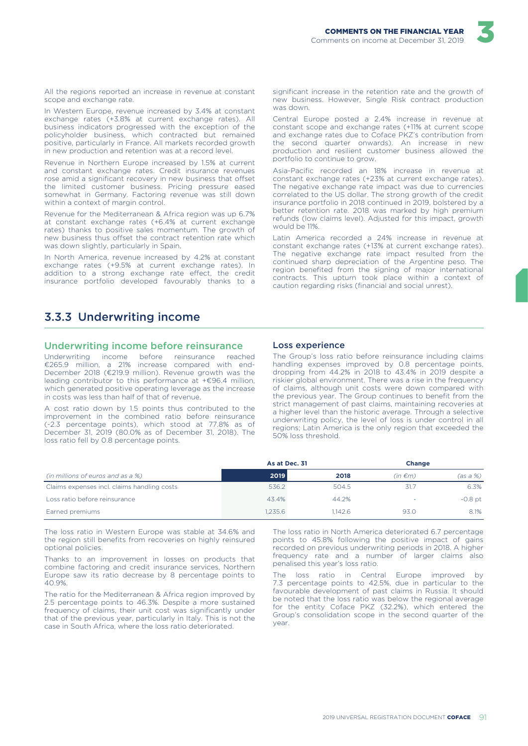All the regions reported an increase in revenue at constant scope and exchange rate.

In Western Europe, revenue increased by 3.4% at constant exchange rates (+3.8% at current exchange rates). All business indicators progressed with the exception of the policyholder business, which contracted but remained positive, particularly in France. All markets recorded growth in new production and retention was at a record level.

Revenue in Northern Europe increased by 1.5% at current and constant exchange rates. Credit insurance revenues rose amid a significant recovery in new business that offset the limited customer business. Pricing pressure eased somewhat in Germany. Factoring revenue was still down within a context of margin control.

Revenue for the Mediterranean & Africa region was up 6.7% at constant exchange rates (+6.4% at current exchange rates) thanks to positive sales momentum. The growth of new business thus offset the contract retention rate which was down slightly, particularly in Spain.

In North America, revenue increased by 4.2% at constant exchange rates (+9.5% at current exchange rates). In addition to a strong exchange rate effect, the credit insurance portfolio developed favourably thanks to a significant increase in the retention rate and the growth of new business. However, Single Risk contract production was down.

Central Europe posted a 2.4% increase in revenue at constant scope and exchange rates (+11% at current scope and exchange rates due to Coface PKZ's contribution from the second quarter onwards). An increase in new production and resilient customer business allowed the portfolio to continue to grow.

Asia-Pacific recorded an 18% increase in revenue at constant exchange rates (+23% at current exchange rates). The negative exchange rate impact was due to currencies correlated to the US dollar. The strong growth of the credit insurance portfolio in 2018 continued in 2019, bolstered by a better retention rate. 2018 was marked by high premium refunds (low claims level). Adjusted for this impact, growth would be 11%.

Latin America recorded a 24% increase in revenue at constant exchange rates (+13% at current exchange rates). The negative exchange rate impact resulted from the continued sharp depreciation of the Argentine peso. The region benefited from the signing of major international contracts. This upturn took place within a context of caution regarding risks (financial and social unrest).

## 3.3.3 Underwriting income

### Underwriting income before reinsurance

Underwriting income before reinsurance reached €265.9 million, a 21% increase compared with end-December 2018 (€219.9 million). Revenue growth was the leading contributor to this performance at +€96.4 million, which generated positive operating leverage as the increase in costs was less than half of that of revenue.

A cost ratio down by 1.5 points thus contributed to the improvement in the combined ratio before reinsurance (-2.3 percentage points), which stood at 77.8% as of December 31, 2019 (80.0% as of December 31, 2018). The loss ratio fell by 0.8 percentage points.

### Loss experience

The Group's loss ratio before reinsurance including claims handling expenses improved by 0.8 percentage points, dropping from 44.2% in 2018 to 43.4% in 2019 despite a riskier global environment. There was a rise in the frequency of claims, although unit costs were down compared with the previous year. The Group continues to benefit from the strict management of past claims, maintaining recoveries at a higher level than the historic average. Through a selective underwriting policy, the level of loss is under control in all regions; Latin America is the only region that exceeded the 50% loss threshold.

| | As at Dec. 31 | | Change | |
|---|---|---|---|---|
| *(in millions of euros and as a %)* | **2019** | **2018** | *(in €m)* | *(as a %)* |
| Claims expenses incl. claims handling costs | 536.2 | 504.5 | 31.7 | 6.3% |
| Loss ratio before reinsurance | 43.4% | 44.2% | - | -0.8 pt |
| Earned premiums | 1,235.6 | 1,142.6 | 93.0 | 8.1% |

The loss ratio in Western Europe was stable at 34.6% and the region still benefits from recoveries on highly reinsured optional policies.

Thanks to an improvement in losses on products that combine factoring and credit insurance services, Northern Europe saw its ratio decrease by 8 percentage points to 40.9%.

The ratio for the Mediterranean & Africa region improved by 2.5 percentage points to 46.3%. Despite a more sustained frequency of claims, their unit cost was significantly under that of the previous year, particularly in Italy. This is not the case in South Africa, where the loss ratio deteriorated.

The loss ratio in North America deteriorated 6.7 percentage points to 45.8% following the positive impact of gains recorded on previous underwriting periods in 2018. A higher frequency rate and a number of larger claims also penalised this year's loss ratio.

The loss ratio in Central Europe improved by 7.3 percentage points to 42.5%, due in particular to the favourable development of past claims in Russia. It should be noted that the loss ratio was below the regional average for the entity Coface PKZ (32.2%), which entered the Group's consolidation scope in the second quarter of the year.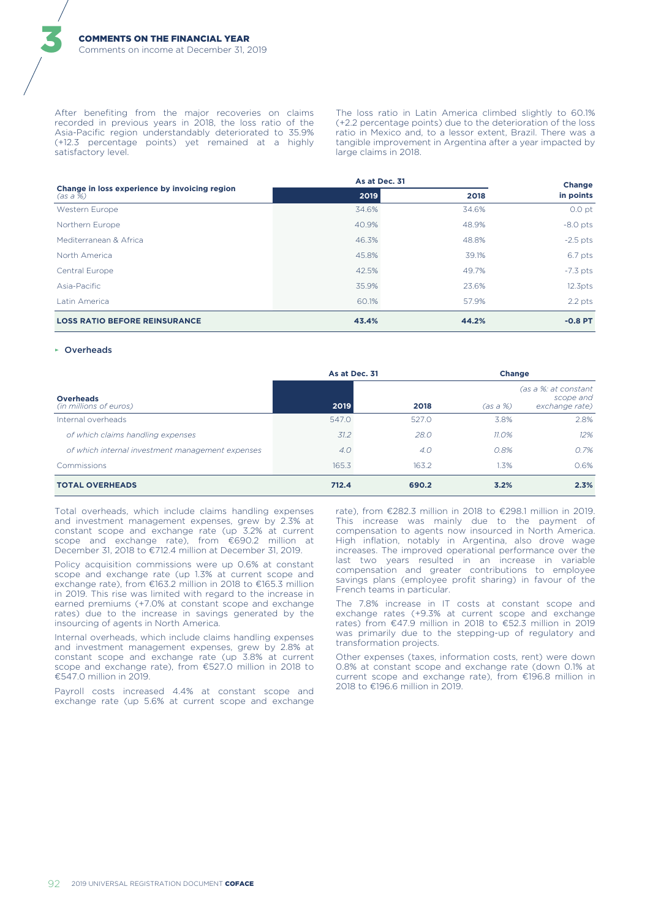After benefiting from the major recoveries on claims recorded in previous years in 2018, the loss ratio of the Asia-Pacific region understandably deteriorated to 35.9% (+12.3 percentage points) yet remained at a highly satisfactory level.

The loss ratio in Latin America climbed slightly to 60.1% (+2.2 percentage points) due to the deterioration of the loss ratio in Mexico and, to a lessor extent, Brazil. There was a tangible improvement in Argentina after a year impacted by large claims in 2018.

| Change in loss experience by invoicing region *(as a %)* | As at Dec. 31 | | Change in points |
|---|---|---|---|
| | 2019 | 2018 | |
| Western Europe | 34.6% | 34.6% | 0.0 pt |
| Northern Europe | 40.9% | 48.9% | -8.0 pts |
| Mediterranean & Africa | 46.3% | 48.8% | -2.5 pts |
| North America | 45.8% | 39.1% | 6.7 pts |
| Central Europe | 42.5% | 49.7% | -7.3 pts |
| Asia-Pacific | 35.9% | 23.6% | 12.3pts |
| Latin America | 60.1% | 57.9% | 2.2 pts |
| **LOSS RATIO BEFORE REINSURANCE** | **43.4%** | **44.2%** | **-0.8 PT** |

### Overheads

| Overheads *(in millions of euros)* | As at Dec. 31 | | Change | |
|---|---|---|---|---|
| | 2019 | 2018 | *(as a %)* | *(as a %: at constant scope and exchange rate)* |
| Internal overheads | 547.0 | 527.0 | 3.8% | 2.8% |
| *of which claims handling expenses* | *31.2* | *28.0* | *11.0%* | *12%* |
| *of which internal investment management expenses* | *4.0* | *4.0* | *0.8%* | *0.7%* |
| Commissions | 165.3 | 163.2 | 1.3% | 0.6% |
| **TOTAL OVERHEADS** | **712.4** | **690.2** | **3.2%** | **2.3%** |

Total overheads, which include claims handling expenses and investment management expenses, grew by 2.3% at constant scope and exchange rate (up 3.2% at current scope and exchange rate), from €690.2 million at December 31, 2018 to €712.4 million at December 31, 2019.

Policy acquisition commissions were up 0.6% at constant scope and exchange rate (up 1.3% at current scope and exchange rate), from €163.2 million in 2018 to €165.3 million in 2019. This rise was limited with regard to the increase in earned premiums (+7.0% at constant scope and exchange rates) due to the increase in savings generated by the insourcing of agents in North America.

Internal overheads, which include claims handling expenses and investment management expenses, grew by 2.8% at constant scope and exchange rate (up 3.8% at current scope and exchange rate), from €527.0 million in 2018 to €547.0 million in 2019.

Payroll costs increased 4.4% at constant scope and exchange rate (up 5.6% at current scope and exchange rate), from €282.3 million in 2018 to €298.1 million in 2019. This increase was mainly due to the payment of compensation to agents now insourced in North America. High inflation, notably in Argentina, also drove wage increases. The improved operational performance over the last two years resulted in an increase in variable compensation and greater contributions to employee savings plans (employee profit sharing) in favour of the French teams in particular.

The 7.8% increase in IT costs at constant scope and exchange rates (+9.3% at current scope and exchange rates) from €47.9 million in 2018 to €52.3 million in 2019 was primarily due to the stepping-up of regulatory and transformation projects.

Other expenses (taxes, information costs, rent) were down 0.8% at constant scope and exchange rate (down 0.1% at current scope and exchange rate), from €196.8 million in 2018 to €196.6 million in 2019.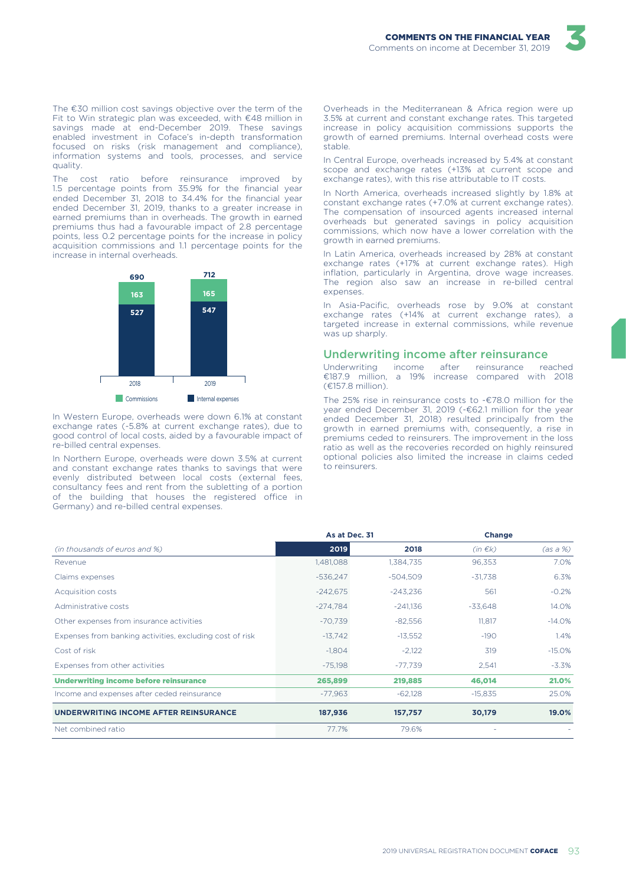The €30 million cost savings objective over the term of the Fit to Win strategic plan was exceeded, with €48 million in savings made at end-December 2019. These savings enabled investment in Coface's in-depth transformation focused on risks (risk management and compliance), information systems and tools, processes, and service quality.

The cost ratio before reinsurance improved by 1.5 percentage points from 35.9% for the financial year ended December 31, 2018 to 34.4% for the financial year ended December 31, 2019, thanks to a greater increase in earned premiums than in overheads. The growth in earned premiums thus had a favourable impact of 2.8 percentage points, less 0.2 percentage points for the increase in policy acquisition commissions and 1.1 percentage points for the increase in internal overheads.

| | 2018 | 2019 |
|---|---|---|
| Commissions | 163 | 165 |
| Internal expenses | 527 | 547 |
| Total | 690 | 712 |

In Western Europe, overheads were down 6.1% at constant exchange rates (-5.8% at current exchange rates), due to good control of local costs, aided by a favourable impact of re-billed central expenses.

In Northern Europe, overheads were down 3.5% at current and constant exchange rates thanks to savings that were evenly distributed between local costs (external fees, consultancy fees and rent from the subletting of a portion of the building that houses the registered office in Germany) and re-billed central expenses.

Overheads in the Mediterranean & Africa region were up 3.5% at current and constant exchange rates. This targeted increase in policy acquisition commissions supports the growth of earned premiums. Internal overhead costs were stable.

In Central Europe, overheads increased by 5.4% at constant scope and exchange rates (+13% at current scope and exchange rates), with this rise attributable to IT costs.

In North America, overheads increased slightly by 1.8% at constant exchange rates (+7.0% at current exchange rates). The compensation of insourced agents increased internal overheads but generated savings in policy acquisition commissions, which now have a lower correlation with the growth in earned premiums.

In Latin America, overheads increased by 28% at constant exchange rates (+17% at current exchange rates). High inflation, particularly in Argentina, drove wage increases. The region also saw an increase in re-billed central expenses.

In Asia-Pacific, overheads rose by 9.0% at constant exchange rates (+14% at current exchange rates), a targeted increase in external commissions, while revenue was up sharply.

## Underwriting income after reinsurance

Underwriting income after reinsurance reached €187.9 million, a 19% increase compared with 2018 (€157.8 million).

The 25% rise in reinsurance costs to -€78.0 million for the year ended December 31, 2019 (-€62.1 million for the year ended December 31, 2018) resulted principally from the growth in earned premiums with, consequently, a rise in premiums ceded to reinsurers. The improvement in the loss ratio as well as the recoveries recorded on highly reinsured optional policies also limited the increase in claims ceded to reinsurers.

| | As at Dec. 31 | | Change | |
|---|---|---|---|---|
| *(in thousands of euros and %)* | **2019** | **2018** | *(in €k)* | *(as a %)* |
| Revenue | 1,481,088 | 1,384,735 | 96,353 | 7.0% |
| Claims expenses | -536,247 | -504,509 | -31,738 | 6.3% |
| Acquisition costs | -242,675 | -243,236 | 561 | -0.2% |
| Administrative costs | -274,784 | -241,136 | -33,648 | 14.0% |
| Other expenses from insurance activities | -70,739 | -82,556 | 11,817 | -14.0% |
| Expenses from banking activities, excluding cost of risk | -13,742 | -13,552 | -190 | 1.4% |
| Cost of risk | -1,804 | -2,122 | 319 | -15.0% |
| Expenses from other activities | -75,198 | -77,739 | 2,541 | -3.3% |
| **Underwriting income before reinsurance** | **265,899** | **219,885** | **46,014** | **21.0%** |
| Income and expenses after ceded reinsurance | -77,963 | -62,128 | -15,835 | 25.0% |
| **UNDERWRITING INCOME AFTER REINSURANCE** | **187,936** | **157,757** | **30,179** | **19.0%** |
| Net combined ratio | 77.7% | 79.6% | - | - |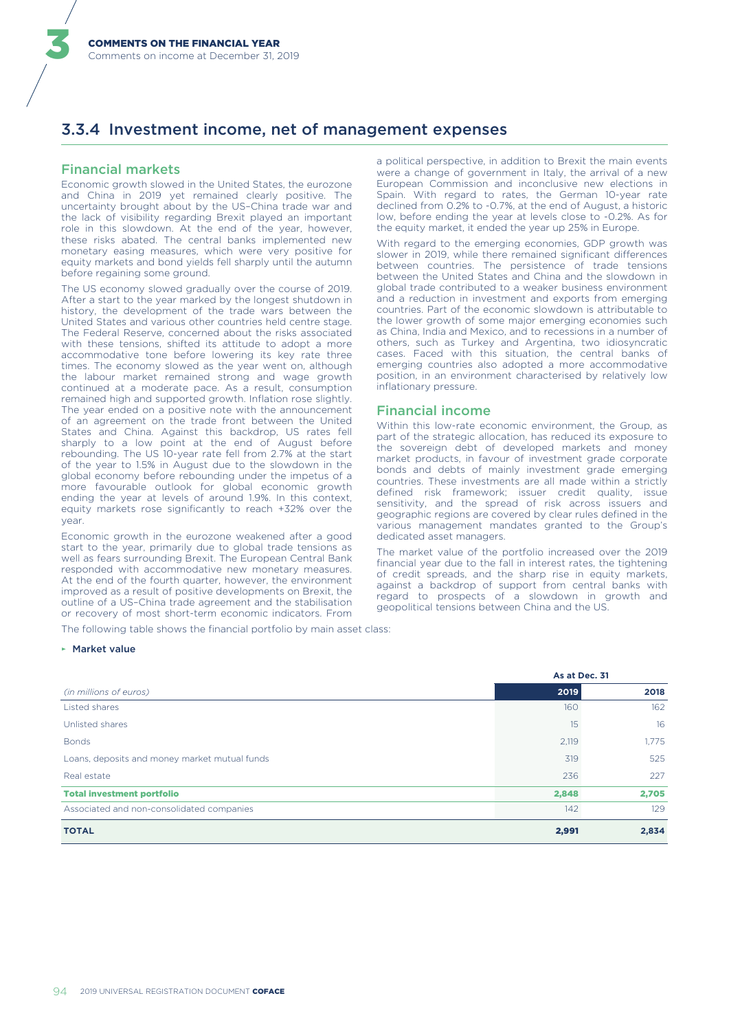## 3.3.4 Investment income, net of management expenses

### Financial markets

Economic growth slowed in the United States, the eurozone and China in 2019 yet remained clearly positive. The uncertainty brought about by the US–China trade war and the lack of visibility regarding Brexit played an important role in this slowdown. At the end of the year, however, these risks abated. The central banks implemented new monetary easing measures, which were very positive for equity markets and bond yields fell sharply until the autumn before regaining some ground.

The US economy slowed gradually over the course of 2019. After a start to the year marked by the longest shutdown in history, the development of the trade wars between the United States and various other countries held centre stage. The Federal Reserve, concerned about the risks associated with these tensions, shifted its attitude to adopt a more accommodative tone before lowering its key rate three times. The economy slowed as the year went on, although the labour market remained strong and wage growth continued at a moderate pace. As a result, consumption remained high and supported growth. Inflation rose slightly. The year ended on a positive note with the announcement of an agreement on the trade front between the United States and China. Against this backdrop, US rates fell sharply to a low point at the end of August before rebounding. The US 10-year rate fell from 2.7% at the start of the year to 1.5% in August due to the slowdown in the global economy before rebounding under the impetus of a more favourable outlook for global economic growth ending the year at levels of around 1.9%. In this context, equity markets rose significantly to reach +32% over the year.

Economic growth in the eurozone weakened after a good start to the year, primarily due to global trade tensions as well as fears surrounding Brexit. The European Central Bank responded with accommodative new monetary measures. At the end of the fourth quarter, however, the environment improved as a result of positive developments on Brexit, the outline of a US–China trade agreement and the stabilisation or recovery of most short-term economic indicators. From a political perspective, in addition to Brexit the main events were a change of government in Italy, the arrival of a new European Commission and inconclusive new elections in Spain. With regard to rates, the German 10-year rate declined from 0.2% to -0.7%, at the end of August, a historic low, before ending the year at levels close to -0.2%. As for the equity market, it ended the year up 25% in Europe.

With regard to the emerging economies, GDP growth was slower in 2019, while there remained significant differences between countries. The persistence of trade tensions between the United States and China and the slowdown in global trade contributed to a weaker business environment and a reduction in investment and exports from emerging countries. Part of the economic slowdown is attributable to the lower growth of some major emerging economies such as China, India and Mexico, and to recessions in a number of others, such as Turkey and Argentina, two idiosyncratic cases. Faced with this situation, the central banks of emerging countries also adopted a more accommodative position, in an environment characterised by relatively low inflationary pressure.

### Financial income

Within this low-rate economic environment, the Group, as part of the strategic allocation, has reduced its exposure to the sovereign debt of developed markets and money market products, in favour of investment grade corporate bonds and debts of mainly investment grade emerging countries. These investments are all made within a strictly defined risk framework; issuer credit quality, issue sensitivity, and the spread of risk across issuers and geographic regions are covered by clear rules defined in the various management mandates granted to the Group's dedicated asset managers.

The market value of the portfolio increased over the 2019 financial year due to the fall in interest rates, the tightening of credit spreads, and the sharp rise in equity markets, against a backdrop of support from central banks with regard to prospects of a slowdown in growth and geopolitical tensions between China and the US.

The following table shows the financial portfolio by main asset class:

**Market value**

| *(in millions of euros)* | As at Dec. 31 2019 | 2018 |
|---|---|---|
| Listed shares | 160 | 162 |
| Unlisted shares | 15 | 16 |
| Bonds | 2,119 | 1,775 |
| Loans, deposits and money market mutual funds | 319 | 525 |
| Real estate | 236 | 227 |
| **Total investment portfolio** | **2,848** | **2,705** |
| Associated and non-consolidated companies | 142 | 129 |
| **TOTAL** | **2,991** | **2,834** |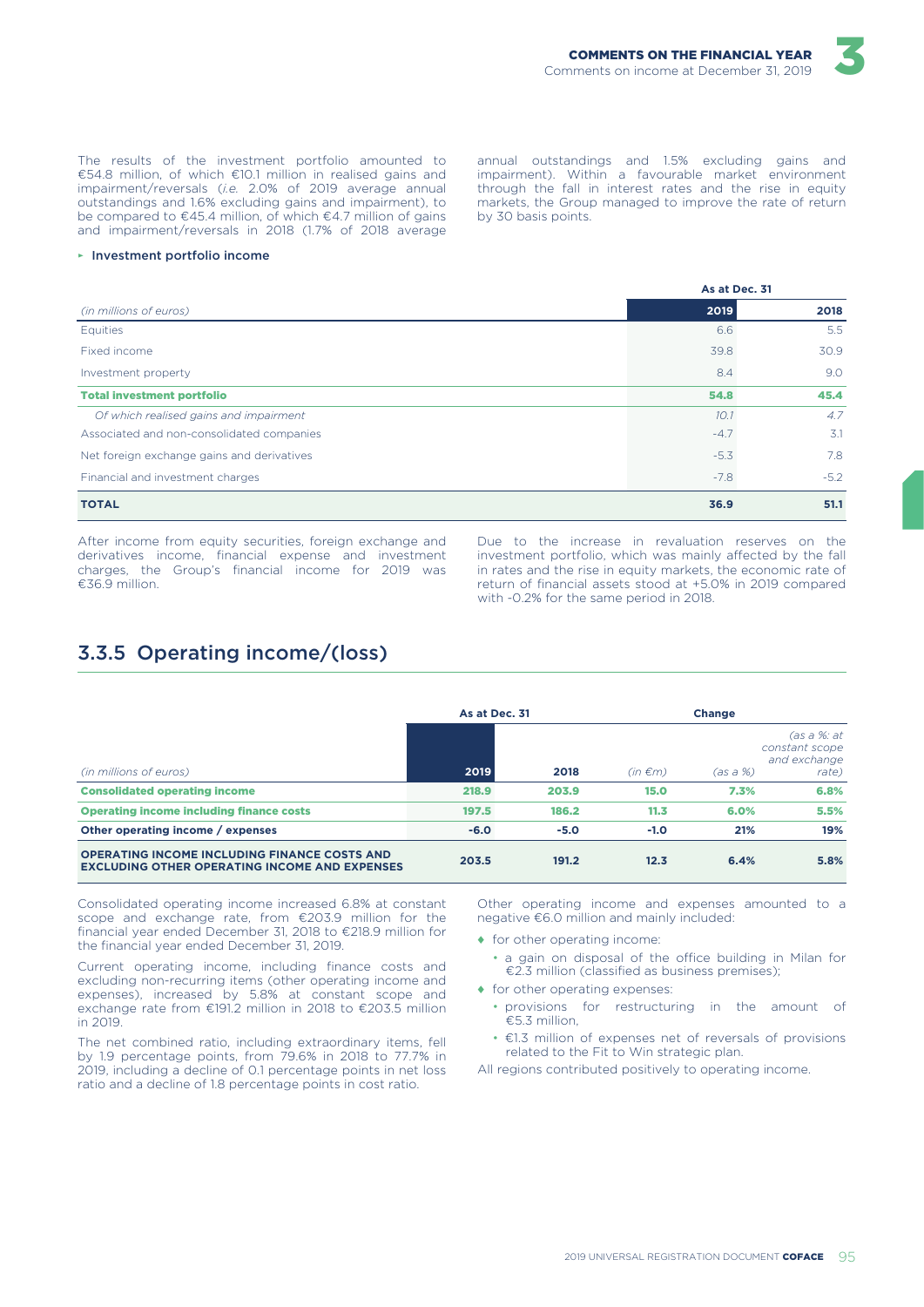The results of the investment portfolio amounted to €54.8 million, of which €10.1 million in realised gains and impairment/reversals (*i.e.* 2.0% of 2019 average annual outstandings and 1.6% excluding gains and impairment), to be compared to €45.4 million, of which €4.7 million of gains and impairment/reversals in 2018 (1.7% of 2018 average annual outstandings and 1.5% excluding gains and impairment). Within a favourable market environment through the fall in interest rates and the rise in equity markets, the Group managed to improve the rate of return by 30 basis points.

▸ Investment portfolio income

| | As at Dec. 31 | |
|---|---|---|
| *(in millions of euros)* | **2019** | **2018** |
| Equities | 6.6 | 5.5 |
| Fixed income | 39.8 | 30.9 |
| Investment property | 8.4 | 9.0 |
| **Total investment portfolio** | **54.8** | **45.4** |
| *Of which realised gains and impairment* | *10.1* | *4.7* |
| Associated and non-consolidated companies | -4.7 | 3.1 |
| Net foreign exchange gains and derivatives | -5.3 | 7.8 |
| Financial and investment charges | -7.8 | -5.2 |
| **TOTAL** | **36.9** | **51.1** |

After income from equity securities, foreign exchange and derivatives income, financial expense and investment charges, the Group's financial income for 2019 was €36.9 million.

Due to the increase in revaluation reserves on the investment portfolio, which was mainly affected by the fall in rates and the rise in equity markets, the economic rate of return of financial assets stood at +5.0% in 2019 compared with -0.2% for the same period in 2018.

## 3.3.5 Operating income/(loss)

| | As at Dec. 31 | | Change | | |
|---|---|---|---|---|---|
| *(in millions of euros)* | **2019** | **2018** | *(in €m)* | *(as a %)* | *(as a %: at constant scope and exchange rate)* |
| **Consolidated operating income** | **218.9** | **203.9** | **15.0** | **7.3%** | **6.8%** |
| **Operating income including finance costs** | **197.5** | **186.2** | **11.3** | **6.0%** | **5.5%** |
| **Other operating income / expenses** | **-6.0** | **-5.0** | **-1.0** | **21%** | **19%** |
| **OPERATING INCOME INCLUDING FINANCE COSTS AND EXCLUDING OTHER OPERATING INCOME AND EXPENSES** | **203.5** | **191.2** | **12.3** | **6.4%** | **5.8%** |

Consolidated operating income increased 6.8% at constant scope and exchange rate, from €203.9 million for the financial year ended December 31, 2018 to €218.9 million for the financial year ended December 31, 2019.

Current operating income, including finance costs and excluding non-recurring items (other operating income and expenses), increased by 5.8% at constant scope and exchange rate from €191.2 million in 2018 to €203.5 million in 2019.

The net combined ratio, including extraordinary items, fell by 1.9 percentage points, from 79.6% in 2018 to 77.7% in 2019, including a decline of 0.1 percentage points in net loss ratio and a decline of 1.8 percentage points in cost ratio.

Other operating income and expenses amounted to a negative €6.0 million and mainly included:

- for other operating income:
  - a gain on disposal of the office building in Milan for €2.3 million (classified as business premises);
- for other operating expenses:
  - provisions for restructuring in the amount of €5.3 million,
  - €1.3 million of expenses net of reversals of provisions related to the Fit to Win strategic plan.

All regions contributed positively to operating income.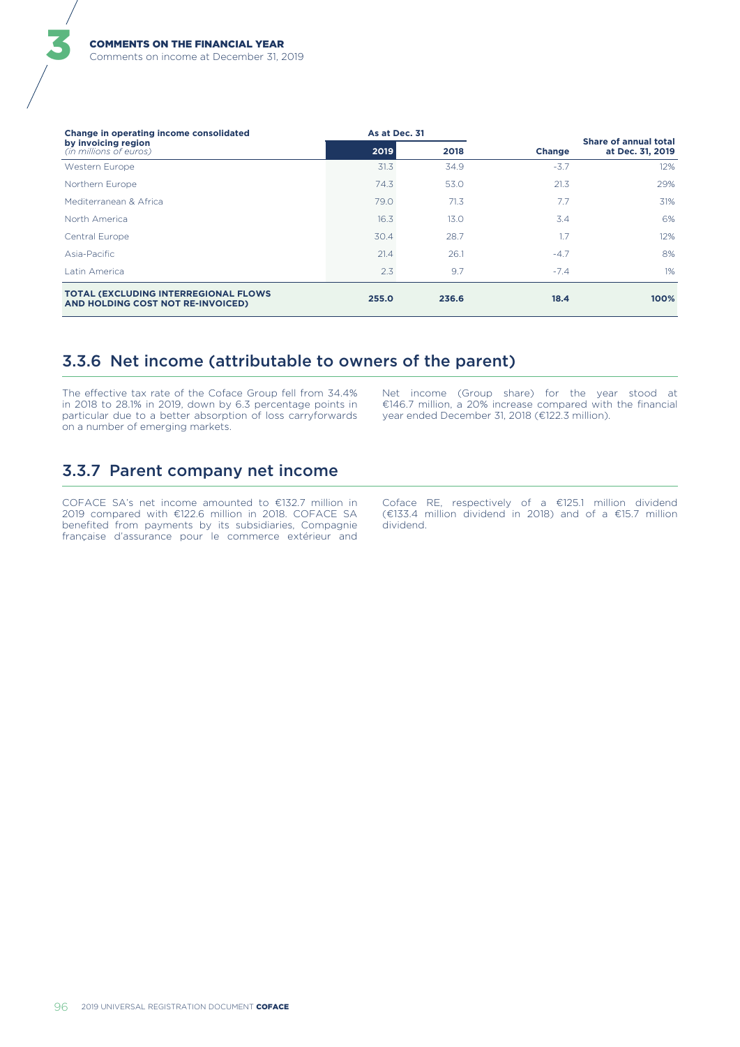| Change in operating income consolidated by invoicing region *(in millions of euros)* | As at Dec. 31 | | Change | Share of annual total at Dec. 31, 2019 |
|---|---|---|---|---|
| | 2019 | 2018 | | |
| Western Europe | 31.3 | 34.9 | -3.7 | 12% |
| Northern Europe | 74.3 | 53.0 | 21.3 | 29% |
| Mediterranean & Africa | 79.0 | 71.3 | 7.7 | 31% |
| North America | 16.3 | 13.0 | 3.4 | 6% |
| Central Europe | 30.4 | 28.7 | 1.7 | 12% |
| Asia-Pacific | 21.4 | 26.1 | -4.7 | 8% |
| Latin America | 2.3 | 9.7 | -7.4 | 1% |
| **TOTAL (EXCLUDING INTERREGIONAL FLOWS AND HOLDING COST NOT RE-INVOICED)** | **255.0** | **236.6** | **18.4** | **100%** |

## 3.3.6 Net income (attributable to owners of the parent)

The effective tax rate of the Coface Group fell from 34.4% in 2018 to 28.1% in 2019, down by 6.3 percentage points in particular due to a better absorption of loss carryforwards on a number of emerging markets.

Net income (Group share) for the year stood at €146.7 million, a 20% increase compared with the financial year ended December 31, 2018 (€122.3 million).

## 3.3.7 Parent company net income

COFACE SA's net income amounted to €132.7 million in 2019 compared with €122.6 million in 2018. COFACE SA benefited from payments by its subsidiaries, Compagnie française d'assurance pour le commerce extérieur and Coface RE, respectively of a €125.1 million dividend (€133.4 million dividend in 2018) and of a €15.7 million dividend.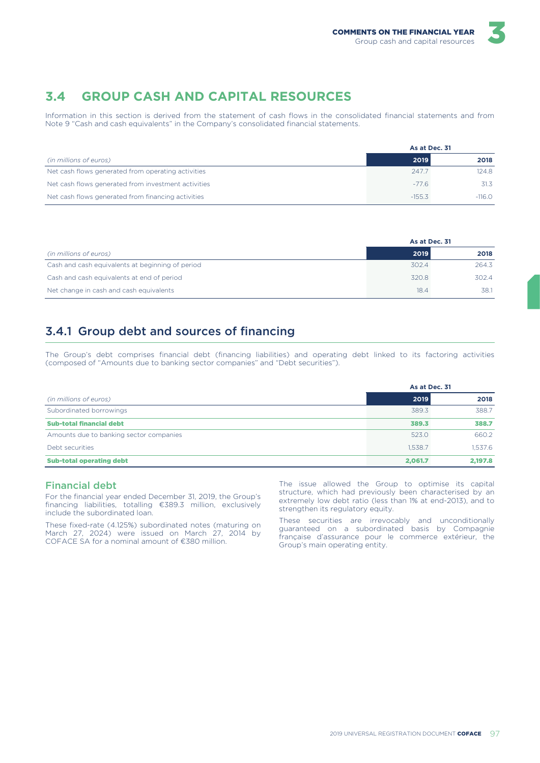## 3.4 GROUP CASH AND CAPITAL RESOURCES

Information in this section is derived from the statement of cash flows in the consolidated financial statements and from Note 9 "Cash and cash equivalents" in the Company's consolidated financial statements.

| | As at Dec. 31 | |
|---|---|---|
| *(in millions of euros)* | 2019 | 2018 |
| Net cash flows generated from operating activities | 247.7 | 124.8 |
| Net cash flows generated from investment activities | -77.6 | 31.3 |
| Net cash flows generated from financing activities | -155.3 | -116.0 |

| | As at Dec. 31 | |
|---|---|---|
| *(in millions of euros)* | 2019 | 2018 |
| Cash and cash equivalents at beginning of period | 302.4 | 264.3 |
| Cash and cash equivalents at end of period | 320.8 | 302.4 |
| Net change in cash and cash equivalents | 18.4 | 38.1 |

### 3.4.1 Group debt and sources of financing

The Group's debt comprises financial debt (financing liabilities) and operating debt linked to its factoring activities (composed of "Amounts due to banking sector companies" and "Debt securities").

| | As at Dec. 31 | |
|---|---|---|
| *(in millions of euros)* | 2019 | 2018 |
| Subordinated borrowings | 389.3 | 388.7 |
| **Sub-total financial debt** | **389.3** | **388.7** |
| Amounts due to banking sector companies | 523.0 | 660.2 |
| Debt securities | 1,538.7 | 1,537.6 |
| **Sub-total operating debt** | **2,061.7** | **2,197.8** |

#### Financial debt

For the financial year ended December 31, 2019, the Group's financing liabilities, totalling €389.3 million, exclusively include the subordinated loan.

These fixed-rate (4.125%) subordinated notes (maturing on March 27, 2024) were issued on March 27, 2014 by COFACE SA for a nominal amount of €380 million.

The issue allowed the Group to optimise its capital structure, which had previously been characterised by an extremely low debt ratio (less than 1% at end-2013), and to strengthen its regulatory equity.

These securities are irrevocably and unconditionally guaranteed on a subordinated basis by Compagnie française d'assurance pour le commerce extérieur, the Group's main operating entity.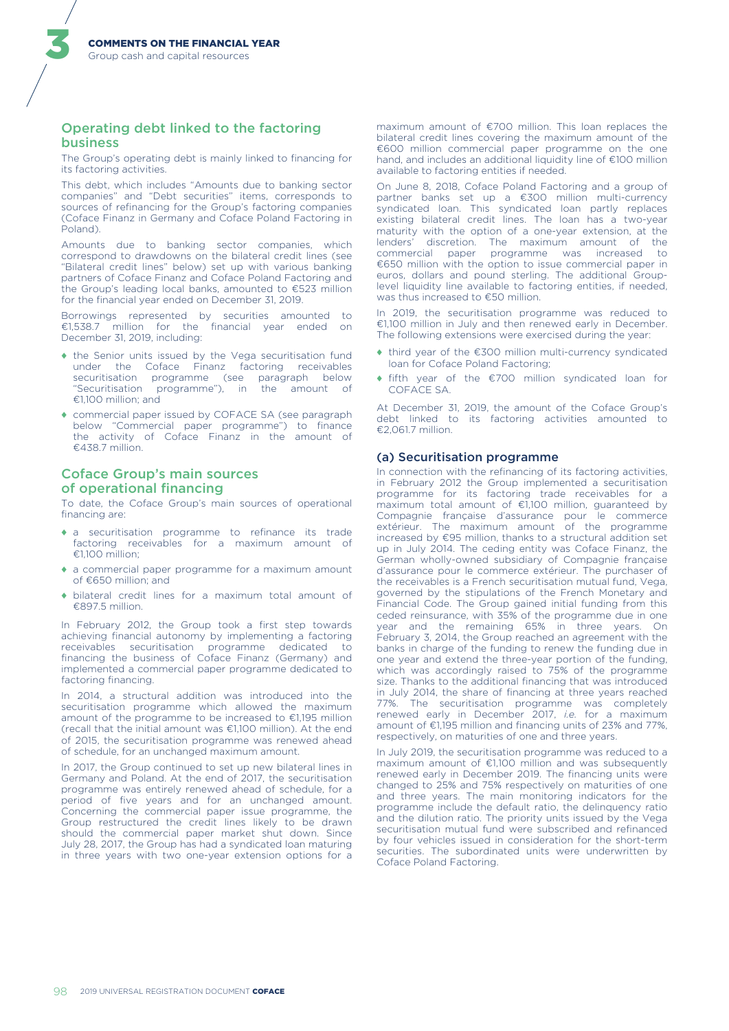## Operating debt linked to the factoring business

The Group's operating debt is mainly linked to financing for its factoring activities.

This debt, which includes "Amounts due to banking sector companies" and "Debt securities" items, corresponds to sources of refinancing for the Group's factoring companies (Coface Finanz in Germany and Coface Poland Factoring in Poland).

Amounts due to banking sector companies, which correspond to drawdowns on the bilateral credit lines (see "Bilateral credit lines" below) set up with various banking partners of Coface Finanz and Coface Poland Factoring and the Group's leading local banks, amounted to €523 million for the financial year ended on December 31, 2019.

Borrowings represented by securities amounted to €1,538.7 million for the financial year ended on December 31, 2019, including:

- the Senior units issued by the Vega securitisation fund under the Coface Finanz factoring receivables securitisation programme (see paragraph below "Securitisation programme"), in the amount of €1,100 million; and
- commercial paper issued by COFACE SA (see paragraph below "Commercial paper programme") to finance the activity of Coface Finanz in the amount of €438.7 million.

## Coface Group's main sources of operational financing

To date, the Coface Group's main sources of operational financing are:

- a securitisation programme to refinance its trade factoring receivables for a maximum amount of €1,100 million;
- a commercial paper programme for a maximum amount of €650 million; and
- bilateral credit lines for a maximum total amount of €897.5 million.

In February 2012, the Group took a first step towards achieving financial autonomy by implementing a factoring receivables securitisation programme dedicated to financing the business of Coface Finanz (Germany) and implemented a commercial paper programme dedicated to factoring financing.

In 2014, a structural addition was introduced into the securitisation programme which allowed the maximum amount of the programme to be increased to €1,195 million (recall that the initial amount was €1,100 million). At the end of 2015, the securitisation programme was renewed ahead of schedule, for an unchanged maximum amount.

In 2017, the Group continued to set up new bilateral lines in Germany and Poland. At the end of 2017, the securitisation programme was entirely renewed ahead of schedule, for a period of five years and for an unchanged amount. Concerning the commercial paper issue programme, the Group restructured the credit lines likely to be drawn should the commercial paper market shut down. Since July 28, 2017, the Group has had a syndicated loan maturing in three years with two one-year extension options for a maximum amount of €700 million. This loan replaces the bilateral credit lines covering the maximum amount of the €600 million commercial paper programme on the one hand, and includes an additional liquidity line of €100 million available to factoring entities if needed.

On June 8, 2018, Coface Poland Factoring and a group of partner banks set up a €300 million multi-currency syndicated loan. This syndicated loan partly replaces existing bilateral credit lines. The loan has a two-year maturity with the option of a one-year extension, at the lenders' discretion. The maximum amount of the commercial paper programme was increased to €650 million with the option to issue commercial paper in euros, dollars and pound sterling. The additional Group-level liquidity line available to factoring entities, if needed, was thus increased to €50 million.

In 2019, the securitisation programme was reduced to €1,100 million in July and then renewed early in December. The following extensions were exercised during the year:

- third year of the €300 million multi-currency syndicated loan for Coface Poland Factoring;
- fifth year of the €700 million syndicated loan for COFACE SA.

At December 31, 2019, the amount of the Coface Group's debt linked to its factoring activities amounted to €2,061.7 million.

### (a) Securitisation programme

In connection with the refinancing of its factoring activities, in February 2012 the Group implemented a securitisation programme for its factoring trade receivables for a maximum total amount of €1,100 million, guaranteed by Compagnie française d'assurance pour le commerce extérieur. The maximum amount of the programme increased by €95 million, thanks to a structural addition set up in July 2014. The ceding entity was Coface Finanz, the German wholly-owned subsidiary of Compagnie française d'assurance pour le commerce extérieur. The purchaser of the receivables is a French securitisation mutual fund, Vega, governed by the stipulations of the French Monetary and Financial Code. The Group gained initial funding from this ceded reinsurance, with 35% of the programme due in one year and the remaining 65% in three years. On February 3, 2014, the Group reached an agreement with the banks in charge of the funding to renew the funding due in one year and extend the three-year portion of the funding, which was accordingly raised to 75% of the programme size. Thanks to the additional financing that was introduced in July 2014, the share of financing at three years reached 77%. The securitisation programme was completely renewed early in December 2017, *i.e.* for a maximum amount of €1,195 million and financing units of 23% and 77%, respectively, on maturities of one and three years.

In July 2019, the securitisation programme was reduced to a maximum amount of €1,100 million and was subsequently renewed early in December 2019. The financing units were changed to 25% and 75% respectively on maturities of one and three years. The main monitoring indicators for the programme include the default ratio, the delinquency ratio and the dilution ratio. The priority units issued by the Vega securitisation mutual fund were subscribed and refinanced by four vehicles issued in consideration for the short-term securities. The subordinated units were underwritten by Coface Poland Factoring.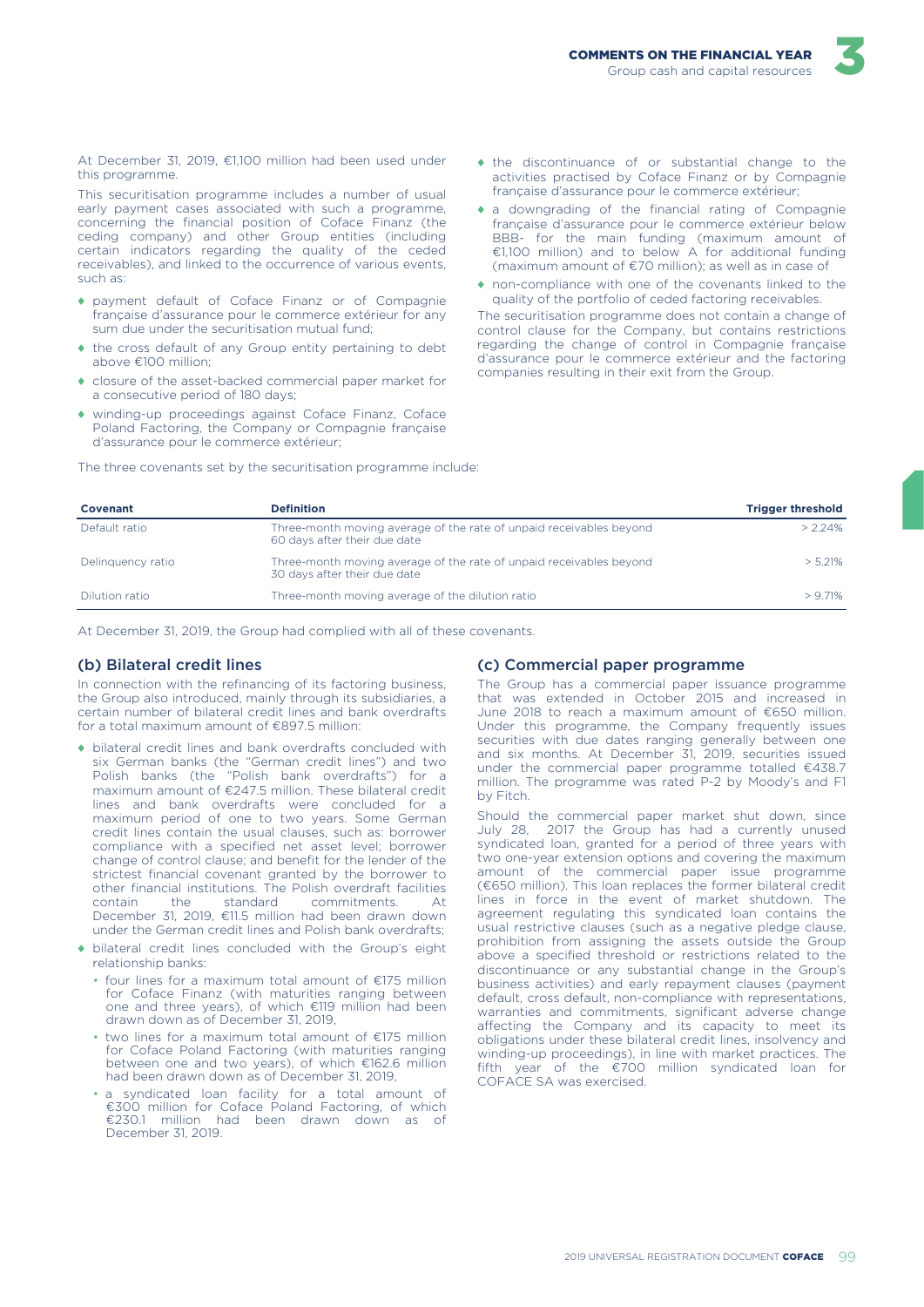At December 31, 2019, €1,100 million had been used under this programme.

This securitisation programme includes a number of usual early payment cases associated with such a programme, concerning the financial position of Coface Finanz (the ceding company) and other Group entities (including certain indicators regarding the quality of the ceded receivables), and linked to the occurrence of various events, such as:

- payment default of Coface Finanz or of Compagnie française d'assurance pour le commerce extérieur for any sum due under the securitisation mutual fund;
- the cross default of any Group entity pertaining to debt above €100 million;
- closure of the asset-backed commercial paper market for a consecutive period of 180 days;
- winding-up proceedings against Coface Finanz, Coface Poland Factoring, the Company or Compagnie française d'assurance pour le commerce extérieur;
- the discontinuance of or substantial change to the activities practised by Coface Finanz or by Compagnie française d'assurance pour le commerce extérieur;
- a downgrading of the financial rating of Compagnie française d'assurance pour le commerce extérieur below BBB- for the main funding (maximum amount of €1,100 million) and to below A for additional funding (maximum amount of €70 million); as well as in case of
- non-compliance with one of the covenants linked to the quality of the portfolio of ceded factoring receivables.

The securitisation programme does not contain a change of control clause for the Company, but contains restrictions regarding the change of control in Compagnie française d'assurance pour le commerce extérieur and the factoring companies resulting in their exit from the Group.

The three covenants set by the securitisation programme include:

| Covenant | Definition | Trigger threshold |
|---|---|---|
| Default ratio | Three-month moving average of the rate of unpaid receivables beyond 60 days after their due date | > 2.24% |
| Delinquency ratio | Three-month moving average of the rate of unpaid receivables beyond 30 days after their due date | > 5.21% |
| Dilution ratio | Three-month moving average of the dilution ratio | > 9.71% |

At December 31, 2019, the Group had complied with all of these covenants.

### (b) Bilateral credit lines

In connection with the refinancing of its factoring business, the Group also introduced, mainly through its subsidiaries, a certain number of bilateral credit lines and bank overdrafts for a total maximum amount of €897.5 million:

- bilateral credit lines and bank overdrafts concluded with six German banks (the "German credit lines") and two Polish banks (the "Polish bank overdrafts") for a maximum amount of €247.5 million. These bilateral credit lines and bank overdrafts were concluded for a maximum period of one to two years. Some German credit lines contain the usual clauses, such as: borrower compliance with a specified net asset level; borrower change of control clause; and benefit for the lender of the strictest financial covenant granted by the borrower to other financial institutions. The Polish overdraft facilities contain the standard commitments. At December 31, 2019, €11.5 million had been drawn down under the German credit lines and Polish bank overdrafts;
- bilateral credit lines concluded with the Group's eight relationship banks:
  - four lines for a maximum total amount of €175 million for Coface Finanz (with maturities ranging between one and three years), of which €119 million had been drawn down as of December 31, 2019,
  - two lines for a maximum total amount of €175 million for Coface Poland Factoring (with maturities ranging between one and two years), of which €162.6 million had been drawn down as of December 31, 2019,
  - a syndicated loan facility for a total amount of €300 million for Coface Poland Factoring, of which €230.1 million had been drawn down as of December 31, 2019.

### (c) Commercial paper programme

The Group has a commercial paper issuance programme that was extended in October 2015 and increased in June 2018 to reach a maximum amount of €650 million. Under this programme, the Company frequently issues securities with due dates ranging generally between one and six months. At December 31, 2019, securities issued under the commercial paper programme totalled €438.7 million. The programme was rated P-2 by Moody's and F1 by Fitch.

Should the commercial paper market shut down, since July 28, 2017 the Group has had a currently unused syndicated loan, granted for a period of three years with two one-year extension options and covering the maximum amount of the commercial paper issue programme (€650 million). This loan replaces the former bilateral credit lines in force in the event of market shutdown. The agreement regulating this syndicated loan contains the usual restrictive clauses (such as a negative pledge clause, prohibition from assigning the assets outside the Group above a specified threshold or restrictions related to the discontinuance or any substantial change in the Group's business activities) and early repayment clauses (payment default, cross default, non-compliance with representations, warranties and commitments, significant adverse change affecting the Company and its capacity to meet its obligations under these bilateral credit lines, insolvency and winding-up proceedings), in line with market practices. The fifth year of the €700 million syndicated loan for COFACE SA was exercised.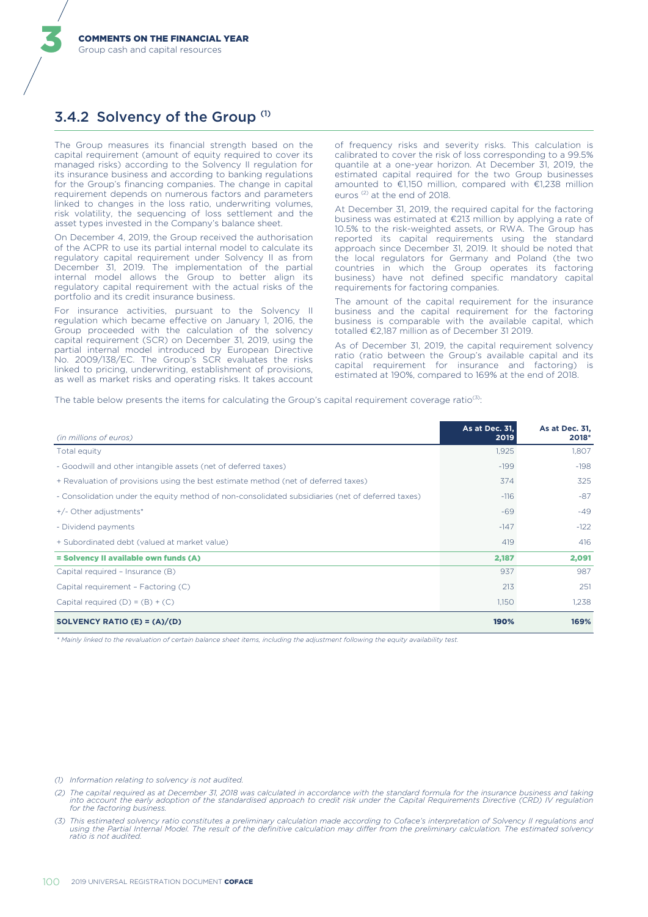## 3.4.2 Solvency of the Group [(1)]

The Group measures its financial strength based on the capital requirement (amount of equity required to cover its managed risks) according to the Solvency II regulation for its insurance business and according to banking regulations for the Group's financing companies. The change in capital requirement depends on numerous factors and parameters linked to changes in the loss ratio, underwriting volumes, risk volatility, the sequencing of loss settlement and the asset types invested in the Company's balance sheet.

On December 4, 2019, the Group received the authorisation of the ACPR to use its partial internal model to calculate its regulatory capital requirement under Solvency II as from December 31, 2019. The implementation of the partial internal model allows the Group to better align its regulatory capital requirement with the actual risks of the portfolio and its credit insurance business.

For insurance activities, pursuant to the Solvency II regulation which became effective on January 1, 2016, the Group proceeded with the calculation of the solvency capital requirement (SCR) on December 31, 2019, using the partial internal model introduced by European Directive No. 2009/138/EC. The Group's SCR evaluates the risks linked to pricing, underwriting, establishment of provisions, as well as market risks and operating risks. It takes account of frequency risks and severity risks. This calculation is calibrated to cover the risk of loss corresponding to a 99.5% quantile at a one-year horizon. At December 31, 2019, the estimated capital required for the two Group businesses amounted to €1,150 million, compared with €1,238 million euros [(2)] at the end of 2018.

At December 31, 2019, the required capital for the factoring business was estimated at €213 million by applying a rate of 10.5% to the risk-weighted assets, or RWA. The Group has reported its capital requirements using the standard approach since December 31, 2019. It should be noted that the local regulators for Germany and Poland (the two countries in which the Group operates its factoring business) have not defined specific mandatory capital requirements for factoring companies.

The amount of the capital requirement for the insurance business and the capital requirement for the factoring business is comparable with the available capital, which totalled €2,187 million as of December 31 2019.

As of December 31, 2019, the capital requirement solvency ratio (ratio between the Group's available capital and its capital requirement for insurance and factoring) is estimated at 190%, compared to 169% at the end of 2018.

The table below presents the items for calculating the Group's capital requirement coverage ratio[(3)]:

| *(in millions of euros)* | As at Dec. 31, 2019 | As at Dec. 31, 2018* |
|---|---|---|
| Total equity | 1,925 | 1,807 |
| - Goodwill and other intangible assets (net of deferred taxes) | -199 | -198 |
| + Revaluation of provisions using the best estimate method (net of deferred taxes) | 374 | 325 |
| - Consolidation under the equity method of non-consolidated subsidiaries (net of deferred taxes) | -116 | -87 |
| +/- Other adjustments* | -69 | -49 |
| - Dividend payments | -147 | -122 |
| + Subordinated debt (valued at market value) | 419 | 416 |
| **= Solvency II available own funds (A)** | **2,187** | **2,091** |
| Capital required – Insurance (B) | 937 | 987 |
| Capital requirement – Factoring (C) | 213 | 251 |
| Capital required (D) = (B) + (C) | 1,150 | 1,238 |
| **SOLVENCY RATIO (E) = (A)/(D)** | **190%** | **169%** |

*\* Mainly linked to the revaluation of certain balance sheet items, including the adjustment following the equity availability test.*

*(1) Information relating to solvency is not audited.*

*(2) The capital required as at December 31, 2018 was calculated in accordance with the standard formula for the insurance business and taking into account the early adoption of the standardised approach to credit risk under the Capital Requirements Directive (CRD) IV regulation for the factoring business.*

*(3) This estimated solvency ratio constitutes a preliminary calculation made according to Coface's interpretation of Solvency II regulations and using the Partial Internal Model. The result of the definitive calculation may differ from the preliminary calculation. The estimated solvency ratio is not audited.*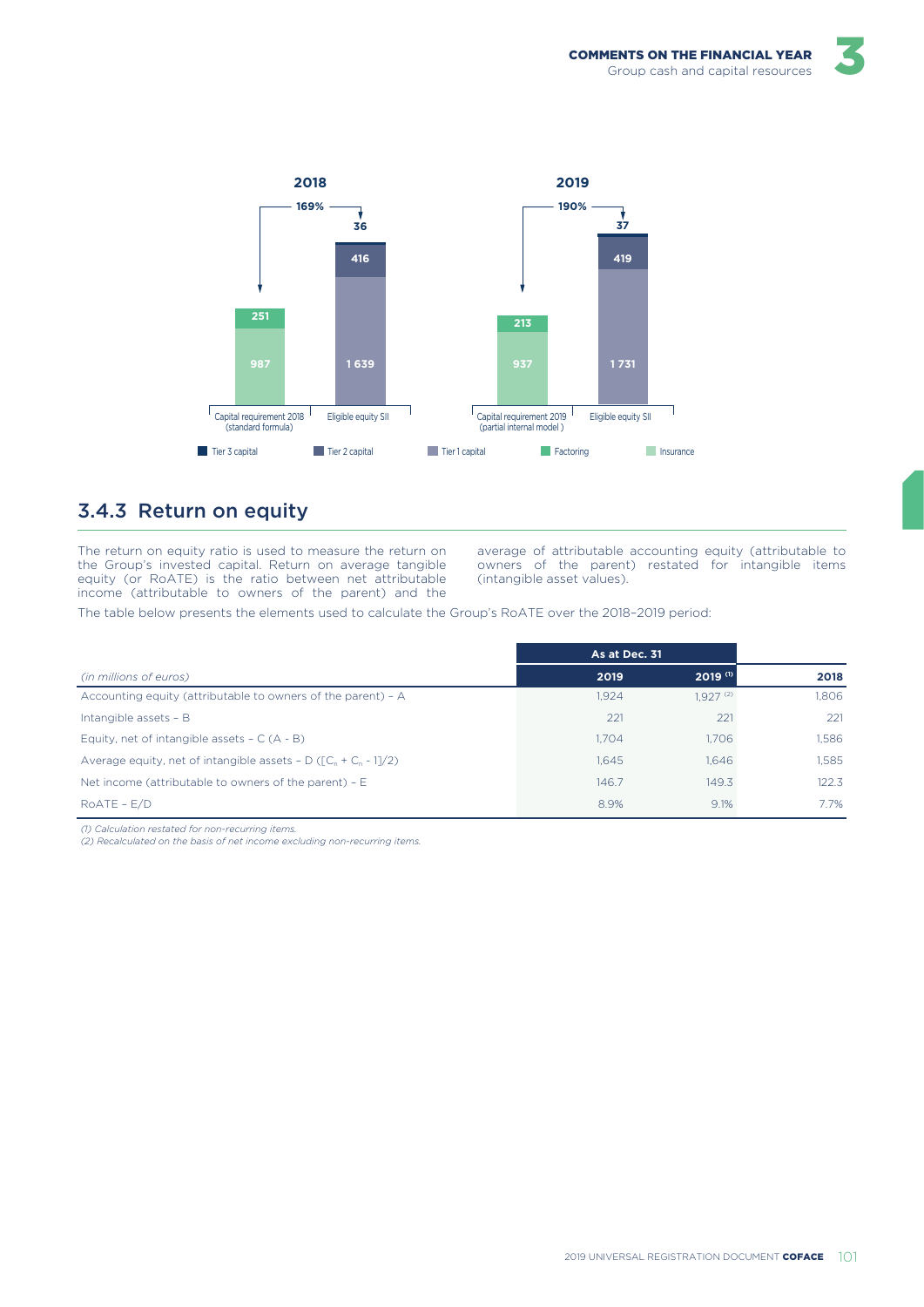2018

169%

| | Capital requirement 2018 (standard formula) | Eligible equity SII |
|---|---|---|
| Tier 3 capital | | 36 |
| Tier 2 capital | | 416 |
| Tier 1 capital | | 1 639 |
| Factoring | 251 | |
| Insurance | 987 | |

2019

190%

| | Capital requirement 2019 (partial internal model ) | Eligible equity SII |
|---|---|---|
| Tier 3 capital | | 37 |
| Tier 2 capital | | 419 |
| Tier 1 capital | | 1 731 |
| Factoring | 213 | |
| Insurance | 937 | |

## 3.4.3 Return on equity

The return on equity ratio is used to measure the return on the Group's invested capital. Return on average tangible equity (or RoATE) is the ratio between net attributable income (attributable to owners of the parent) and the average of attributable accounting equity (attributable to owners of the parent) restated for intangible items (intangible asset values).

The table below presents the elements used to calculate the Group's RoATE over the 2018-2019 period:

| *(in millions of euros)* | As at Dec. 31 2019 | 2019 [1] | 2018 |
|---|---|---|---|
| Accounting equity (attributable to owners of the parent) – A | 1,924 | 1,927 [2] | 1,806 |
| Intangible assets – B | 221 | 221 | 221 |
| Equity, net of intangible assets – C (A - B) | 1,704 | 1,706 | 1,586 |
| Average equity, net of intangible assets – D ([$C_n$ + $C_{n-1}$]/2) | 1,645 | 1,646 | 1,585 |
| Net income (attributable to owners of the parent) – E | 146.7 | 149.3 | 122.3 |
| RoATE – E/D | 8.9% | 9.1% | 7.7% |

*(1) Calculation restated for non-recurring items.*
*(2) Recalculated on the basis of net income excluding non-recurring items.*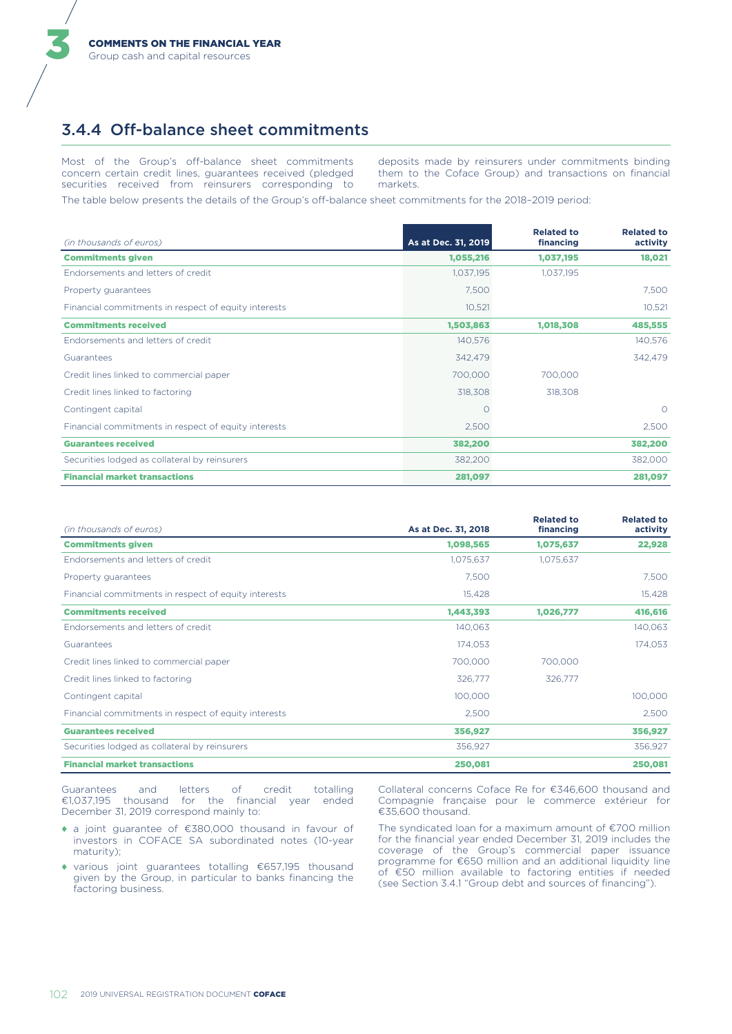## 3.4.4 Off-balance sheet commitments

Most of the Group's off-balance sheet commitments concern certain credit lines, guarantees received (pledged securities received from reinsurers corresponding to deposits made by reinsurers under commitments binding them to the Coface Group) and transactions on financial markets.

The table below presents the details of the Group's off-balance sheet commitments for the 2018–2019 period:

| *(in thousands of euros)* | As at Dec. 31, 2019 | Related to financing | Related to activity |
|---|---|---|---|
| **Commitments given** | **1,055,216** | **1,037,195** | **18,021** |
| Endorsements and letters of credit | 1,037,195 | 1,037,195 | |
| Property guarantees | 7,500 | | 7,500 |
| Financial commitments in respect of equity interests | 10,521 | | 10,521 |
| **Commitments received** | **1,503,863** | **1,018,308** | **485,555** |
| Endorsements and letters of credit | 140,576 | | 140,576 |
| Guarantees | 342,479 | | 342,479 |
| Credit lines linked to commercial paper | 700,000 | 700,000 | |
| Credit lines linked to factoring | 318,308 | 318,308 | |
| Contingent capital | 0 | | 0 |
| Financial commitments in respect of equity interests | 2,500 | | 2,500 |
| **Guarantees received** | **382,200** | | **382,200** |
| Securities lodged as collateral by reinsurers | 382,200 | | 382,000 |
| **Financial market transactions** | **281,097** | | **281,097** |

| *(in thousands of euros)* | As at Dec. 31, 2018 | Related to financing | Related to activity |
|---|---|---|---|
| **Commitments given** | **1,098,565** | **1,075,637** | **22,928** |
| Endorsements and letters of credit | 1,075,637 | 1,075,637 | |
| Property guarantees | 7,500 | | 7,500 |
| Financial commitments in respect of equity interests | 15,428 | | 15,428 |
| **Commitments received** | **1,443,393** | **1,026,777** | **416,616** |
| Endorsements and letters of credit | 140,063 | | 140,063 |
| Guarantees | 174,053 | | 174,053 |
| Credit lines linked to commercial paper | 700,000 | 700,000 | |
| Credit lines linked to factoring | 326,777 | 326,777 | |
| Contingent capital | 100,000 | | 100,000 |
| Financial commitments in respect of equity interests | 2,500 | | 2,500 |
| **Guarantees received** | **356,927** | | **356,927** |
| Securities lodged as collateral by reinsurers | 356,927 | | 356,927 |
| **Financial market transactions** | **250,081** | | **250,081** |

Guarantees and letters of credit totalling €1,037,195 thousand for the financial year ended December 31, 2019 correspond mainly to:

- a joint guarantee of €380,000 thousand in favour of investors in COFACE SA subordinated notes (10-year maturity);
- various joint guarantees totalling €657,195 thousand given by the Group, in particular to banks financing the factoring business.

Collateral concerns Coface Re for €346,600 thousand and Compagnie française pour le commerce extérieur for €35,600 thousand.

The syndicated loan for a maximum amount of €700 million for the financial year ended December 31, 2019 includes the coverage of the Group's commercial paper issuance programme for €650 million and an additional liquidity line of €50 million available to factoring entities if needed (see Section 3.4.1 "Group debt and sources of financing").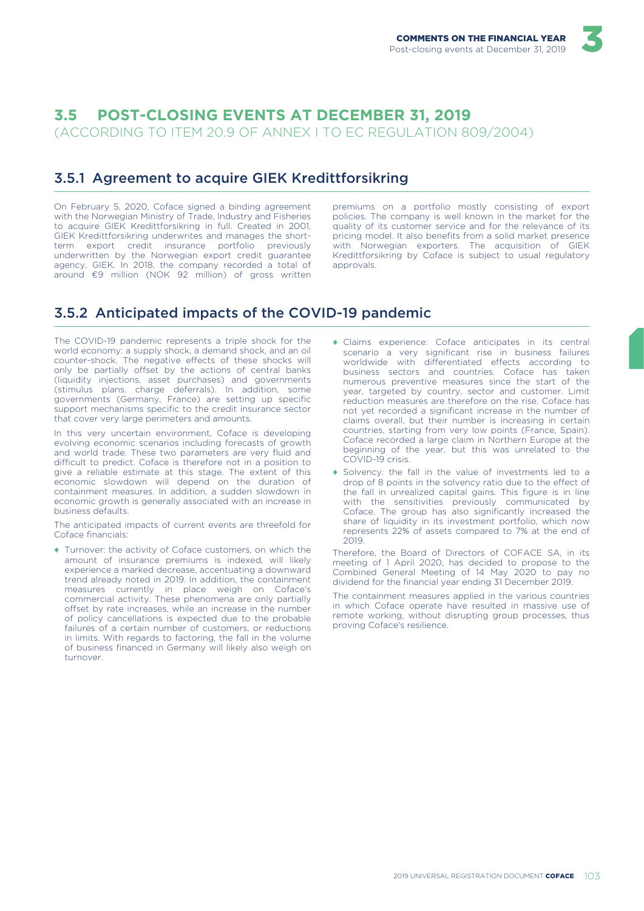## 3.5 POST-CLOSING EVENTS AT DECEMBER 31, 2019

(ACCORDING TO ITEM 20.9 OF ANNEX I TO EC REGULATION 809/2004)

### 3.5.1 Agreement to acquire GIEK Kredittforsikring

On February 5, 2020, Coface signed a binding agreement with the Norwegian Ministry of Trade, Industry and Fisheries to acquire GIEK Kredittforsikring in full. Created in 2001, GIEK Kredittforsikring underwrites and manages the short-term export credit insurance portfolio previously underwritten by the Norwegian export credit guarantee agency, GIEK. In 2018, the company recorded a total of around €9 million (NOK 92 million) of gross written premiums on a portfolio mostly consisting of export policies. The company is well known in the market for the quality of its customer service and for the relevance of its pricing model. It also benefits from a solid market presence with Norwegian exporters. The acquisition of GIEK Kredittforsikring by Coface is subject to usual regulatory approvals.

### 3.5.2 Anticipated impacts of the COVID-19 pandemic

The COVID-19 pandemic represents a triple shock for the world economy: a supply shock, a demand shock, and an oil counter-shock. The negative effects of these shocks will only be partially offset by the actions of central banks (liquidity injections, asset purchases) and governments (stimulus plans, charge deferrals). In addition, some governments (Germany, France) are setting up specific support mechanisms specific to the credit insurance sector that cover very large perimeters and amounts.

In this very uncertain environment, Coface is developing evolving economic scenarios including forecasts of growth and world trade. These two parameters are very fluid and difficult to predict. Coface is therefore not in a position to give a reliable estimate at this stage. The extent of this economic slowdown will depend on the duration of containment measures. In addition, a sudden slowdown in economic growth is generally associated with an increase in business defaults.

The anticipated impacts of current events are threefold for Coface financials:

- Turnover: the activity of Coface customers, on which the amount of insurance premiums is indexed, will likely experience a marked decrease, accentuating a downward trend already noted in 2019. In addition, the containment measures currently in place weigh on Coface's commercial activity. These phenomena are only partially offset by rate increases, while an increase in the number of policy cancellations is expected due to the probable failures of a certain number of customers, or reductions in limits. With regards to factoring, the fall in the volume of business financed in Germany will likely also weigh on turnover.
- Claims experience: Coface anticipates in its central scenario a very significant rise in business failures worldwide with differentiated effects according to business sectors and countries. Coface has taken numerous preventive measures since the start of the year, targeted by country, sector and customer. Limit reduction measures are therefore on the rise. Coface has not yet recorded a significant increase in the number of claims overall, but their number is increasing in certain countries, starting from very low points (France, Spain). Coface recorded a large claim in Northern Europe at the beginning of the year, but this was unrelated to the COVID-19 crisis.
- Solvency: the fall in the value of investments led to a drop of 8 points in the solvency ratio due to the effect of the fall in unrealized capital gains. This figure is in line with the sensitivities previously communicated by Coface. The group has also significantly increased the share of liquidity in its investment portfolio, which now represents 22% of assets compared to 7% at the end of 2019.

Therefore, the Board of Directors of COFACE SA, in its meeting of 1 April 2020, has decided to propose to the Combined General Meeting of 14 May 2020 to pay no dividend for the financial year ending 31 December 2019.

The containment measures applied in the various countries in which Coface operate have resulted in massive use of remote working, without disrupting group processes, thus proving Coface's resilience.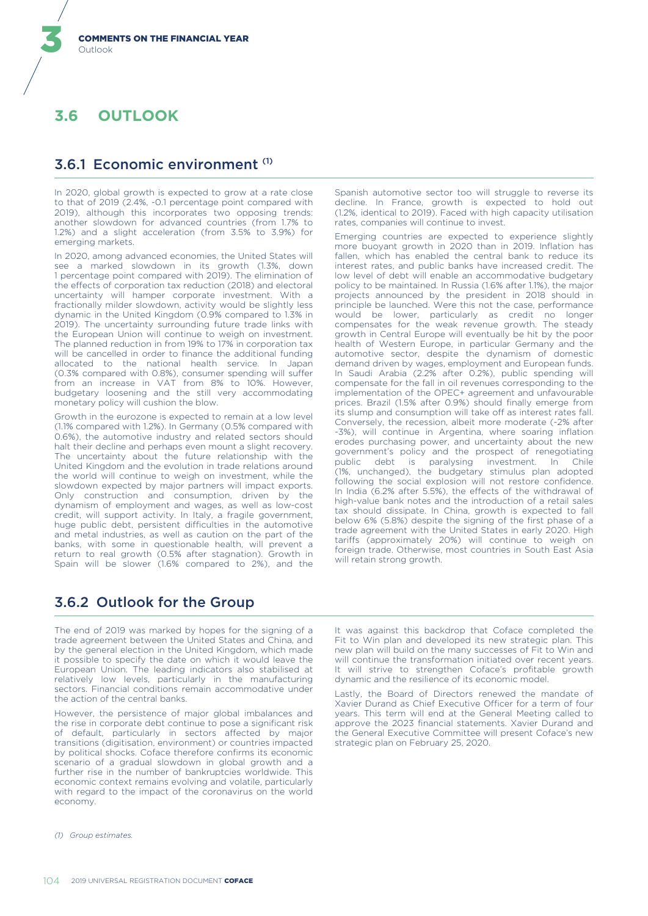## 3.6 OUTLOOK

### 3.6.1 Economic environment [1]

In 2020, global growth is expected to grow at a rate close to that of 2019 (2.4%, -0.1 percentage point compared with 2019), although this incorporates two opposing trends: another slowdown for advanced countries (from 1.7% to 1.2%) and a slight acceleration (from 3.5% to 3.9%) for emerging markets.

In 2020, among advanced economies, the United States will see a marked slowdown in its growth (1.3%, down 1 percentage point compared with 2019). The elimination of the effects of corporation tax reduction (2018) and electoral uncertainty will hamper corporate investment. With a fractionally milder slowdown, activity would be slightly less dynamic in the United Kingdom (0.9% compared to 1.3% in 2019). The uncertainty surrounding future trade links with the European Union will continue to weigh on investment. The planned reduction in from 19% to 17% in corporation tax will be cancelled in order to finance the additional funding allocated to the national health service. In Japan (0.3% compared with 0.8%), consumer spending will suffer from an increase in VAT from 8% to 10%. However, budgetary loosening and the still very accommodating monetary policy will cushion the blow.

Growth in the eurozone is expected to remain at a low level (1.1% compared with 1.2%). In Germany (0.5% compared with 0.6%), the automotive industry and related sectors should halt their decline and perhaps even mount a slight recovery. The uncertainty about the future relationship with the United Kingdom and the evolution in trade relations around the world will continue to weigh on investment, while the slowdown expected by major partners will impact exports. Only construction and consumption, driven by the dynamism of employment and wages, as well as low-cost credit, will support activity. In Italy, a fragile government, huge public debt, persistent difficulties in the automotive and metal industries, as well as caution on the part of the banks, with some in questionable health, will prevent a return to real growth (0.5% after stagnation). Growth in Spain will be slower (1.6% compared to 2%), and the Spanish automotive sector too will struggle to reverse its decline. In France, growth is expected to hold out (1.2%, identical to 2019). Faced with high capacity utilisation rates, companies will continue to invest.

Emerging countries are expected to experience slightly more buoyant growth in 2020 than in 2019. Inflation has fallen, which has enabled the central bank to reduce its interest rates, and public banks have increased credit. The low level of debt will enable an accommodative budgetary policy to be maintained. In Russia (1.6% after 1.1%), the major projects announced by the president in 2018 should in principle be launched. Were this not the case, performance would be lower, particularly as credit no longer compensates for the weak revenue growth. The steady growth in Central Europe will eventually be hit by the poor health of Western Europe, in particular Germany and the automotive sector, despite the dynamism of domestic demand driven by wages, employment and European funds. In Saudi Arabia (2.2% after 0.2%), public spending will compensate for the fall in oil revenues corresponding to the implementation of the OPEC+ agreement and unfavourable prices. Brazil (1.5% after 0.9%) should finally emerge from its slump and consumption will take off as interest rates fall. Conversely, the recession, albeit more moderate (-2% after -3%), will continue in Argentina, where soaring inflation erodes purchasing power, and uncertainty about the new government's policy and the prospect of renegotiating public debt is paralysing investment. In Chile (1%, unchanged), the budgetary stimulus plan adopted following the social explosion will not restore confidence. In India (6.2% after 5.5%), the effects of the withdrawal of high-value bank notes and the introduction of a retail sales tax should dissipate. In China, growth is expected to fall below 6% (5.8%) despite the signing of the first phase of a trade agreement with the United States in early 2020. High tariffs (approximately 20%) will continue to weigh on foreign trade. Otherwise, most countries in South East Asia will retain strong growth.

### 3.6.2 Outlook for the Group

The end of 2019 was marked by hopes for the signing of a trade agreement between the United States and China, and by the general election in the United Kingdom, which made it possible to specify the date on which it would leave the European Union. The leading indicators also stabilised at relatively low levels, particularly in the manufacturing sectors. Financial conditions remain accommodative under the action of the central banks.

However, the persistence of major global imbalances and the rise in corporate debt continue to pose a significant risk of default, particularly in sectors affected by major transitions (digitisation, environment) or countries impacted by political shocks. Coface therefore confirms its economic scenario of a gradual slowdown in global growth and a further rise in the number of bankruptcies worldwide. This economic context remains evolving and volatile, particularly with regard to the impact of the coronavirus on the world economy.

It was against this backdrop that Coface completed the Fit to Win plan and developed its new strategic plan. This new plan will build on the many successes of Fit to Win and will continue the transformation initiated over recent years. It will strive to strengthen Coface's profitable growth dynamic and the resilience of its economic model.

Lastly, the Board of Directors renewed the mandate of Xavier Durand as Chief Executive Officer for a term of four years. This term will end at the General Meeting called to approve the 2023 financial statements. Xavier Durand and the General Executive Committee will present Coface's new strategic plan on February 25, 2020.

*(1) Group estimates.*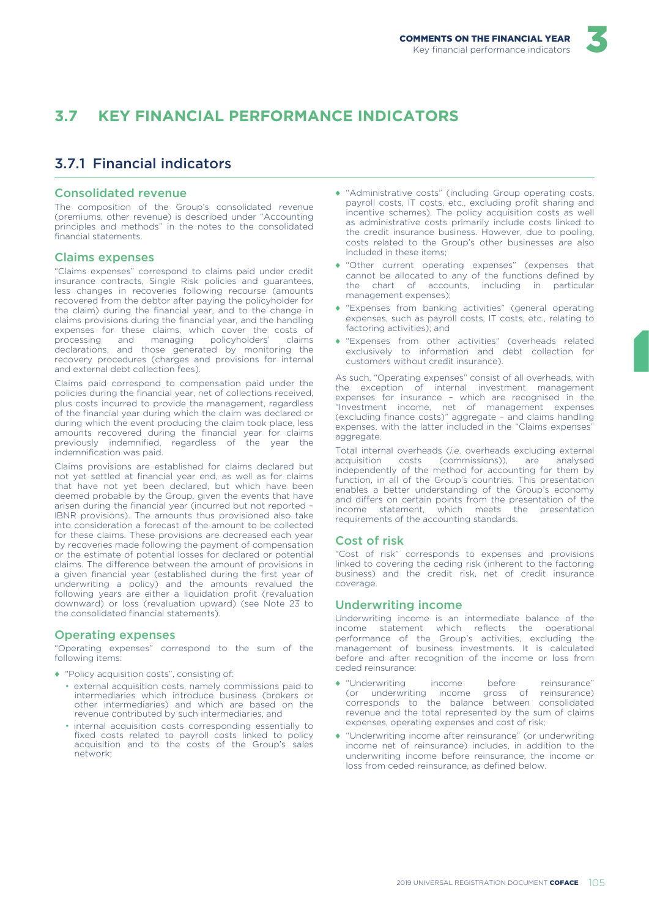## 3.7 KEY FINANCIAL PERFORMANCE INDICATORS

### 3.7.1 Financial indicators

#### Consolidated revenue

The composition of the Group's consolidated revenue (premiums, other revenue) is described under "Accounting principles and methods" in the notes to the consolidated financial statements.

#### Claims expenses

"Claims expenses" correspond to claims paid under credit insurance contracts, Single Risk policies and guarantees, less changes in recoveries following recourse (amounts recovered from the debtor after paying the policyholder for the claim) during the financial year, and to the change in claims provisions during the financial year, and the handling expenses for these claims, which cover the costs of processing and managing policyholders' claims declarations, and those generated by monitoring the recovery procedures (charges and provisions for internal and external debt collection fees).

Claims paid correspond to compensation paid under the policies during the financial year, net of collections received, plus costs incurred to provide the management, regardless of the financial year during which the claim was declared or during which the event producing the claim took place, less amounts recovered during the financial year for claims previously indemnified, regardless of the year the indemnification was paid.

Claims provisions are established for claims declared but not yet settled at financial year end, as well as for claims that have not yet been declared, but which have been deemed probable by the Group, given the events that have arisen during the financial year (incurred but not reported – IBNR provisions). The amounts thus provisioned also take into consideration a forecast of the amount to be collected for these claims. These provisions are decreased each year by recoveries made following the payment of compensation or the estimate of potential losses for declared or potential claims. The difference between the amount of provisions in a given financial year (established during the first year of underwriting a policy) and the amounts revalued the following years are either a liquidation profit (revaluation downward) or loss (revaluation upward) (see Note 23 to the consolidated financial statements).

#### Operating expenses

"Operating expenses" correspond to the sum of the following items:

- "Policy acquisition costs", consisting of:
  - external acquisition costs, namely commissions paid to intermediaries which introduce business (brokers or other intermediaries) and which are based on the revenue contributed by such intermediaries, and
  - internal acquisition costs corresponding essentially to fixed costs related to payroll costs linked to policy acquisition and to the costs of the Group's sales network;
- "Administrative costs" (including Group operating costs, payroll costs, IT costs, etc., excluding profit sharing and incentive schemes). The policy acquisition costs as well as administrative costs primarily include costs linked to the credit insurance business. However, due to pooling, costs related to the Group's other businesses are also included in these items;
- "Other current operating expenses" (expenses that cannot be allocated to any of the functions defined by the chart of accounts, including in particular management expenses);
- "Expenses from banking activities" (general operating expenses, such as payroll costs, IT costs, etc., relating to factoring activities); and
- "Expenses from other activities" (overheads related exclusively to information and debt collection for customers without credit insurance).

As such, "Operating expenses" consist of all overheads, with the exception of internal investment management expenses for insurance – which are recognised in the "Investment income, net of management expenses (excluding finance costs)" aggregate – and claims handling expenses, with the latter included in the "Claims expenses" aggregate.

Total internal overheads (*i.e.* overheads excluding external acquisition costs (commissions)), are analysed independently of the method for accounting for them by function, in all of the Group's countries. This presentation enables a better understanding of the Group's economy and differs on certain points from the presentation of the income statement, which meets the presentation requirements of the accounting standards.

#### Cost of risk

"Cost of risk" corresponds to expenses and provisions linked to covering the ceding risk (inherent to the factoring business) and the credit risk, net of credit insurance coverage.

#### Underwriting income

Underwriting income is an intermediate balance of the income statement which reflects the operational performance of the Group's activities, excluding the management of business investments. It is calculated before and after recognition of the income or loss from ceded reinsurance:

- "Underwriting income before reinsurance" (or underwriting income gross of reinsurance) corresponds to the balance between consolidated revenue and the total represented by the sum of claims expenses, operating expenses and cost of risk;
- "Underwriting income after reinsurance" (or underwriting income net of reinsurance) includes, in addition to the underwriting income before reinsurance, the income or loss from ceded reinsurance, as defined below.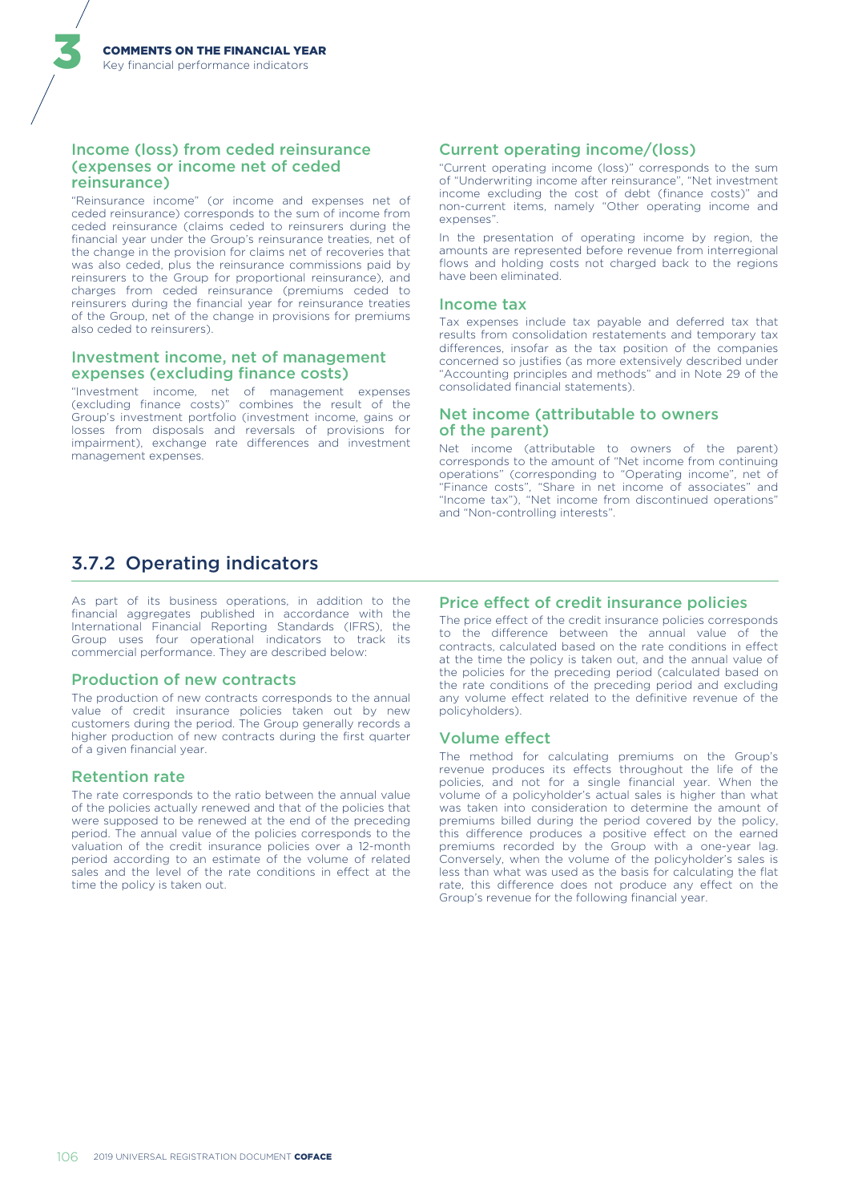### Income (loss) from ceded reinsurance (expenses or income net of ceded reinsurance)

"Reinsurance income" (or income and expenses net of ceded reinsurance) corresponds to the sum of income from ceded reinsurance (claims ceded to reinsurers during the financial year under the Group's reinsurance treaties, net of the change in the provision for claims net of recoveries that was also ceded, plus the reinsurance commissions paid by reinsurers to the Group for proportional reinsurance), and charges from ceded reinsurance (premiums ceded to reinsurers during the financial year for reinsurance treaties of the Group, net of the change in provisions for premiums also ceded to reinsurers).

### Investment income, net of management expenses (excluding finance costs)

"Investment income, net of management expenses (excluding finance costs)" combines the result of the Group's investment portfolio (investment income, gains or losses from disposals and reversals of provisions for impairment), exchange rate differences and investment management expenses.

### Current operating income/(loss)

"Current operating income (loss)" corresponds to the sum of "Underwriting income after reinsurance", "Net investment income excluding the cost of debt (finance costs)" and non-current items, namely "Other operating income and expenses".

In the presentation of operating income by region, the amounts are represented before revenue from interregional flows and holding costs not charged back to the regions have been eliminated.

### Income tax

Tax expenses include tax payable and deferred tax that results from consolidation restatements and temporary tax differences, insofar as the tax position of the companies concerned so justifies (as more extensively described under "Accounting principles and methods" and in Note 29 of the consolidated financial statements).

### Net income (attributable to owners of the parent)

Net income (attributable to owners of the parent) corresponds to the amount of "Net income from continuing operations" (corresponding to "Operating income", net of "Finance costs", "Share in net income of associates" and "Income tax"), "Net income from discontinued operations" and "Non-controlling interests".

## 3.7.2 Operating indicators

As part of its business operations, in addition to the financial aggregates published in accordance with the International Financial Reporting Standards (IFRS), the Group uses four operational indicators to track its commercial performance. They are described below:

### Production of new contracts

The production of new contracts corresponds to the annual value of credit insurance policies taken out by new customers during the period. The Group generally records a higher production of new contracts during the first quarter of a given financial year.

### Retention rate

The rate corresponds to the ratio between the annual value of the policies actually renewed and that of the policies that were supposed to be renewed at the end of the preceding period. The annual value of the policies corresponds to the valuation of the credit insurance policies over a 12-month period according to an estimate of the volume of related sales and the level of the rate conditions in effect at the time the policy is taken out.

### Price effect of credit insurance policies

The price effect of the credit insurance policies corresponds to the difference between the annual value of the contracts, calculated based on the rate conditions in effect at the time the policy is taken out, and the annual value of the policies for the preceding period (calculated based on the rate conditions of the preceding period and excluding any volume effect related to the definitive revenue of the policyholders).

### Volume effect

The method for calculating premiums on the Group's revenue produces its effects throughout the life of the policies, and not for a single financial year. When the volume of a policyholder's actual sales is higher than what was taken into consideration to determine the amount of premiums billed during the period covered by the policy, this difference produces a positive effect on the earned premiums recorded by the Group with a one-year lag. Conversely, when the volume of the policyholder's sales is less than what was used as the basis for calculating the flat rate, this difference does not produce any effect on the Group's revenue for the following financial year.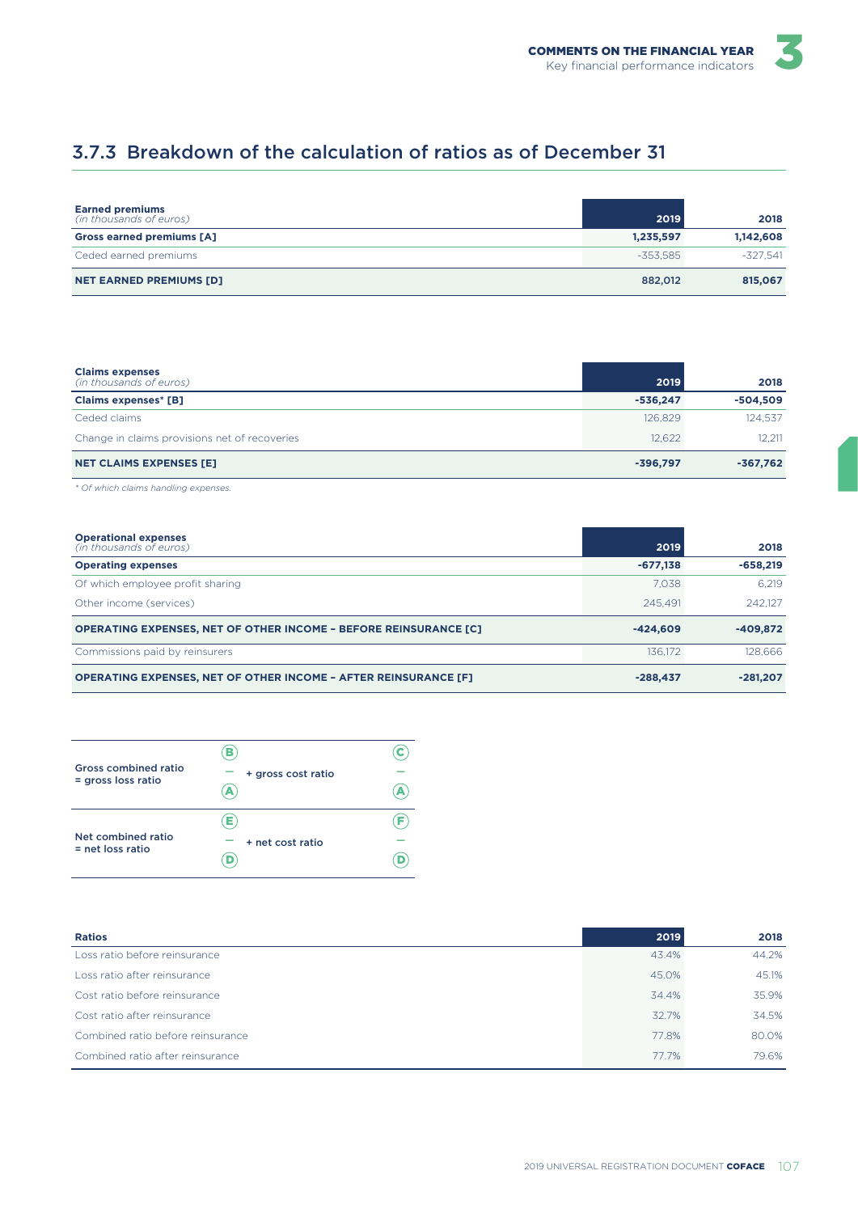## 3.7.3 Breakdown of the calculation of ratios as of December 31

| **Earned premiums** *(in thousands of euros)* | 2019 | 2018 |
|---|---|---|
| **Gross earned premiums [A]** | **1,235,597** | **1,142,608** |
| Ceded earned premiums | -353,585 | -327,541 |
| **NET EARNED PREMIUMS [D]** | **882,012** | **815,067** |

| **Claims expenses** *(in thousands of euros)* | 2019 | 2018 |
|---|---|---|
| **Claims expenses* [B]** | **-536,247** | **-504,509** |
| Ceded claims | 126,829 | 124,537 |
| Change in claims provisions net of recoveries | 12,622 | 12,211 |
| **NET CLAIMS EXPENSES [E]** | **-396,797** | **-367,762** |

*\* Of which claims handling expenses.*

| **Operational expenses** *(in thousands of euros)* | 2019 | 2018 |
|---|---|---|
| **Operating expenses** | **-677,138** | **-658,219** |
| Of which employee profit sharing | 7,038 | 6,219 |
| Other income (services) | 245,491 | 242,127 |
| **OPERATING EXPENSES, NET OF OTHER INCOME – BEFORE REINSURANCE [C]** | **-424,609** | **-409,872** |
| Commissions paid by reinsurers | 136,172 | 128,666 |
| **OPERATING EXPENSES, NET OF OTHER INCOME – AFTER REINSURANCE [F]** | **-288,437** | **-281,207** |

**Gross combined ratio = gross loss ratio** $\frac{B}{A}$ **+ gross cost ratio** $\frac{C}{A}$

**Net combined ratio = net loss ratio** $\frac{E}{D}$ **+ net cost ratio** $\frac{F}{D}$

| **Ratios** | 2019 | 2018 |
|---|---|---|
| Loss ratio before reinsurance | 43.4% | 44.2% |
| Loss ratio after reinsurance | 45.0% | 45.1% |
| Cost ratio before reinsurance | 34.4% | 35.9% |
| Cost ratio after reinsurance | 32.7% | 34.5% |
| Combined ratio before reinsurance | 77.8% | 80.0% |
| Combined ratio after reinsurance | 77.7% | 79.6% |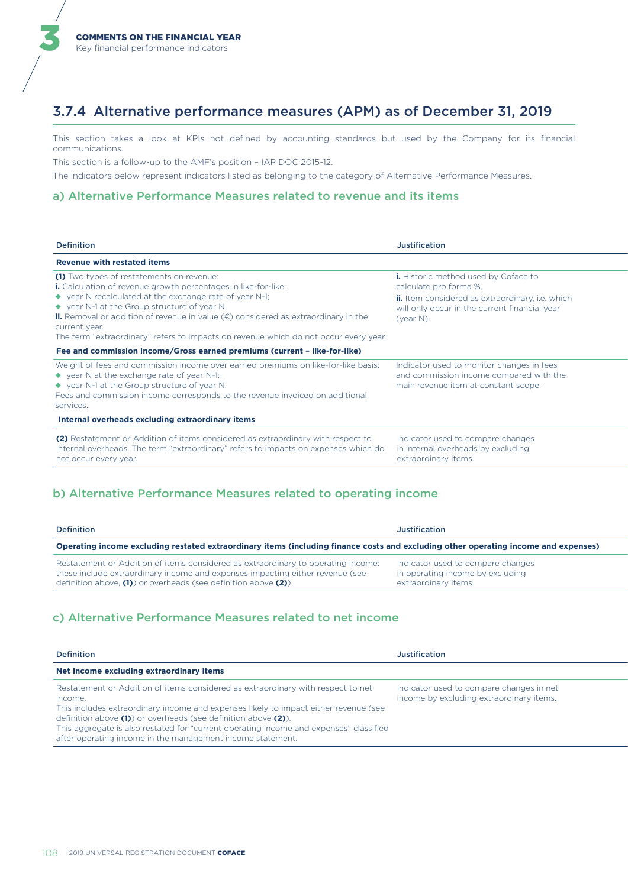### 3.7.4 Alternative performance measures (APM) as of December 31, 2019

This section takes a look at KPIs not defined by accounting standards but used by the Company for its financial communications.

This section is a follow-up to the AMF's position – IAP DOC 2015-12.

The indicators below represent indicators listed as belonging to the category of Alternative Performance Measures.

#### a) Alternative Performance Measures related to revenue and its items

| Definition | Justification |
|---|---|
| **Revenue with restated items** | |
| **(1)** Two types of restatements on revenue:<br>**i.** Calculation of revenue growth percentages in like-for-like:<br>◆ year N recalculated at the exchange rate of year N-1;<br>◆ year N-1 at the Group structure of year N.<br>**ii.** Removal or addition of revenue in value (€) considered as extraordinary in the current year.<br>The term "extraordinary" refers to impacts on revenue which do not occur every year. | **i.** Historic method used by Coface to calculate pro forma %.<br>**ii.** Item considered as extraordinary, i.e. which will only occur in the current financial year (year N). |
| **Fee and commission income/Gross earned premiums (current – like-for-like)** | |
| Weight of fees and commission income over earned premiums on like-for-like basis:<br>◆ year N at the exchange rate of year N-1;<br>◆ year N-1 at the Group structure of year N.<br>Fees and commission income corresponds to the revenue invoiced on additional services. | Indicator used to monitor changes in fees and commission income compared with the main revenue item at constant scope. |
| **Internal overheads excluding extraordinary items** | |
| **(2)** Restatement or Addition of items considered as extraordinary with respect to internal overheads. The term "extraordinary" refers to impacts on expenses which do not occur every year. | Indicator used to compare changes in internal overheads by excluding extraordinary items. |

#### b) Alternative Performance Measures related to operating income

| Definition | Justification |
|---|---|
| **Operating income excluding restated extraordinary items (including finance costs and excluding other operating income and expenses)** | |
| Restatement or Addition of items considered as extraordinary to operating income: these include extraordinary income and expenses impacting either revenue (see definition above, **(1)**) or overheads (see definition above **(2)**). | Indicator used to compare changes in operating income by excluding extraordinary items. |

#### c) Alternative Performance Measures related to net income

| Definition | Justification |
|---|---|
| **Net income excluding extraordinary items** | |
| Restatement or Addition of items considered as extraordinary with respect to net income.<br>This includes extraordinary income and expenses likely to impact either revenue (see definition above **(1)**) or overheads (see definition above **(2)**).<br>This aggregate is also restated for "current operating income and expenses" classified after operating income in the management income statement. | Indicator used to compare changes in net income by excluding extraordinary items. |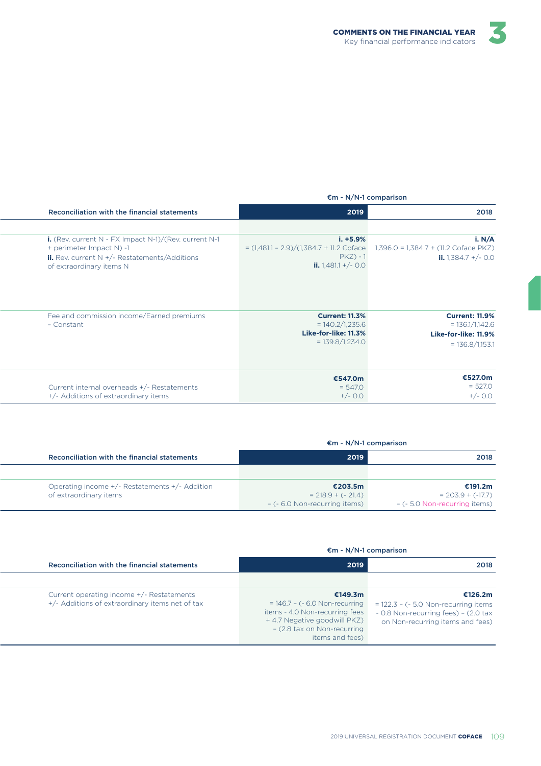| Reconciliation with the financial statements | 2019 | 2018 |
|---|---|---|
| | €m - N/N-1 comparison | |
| **i.** (Rev. current N - FX Impact N-1)/(Rev. current N-1 + perimeter Impact N) -1<br>**ii.** Rev. current N +/- Restatements/Additions of extraordinary items N | **i. +5.9%**<br>= (1,481.1 - 2.9)/(1,384.7 + 11.2 Coface PKZ) - 1<br>**ii.** 1,481.1 +/- 0.0 | **i. N/A**<br>1,396.0 = 1,384.7 + (11.2 Coface PKZ)<br>**ii.** 1,384.7 +/- 0.0 |
| Fee and commission income/Earned premiums – Constant | **Current: 11.3%**<br>= 140.2/1,235.6<br>**Like-for-like: 11.3%**<br>= 139.8/1,234.0 | **Current: 11.9%**<br>= 136.1/1,142.6<br>**Like-for-like: 11.9%**<br>= 136.8/1,153.1 |
| Current internal overheads +/- Restatements +/- Additions of extraordinary items | **€547.0m**<br>= 547.0<br>+/- 0.0 | **€527.0m**<br>= 527.0<br>+/- 0.0 |

| Reconciliation with the financial statements | 2019 | 2018 |
|---|---|---|
| | €m - N/N-1 comparison | |
| Operating income +/- Restatements +/- Addition of extraordinary items | **€203.5m**<br>= 218.9 + (- 21.4)<br>- (- 6.0 Non-recurring items) | **€191.2m**<br>= 203.9 + (-17.7)<br>- (- 5.0 Non-recurring items) |

| Reconciliation with the financial statements | 2019 | 2018 |
|---|---|---|
| | €m - N/N-1 comparison | |
| Current operating income +/- Restatements +/- Additions of extraordinary items net of tax | **€149.3m**<br>= 146.7 - (- 6.0 Non-recurring items - 4.0 Non-recurring fees + 4.7 Negative goodwill PKZ) - (2.8 tax on Non-recurring items and fees) | **€126.2m**<br>= 122.3 - (- 5.0 Non-recurring items - 0.8 Non-recurring fees) - (2.0 tax on Non-recurring items and fees) |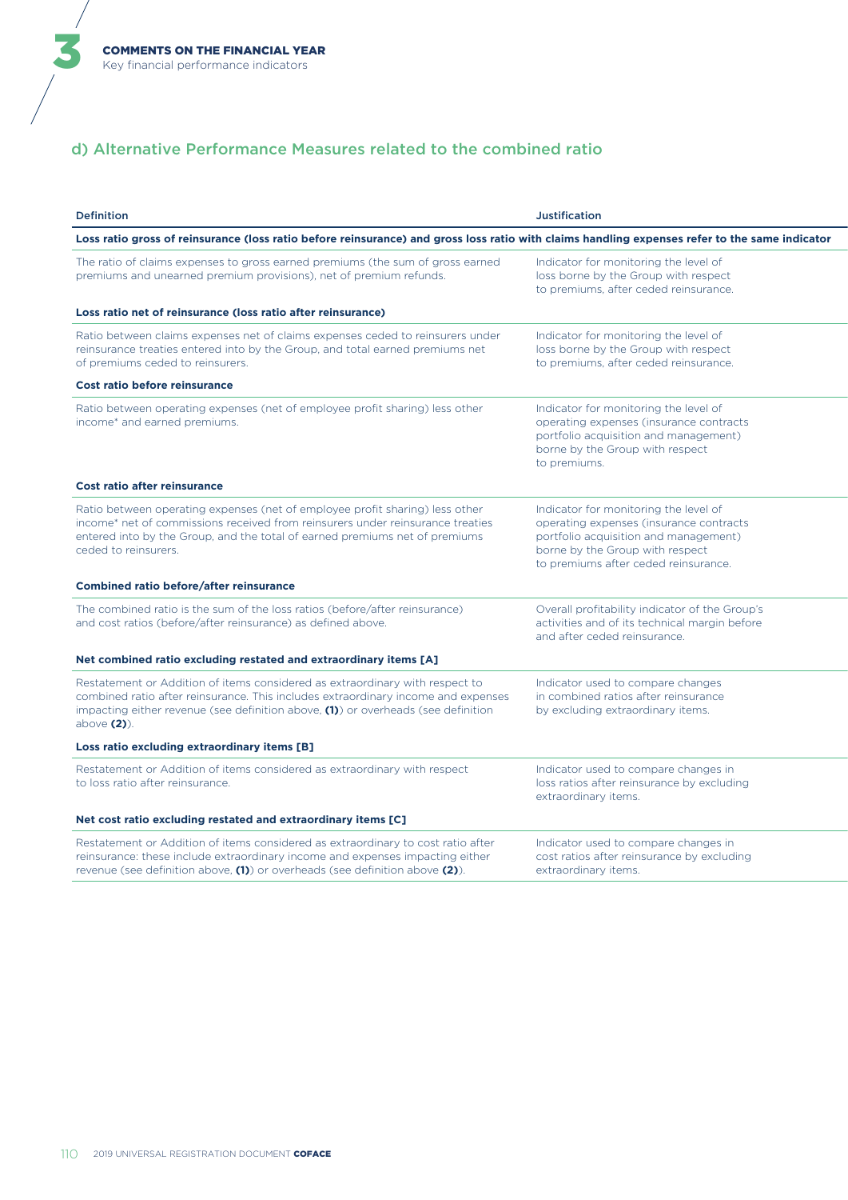## d) Alternative Performance Measures related to the combined ratio

| Definition | Justification |
|---|---|
| **Loss ratio gross of reinsurance (loss ratio before reinsurance) and gross loss ratio with claims handling expenses refer to the same indicator** | |
| The ratio of claims expenses to gross earned premiums (the sum of gross earned premiums and unearned premium provisions), net of premium refunds. | Indicator for monitoring the level of loss borne by the Group with respect to premiums, after ceded reinsurance. |
| **Loss ratio net of reinsurance (loss ratio after reinsurance)** | |
| Ratio between claims expenses net of claims expenses ceded to reinsurers under reinsurance treaties entered into by the Group, and total earned premiums net of premiums ceded to reinsurers. | Indicator for monitoring the level of loss borne by the Group with respect to premiums, after ceded reinsurance. |
| **Cost ratio before reinsurance** | |
| Ratio between operating expenses (net of employee profit sharing) less other income* and earned premiums. | Indicator for monitoring the level of operating expenses (insurance contracts portfolio acquisition and management) borne by the Group with respect to premiums. |
| **Cost ratio after reinsurance** | |
| Ratio between operating expenses (net of employee profit sharing) less other income* net of commissions received from reinsurers under reinsurance treaties entered into by the Group, and the total of earned premiums net of premiums ceded to reinsurers. | Indicator for monitoring the level of operating expenses (insurance contracts portfolio acquisition and management) borne by the Group with respect to premiums after ceded reinsurance. |
| **Combined ratio before/after reinsurance** | |
| The combined ratio is the sum of the loss ratios (before/after reinsurance) and cost ratios (before/after reinsurance) as defined above. | Overall profitability indicator of the Group's activities and of its technical margin before and after ceded reinsurance. |
| **Net combined ratio excluding restated and extraordinary items [A]** | |
| Restatement or Addition of items considered as extraordinary with respect to combined ratio after reinsurance. This includes extraordinary income and expenses impacting either revenue (see definition above, **(1)**) or overheads (see definition above **(2)**). | Indicator used to compare changes in combined ratios after reinsurance by excluding extraordinary items. |
| **Loss ratio excluding extraordinary items [B]** | |
| Restatement or Addition of items considered as extraordinary with respect to loss ratio after reinsurance. | Indicator used to compare changes in loss ratios after reinsurance by excluding extraordinary items. |
| **Net cost ratio excluding restated and extraordinary items [C]** | |
| Restatement or Addition of items considered as extraordinary to cost ratio after reinsurance: these include extraordinary income and expenses impacting either revenue (see definition above, **(1)**) or overheads (see definition above **(2)**). | Indicator used to compare changes in cost ratios after reinsurance by excluding extraordinary items. |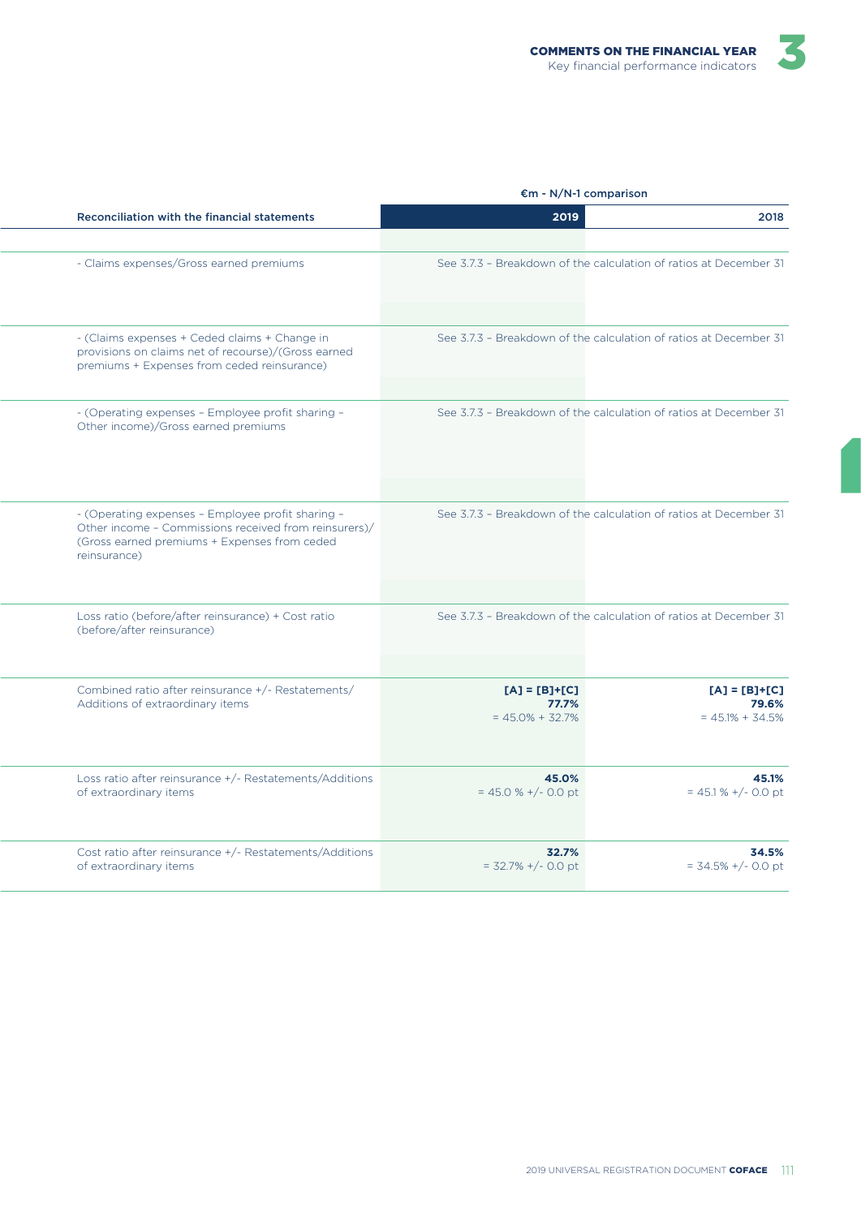| Reconciliation with the financial statements | €m - N/N-1 comparison | |
|---|---|---|
| | 2019 | 2018 |
| | | |
| - Claims expenses/Gross earned premiums | See 3.7.3 – Breakdown of the calculation of ratios at December 31 | |
| - (Claims expenses + Ceded claims + Change in provisions on claims net of recourse)/(Gross earned premiums + Expenses from ceded reinsurance) | See 3.7.3 – Breakdown of the calculation of ratios at December 31 | |
| - (Operating expenses – Employee profit sharing – Other income)/Gross earned premiums | See 3.7.3 – Breakdown of the calculation of ratios at December 31 | |
| - (Operating expenses – Employee profit sharing – Other income – Commissions received from reinsurers)/(Gross earned premiums + Expenses from ceded reinsurance) | See 3.7.3 – Breakdown of the calculation of ratios at December 31 | |
| Loss ratio (before/after reinsurance) + Cost ratio (before/after reinsurance) | See 3.7.3 – Breakdown of the calculation of ratios at December 31 | |
| Combined ratio after reinsurance +/- Restatements/ Additions of extraordinary items | **[A] = [B]+[C]** **77.7%** = 45.0% + 32.7% | **[A] = [B]+[C]** **79.6%** = 45.1% + 34.5% |
| Loss ratio after reinsurance +/- Restatements/Additions of extraordinary items | **45.0%** = 45.0 % +/- 0.0 pt | **45.1%** = 45.1 % +/- 0.0 pt |
| Cost ratio after reinsurance +/- Restatements/Additions of extraordinary items | **32.7%** = 32.7% +/- 0.0 pt | **34.5%** = 34.5% +/- 0.0 pt |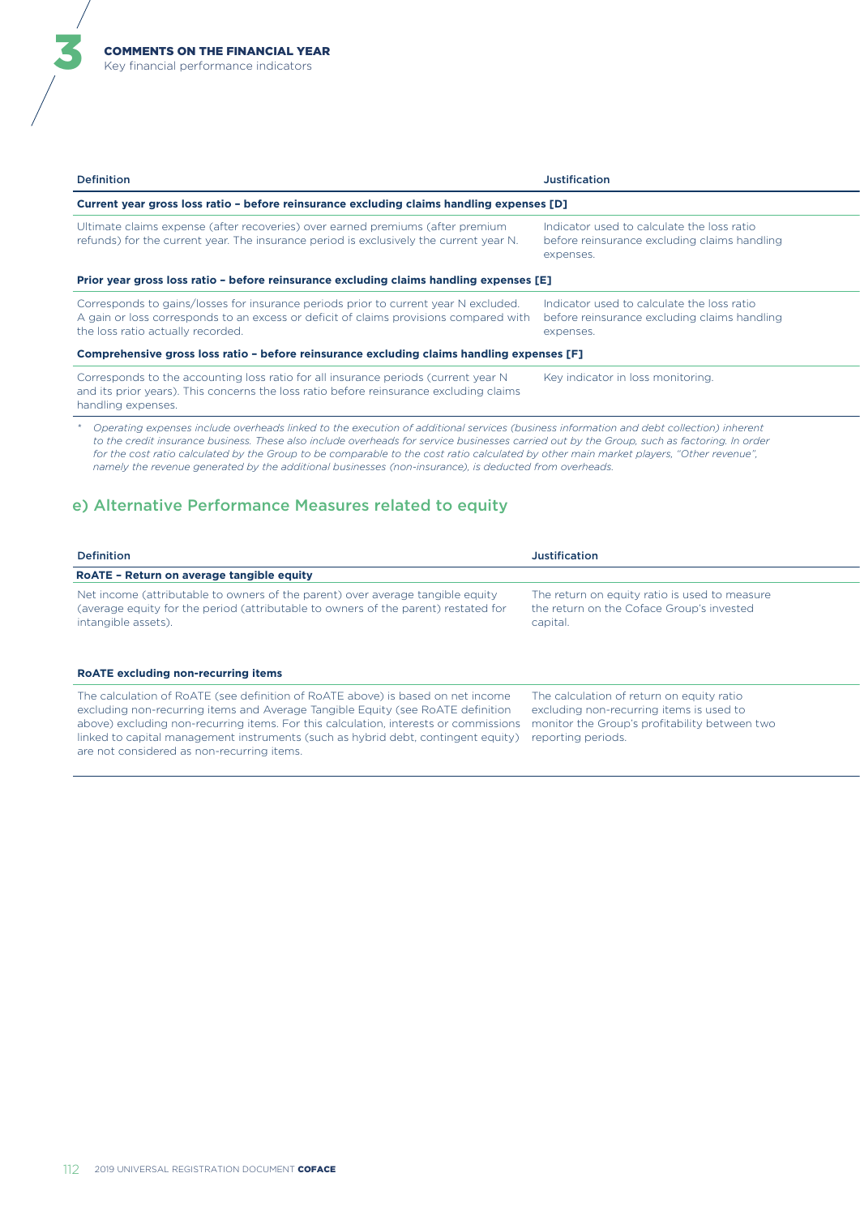| Definition | Justification |
| --- | --- |
| **Current year gross loss ratio – before reinsurance excluding claims handling expenses [D]** | |
| Ultimate claims expense (after recoveries) over earned premiums (after premium refunds) for the current year. The insurance period is exclusively the current year N. | Indicator used to calculate the loss ratio before reinsurance excluding claims handling expenses. |
| **Prior year gross loss ratio – before reinsurance excluding claims handling expenses [E]** | |
| Corresponds to gains/losses for insurance periods prior to current year N excluded. A gain or loss corresponds to an excess or deficit of claims provisions compared with the loss ratio actually recorded. | Indicator used to calculate the loss ratio before reinsurance excluding claims handling expenses. |
| **Comprehensive gross loss ratio – before reinsurance excluding claims handling expenses [F]** | |
| Corresponds to the accounting loss ratio for all insurance periods (current year N and its prior years). This concerns the loss ratio before reinsurance excluding claims handling expenses. | Key indicator in loss monitoring. |

\* *Operating expenses include overheads linked to the execution of additional services (business information and debt collection) inherent to the credit insurance business. These also include overheads for service businesses carried out by the Group, such as factoring. In order for the cost ratio calculated by the Group to be comparable to the cost ratio calculated by other main market players, "Other revenue", namely the revenue generated by the additional businesses (non-insurance), is deducted from overheads.*

## e) Alternative Performance Measures related to equity

| Definition | Justification |
| --- | --- |
| **RoATE – Return on average tangible equity** | |
| Net income (attributable to owners of the parent) over average tangible equity (average equity for the period (attributable to owners of the parent) restated for intangible assets). | The return on equity ratio is used to measure the return on the Coface Group's invested capital. |
| **RoATE excluding non-recurring items** | |
| The calculation of RoATE (see definition of RoATE above) is based on net income excluding non-recurring items and Average Tangible Equity (see RoATE definition above) excluding non-recurring items. For this calculation, interests or commissions linked to capital management instruments (such as hybrid debt, contingent equity) are not considered as non-recurring items. | The calculation of return on equity ratio excluding non-recurring items is used to monitor the Group's profitability between two reporting periods. |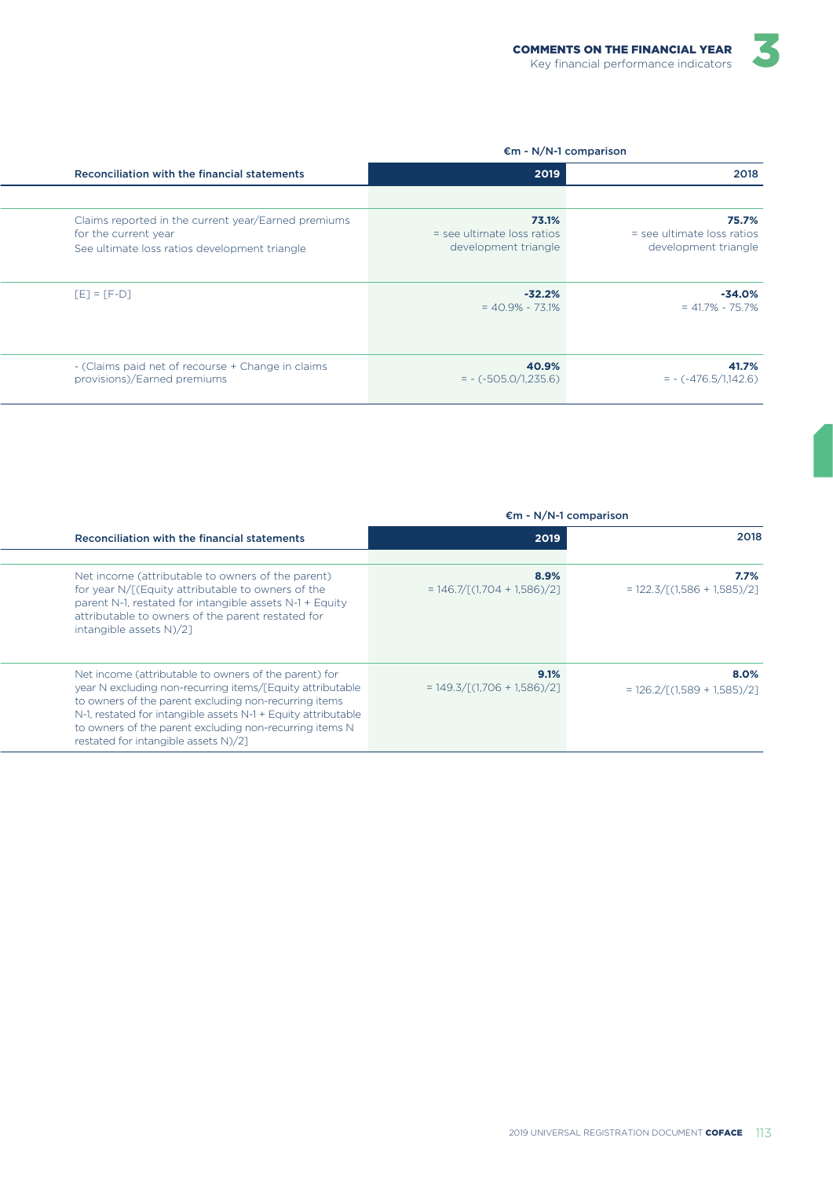| Reconciliation with the financial statements | €m - N/N-1 comparison | |
|---|---|---|
| | **2019** | **2018** |
| Claims reported in the current year/Earned premiums for the current year<br>See ultimate loss ratios development triangle | **73.1%**<br>= see ultimate loss ratios development triangle | **75.7%**<br>= see ultimate loss ratios development triangle |
| [E] = [F-D] | **-32.2%**<br>= 40.9% - 73.1% | **-34.0%**<br>= 41.7% - 75.7% |
| - (Claims paid net of recourse + Change in claims provisions)/Earned premiums | **40.9%**<br>= - (-505.0/1,235.6) | **41.7%**<br>= - (-476.5/1,142.6) |

| Reconciliation with the financial statements | €m - N/N-1 comparison | |
|---|---|---|
| | **2019** | **2018** |
| Net income (attributable to owners of the parent) for year N/[(Equity attributable to owners of the parent N-1, restated for intangible assets N-1 + Equity attributable to owners of the parent restated for intangible assets N)/2] | **8.9%**<br>= 146.7/[(1,704 + 1,586)/2] | **7.7%**<br>= 122.3/[(1,586 + 1,585)/2] |
| Net income (attributable to owners of the parent) for year N excluding non-recurring items/[Equity attributable to owners of the parent excluding non-recurring items N-1, restated for intangible assets N-1 + Equity attributable to owners of the parent excluding non-recurring items N restated for intangible assets N)/2] | **9.1%**<br>= 149.3/[(1,706 + 1,586)/2] | **8.0%**<br>= 126.2/[(1,589 + 1,585)/2] |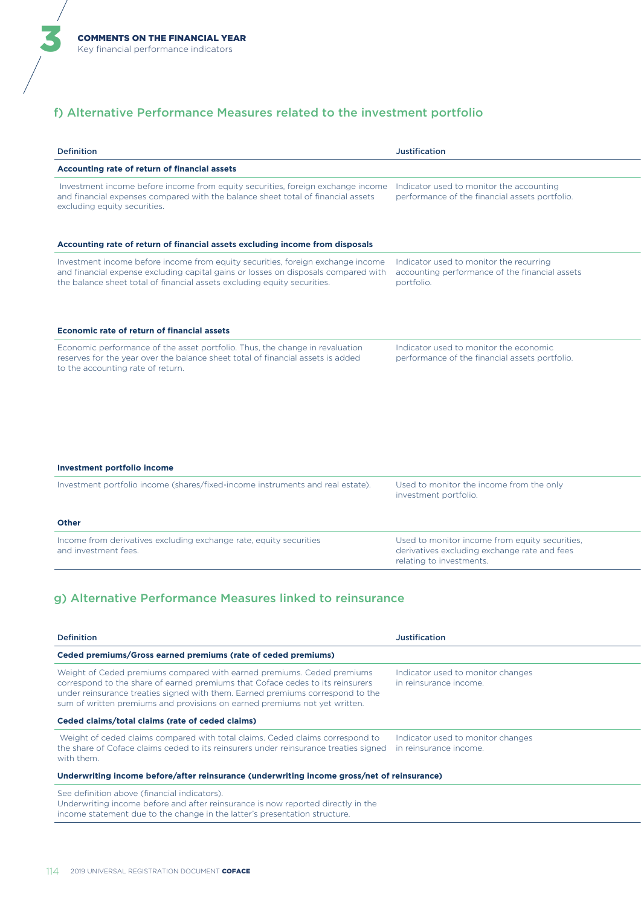## f) Alternative Performance Measures related to the investment portfolio

| Definition | Justification |
|---|---|
| **Accounting rate of return of financial assets** | |
| Investment income before income from equity securities, foreign exchange income and financial expenses compared with the balance sheet total of financial assets excluding equity securities. | Indicator used to monitor the accounting performance of the financial assets portfolio. |
| **Accounting rate of return of financial assets excluding income from disposals** | |
| Investment income before income from equity securities, foreign exchange income and financial expense excluding capital gains or losses on disposals compared with the balance sheet total of financial assets excluding equity securities. | Indicator used to monitor the recurring accounting performance of the financial assets portfolio. |
| **Economic rate of return of financial assets** | |
| Economic performance of the asset portfolio. Thus, the change in revaluation reserves for the year over the balance sheet total of financial assets is added to the accounting rate of return. | Indicator used to monitor the economic performance of the financial assets portfolio. |
| **Investment portfolio income** | |
| Investment portfolio income (shares/fixed-income instruments and real estate). | Used to monitor the income from the only investment portfolio. |
| **Other** | |
| Income from derivatives excluding exchange rate, equity securities and investment fees. | Used to monitor income from equity securities, derivatives excluding exchange rate and fees relating to investments. |

## g) Alternative Performance Measures linked to reinsurance

| Definition | Justification |
|---|---|
| **Ceded premiums/Gross earned premiums (rate of ceded premiums)** | |
| Weight of Ceded premiums compared with earned premiums. Ceded premiums correspond to the share of earned premiums that Coface cedes to its reinsurers under reinsurance treaties signed with them. Earned premiums correspond to the sum of written premiums and provisions on earned premiums not yet written. | Indicator used to monitor changes in reinsurance income. |
| **Ceded claims/total claims (rate of ceded claims)** | |
| Weight of ceded claims compared with total claims. Ceded claims correspond to the share of Coface claims ceded to its reinsurers under reinsurance treaties signed with them. | Indicator used to monitor changes in reinsurance income. |
| **Underwriting income before/after reinsurance (underwriting income gross/net of reinsurance)** | |
| See definition above (financial indicators).<br>Underwriting income before and after reinsurance is now reported directly in the income statement due to the change in the latter's presentation structure. | |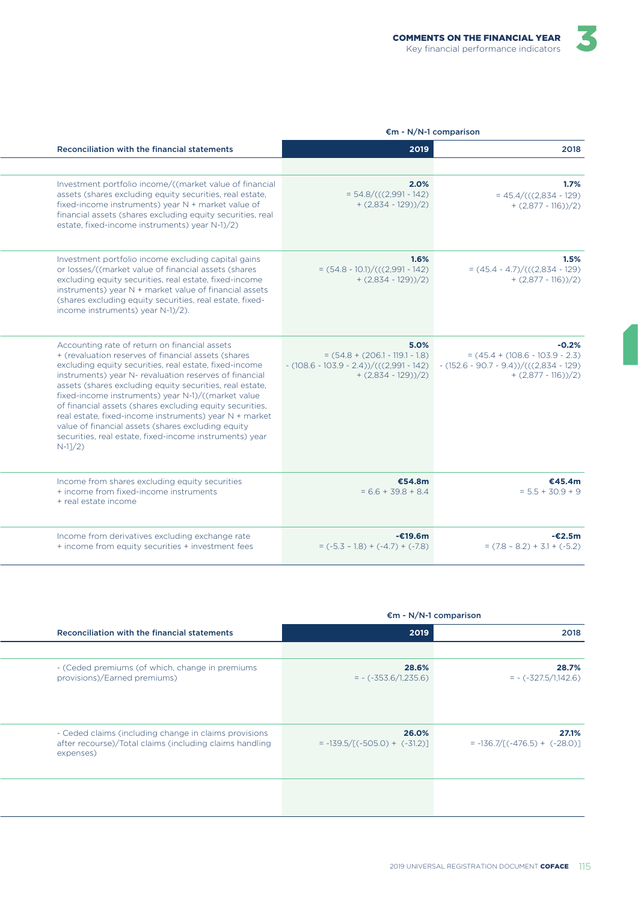| Reconciliation with the financial statements | €m - N/N-1 comparison | |
|---|---|---|
| | 2019 | 2018 |
| | | |
| Investment portfolio income/((market value of financial assets (shares excluding equity securities, real estate, fixed-income instruments) year N + market value of financial assets (shares excluding equity securities, real estate, fixed-income instruments) year N-1)/2) | **2.0%**<br>= 54.8/(((2,991 - 142) + (2,834 - 129))/2) | **1.7%**<br>= 45.4/(((2,834 - 129) + (2,877 - 116))/2) |
| Investment portfolio income excluding capital gains or losses/((market value of financial assets (shares excluding equity securities, real estate, fixed-income instruments) year N + market value of financial assets (shares excluding equity securities, real estate, fixed-income instruments) year N-1)/2). | **1.6%**<br>= (54.8 - 10.1)/(((2,991 - 142) + (2,834 - 129))/2) | **1.5%**<br>= (45.4 - 4.7)/(((2,834 - 129) + (2,877 - 116))/2) |
| Accounting rate of return on financial assets + (revaluation reserves of financial assets (shares excluding equity securities, real estate, fixed-income instruments) year N- revaluation reserves of financial assets (shares excluding equity securities, real estate, fixed-income instruments) year N-1)/((market value of financial assets (shares excluding equity securities, real estate, fixed-income instruments) year N + market value of financial assets (shares excluding equity securities, real estate, fixed-income instruments) year N-1]/2) | **5.0%**<br>= (54.8 + (206.1 - 119.1 - 1.8) - (108.6 - 103.9 - 2.4))/(((2,991 - 142) + (2,834 - 129))/2) | **-0.2%**<br>= (45.4 + (108.6 - 103.9 - 2.3) - (152.6 - 90.7 - 9.4))/(((2,834 - 129) + (2,877 - 116))/2) |
| Income from shares excluding equity securities + income from fixed-income instruments + real estate income | **€54.8m**<br>= 6.6 + 39.8 + 8.4 | **€45.4m**<br>= 5.5 + 30.9 + 9 |
| Income from derivatives excluding exchange rate + income from equity securities + investment fees | **-€19.6m**<br>= (-5.3 – 1.8) + (-4.7) + (-7.8) | **-€2.5m**<br>= (7.8 – 8.2) + 3.1 + (-5.2) |

| Reconciliation with the financial statements | €m - N/N-1 comparison | |
|---|---|---|
| | 2019 | 2018 |
| | | |
| - (Ceded premiums (of which, change in premiums provisions)/Earned premiums) | **28.6%**<br>= - (-353.6/1,235.6) | **28.7%**<br>= - (-327.5/1,142.6) |
| - Ceded claims (including change in claims provisions after recourse)/Total claims (including claims handling expenses) | **26.0%**<br>= -139.5/[(-505.0) + (-31.2)] | **27.1%**<br>= -136.7/[(-476.5) + (-28.0)] |
| | | |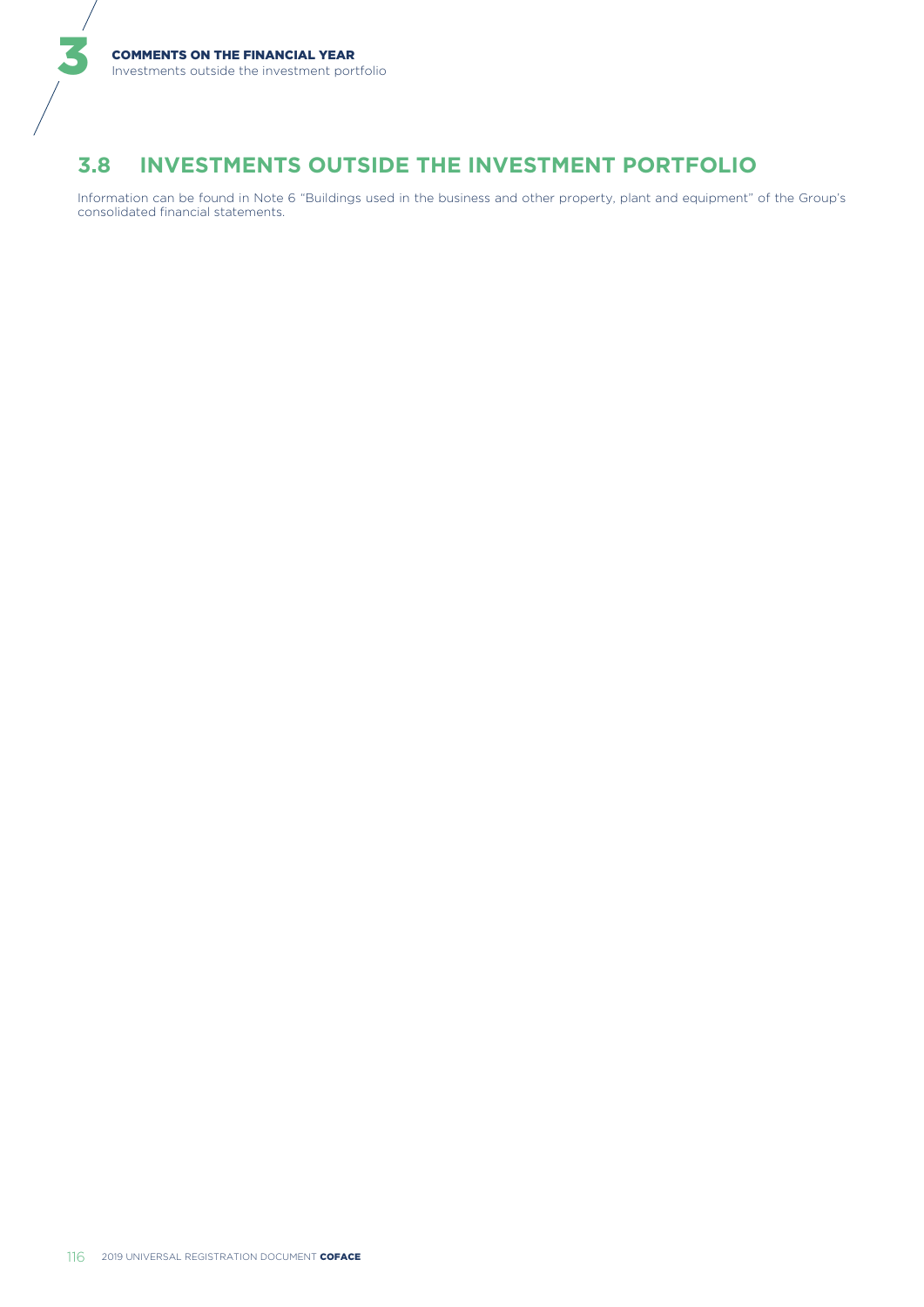## 3.8 INVESTMENTS OUTSIDE THE INVESTMENT PORTFOLIO

Information can be found in Note 6 "Buildings used in the business and other property, plant and equipment" of the Group's consolidated financial statements.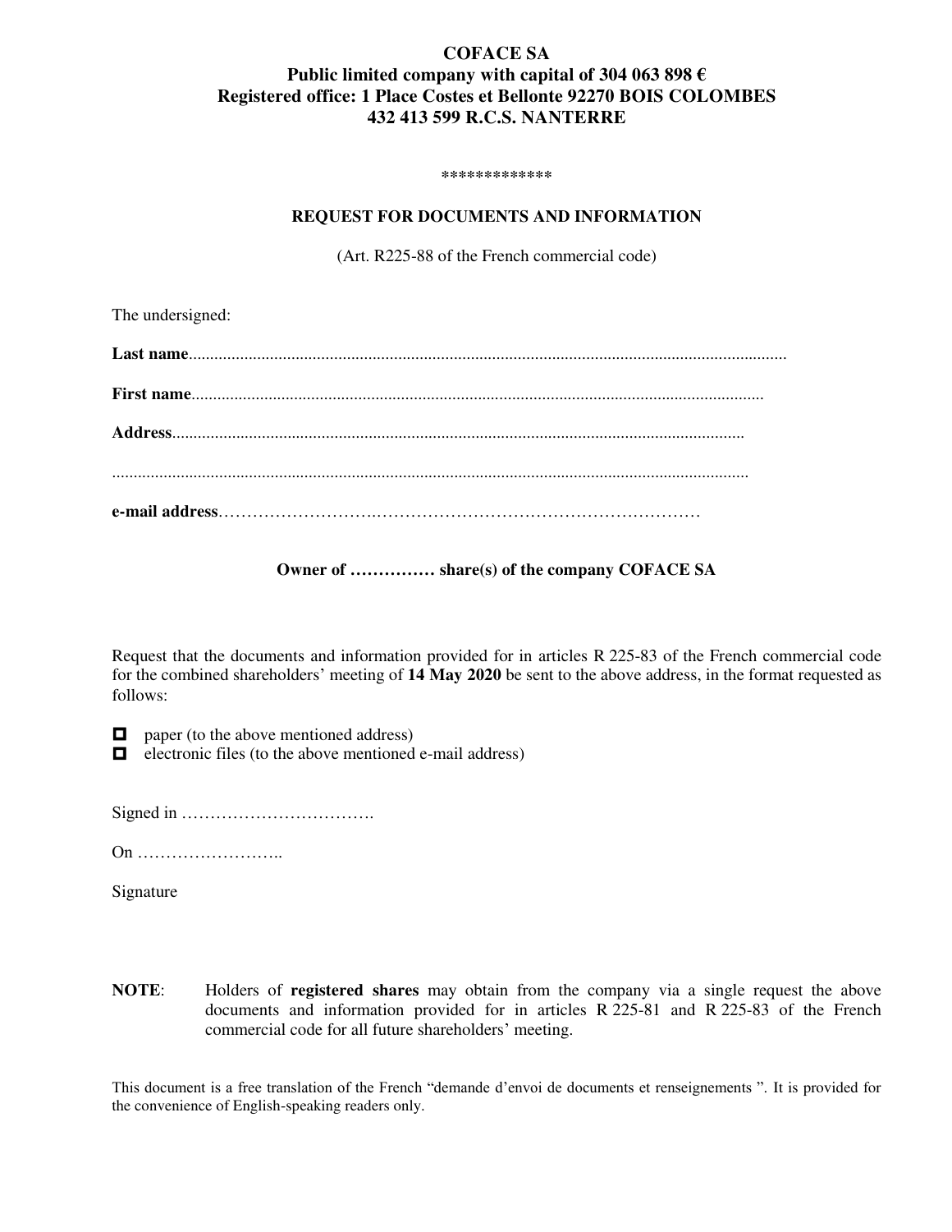**COFACE SA**
**Public limited company with capital of 304 063 898 €**
**Registered office: 1 Place Costes et Bellonte 92270 BOIS COLOMBES**
**432 413 599 R.C.S. NANTERRE**

*************

## REQUEST FOR DOCUMENTS AND INFORMATION

(Art. R225-88 of the French commercial code)

The undersigned:

**Last name**..........................................................................................................................................

**First name**.....................................................................................................................................

**Address**.....................................................................................................................................

...................................................................................................................................................

**e-mail address**………………………..…………………………………………………

**Owner of …………… share(s) of the company COFACE SA**

Request that the documents and information provided for in articles R 225-83 of the French commercial code for the combined shareholders' meeting of **14 May 2020** be sent to the above address, in the format requested as follows:

- ☐ paper (to the above mentioned address)
- ☐ electronic files (to the above mentioned e-mail address)

Signed in …………………………….

On ……………………..

Signature

**NOTE**: Holders of **registered shares** may obtain from the company via a single request the above documents and information provided for in articles R 225-81 and R 225-83 of the French commercial code for all future shareholders' meeting.

This document is a free translation of the French "demande d'envoi de documents et renseignements ". It is provided for the convenience of English-speaking readers only.